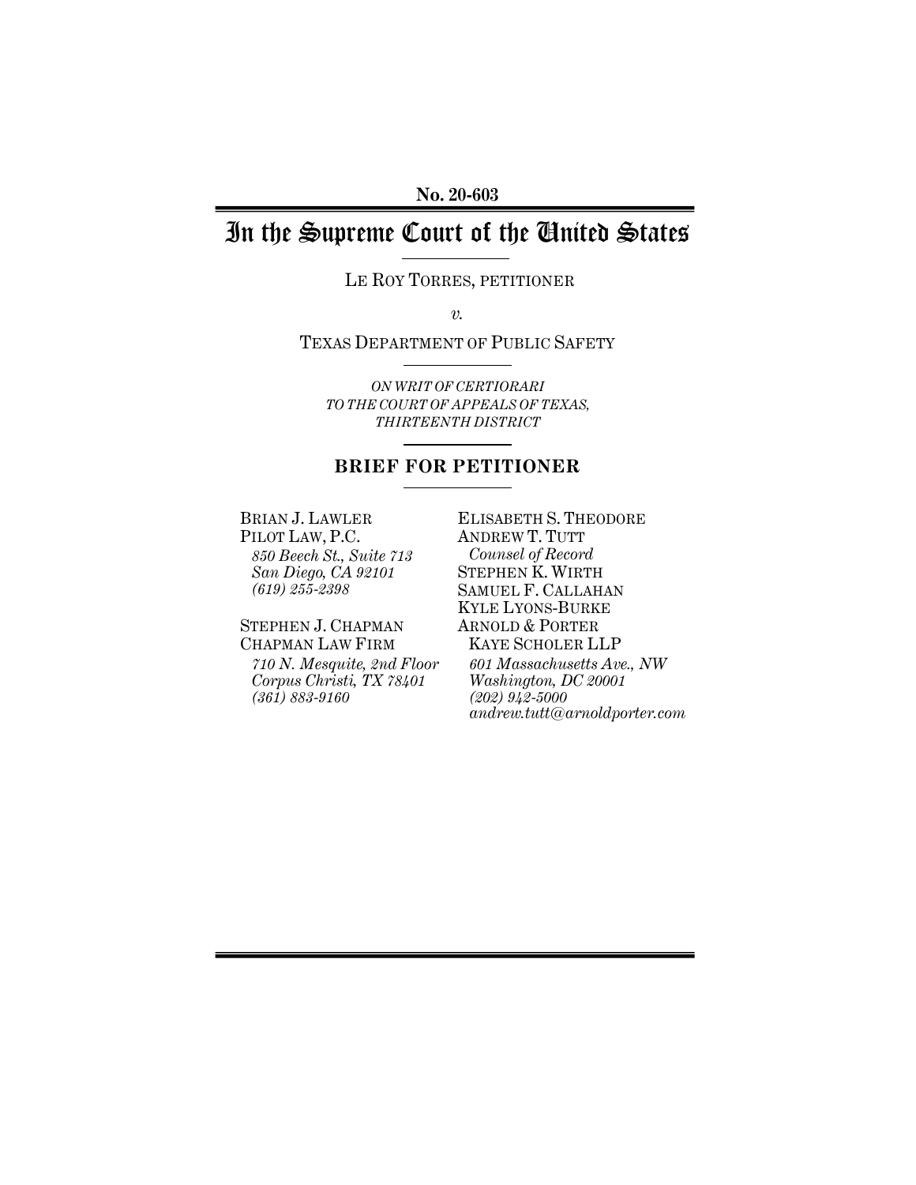**No. 20-603**

# In the Supreme Court of the United States

LE ROY TORRES, PETITIONER

*v.*

TEXAS DEPARTMENT OF PUBLIC SAFETY

*ON WRIT OF CERTIORARI*
*TO THE COURT OF APPEALS OF TEXAS,*
*THIRTEENTH DISTRICT*

## BRIEF FOR PETITIONER

BRIAN J. LAWLER
PILOT LAW, P.C.
*850 Beech St., Suite 713*
*San Diego, CA 92101*
*(619) 255-2398*

STEPHEN J. CHAPMAN
CHAPMAN LAW FIRM
*710 N. Mesquite, 2nd Floor*
*Corpus Christi, TX 78401*
*(361) 883-9160*

ELISABETH S. THEODORE
ANDREW T. TUTT
*Counsel of Record*
STEPHEN K. WIRTH
SAMUEL F. CALLAHAN
KYLE LYONS-BURKE
ARNOLD & PORTER
KAYE SCHOLER LLP
*601 Massachusetts Ave., NW*
*Washington, DC 20001*
*(202) 942-5000*
*andrew.tutt@arnoldporter.com*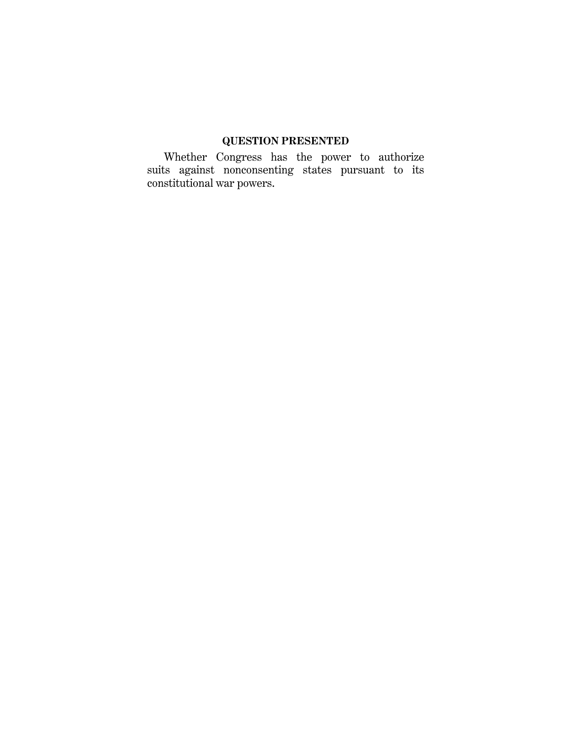## QUESTION PRESENTED

Whether Congress has the power to authorize suits against nonconsenting states pursuant to its constitutional war powers.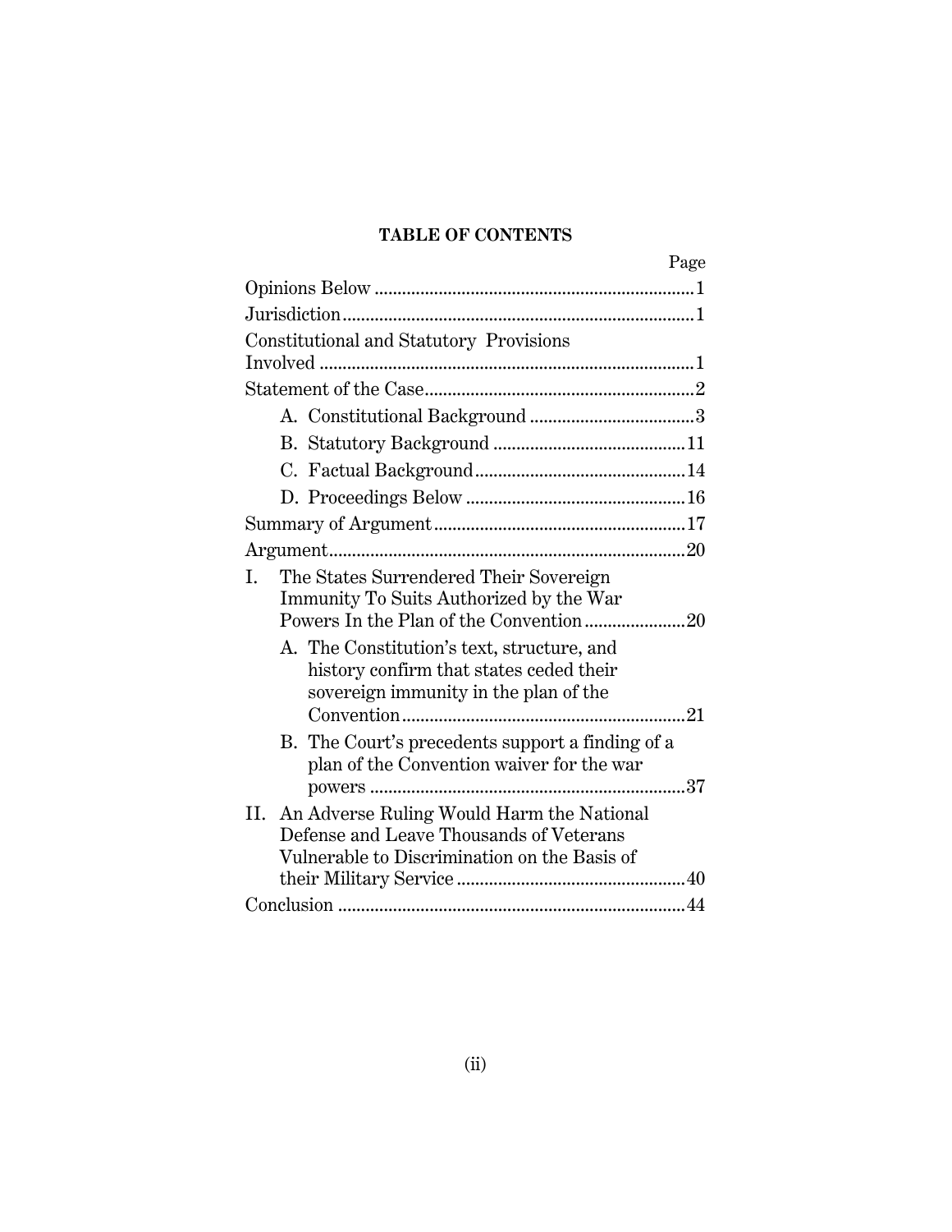**TABLE OF CONTENTS**

| | Page |
|---|---|
| Opinions Below | 1 |
| Jurisdiction | 1 |
| Constitutional and Statutory Provisions Involved | 1 |
| Statement of the Case | 2 |
| A. Constitutional Background | 3 |
| B. Statutory Background | 11 |
| C. Factual Background | 14 |
| D. Proceedings Below | 16 |
| Summary of Argument | 17 |
| Argument | 20 |
| I. The States Surrendered Their Sovereign Immunity To Suits Authorized by the War Powers In the Plan of the Convention | 20 |
| A. The Constitution's text, structure, and history confirm that states ceded their sovereign immunity in the plan of the Convention | 21 |
| B. The Court's precedents support a finding of a plan of the Convention waiver for the war powers | 37 |
| II. An Adverse Ruling Would Harm the National Defense and Leave Thousands of Veterans Vulnerable to Discrimination on the Basis of their Military Service | 40 |
| Conclusion | 44 |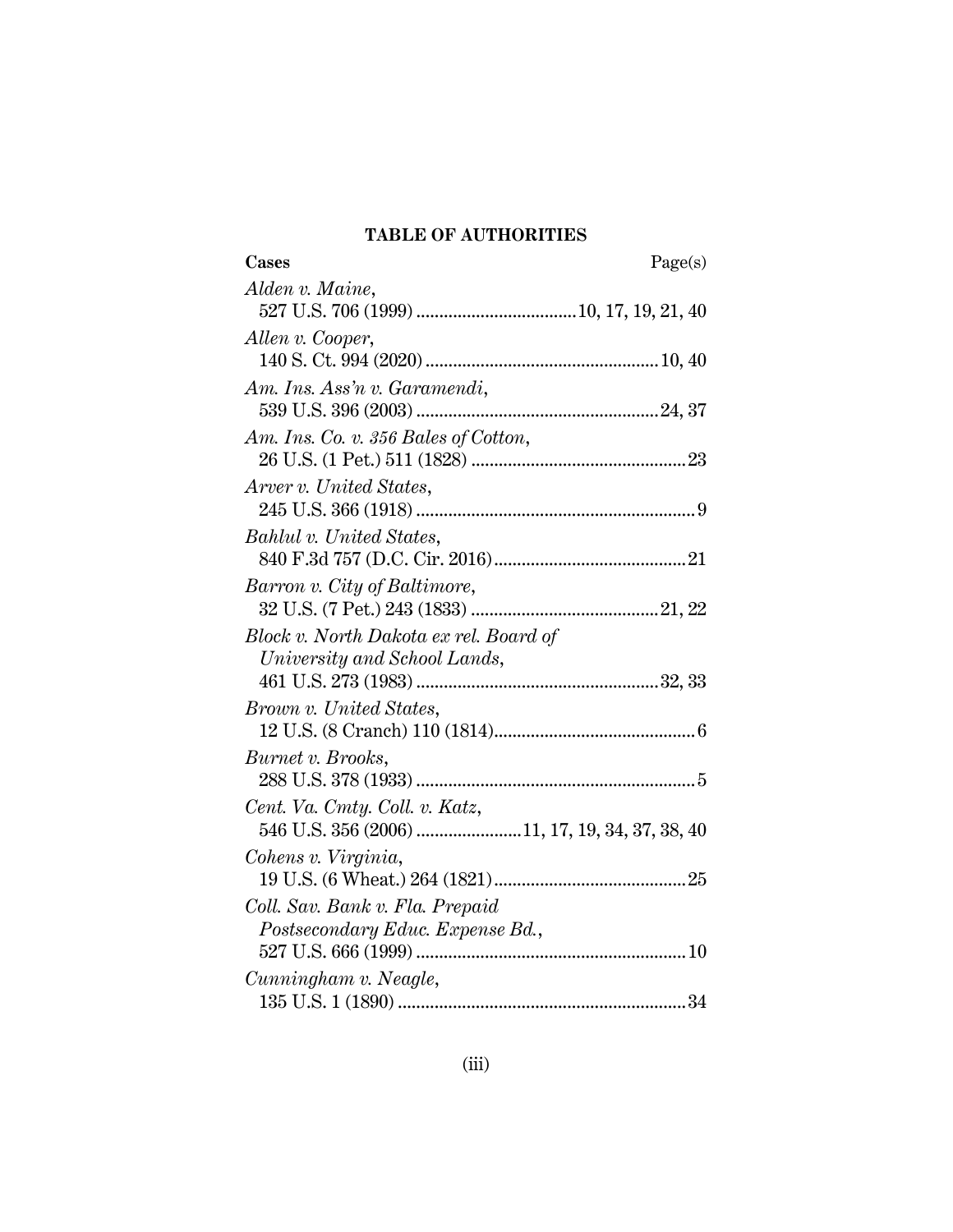## TABLE OF AUTHORITIES

**Cases** Page(s)

*Alden v. Maine*,
527 U.S. 706 (1999) .................................. 10, 17, 19, 21, 40

*Allen v. Cooper*,
140 S. Ct. 994 (2020) .................................................. 10, 40

*Am. Ins. Ass'n v. Garamendi*,
539 U.S. 396 (2003) .................................................... 24, 37

*Am. Ins. Co. v. 356 Bales of Cotton*,
26 U.S. (1 Pet.) 511 (1828) .............................................. 23

*Arver v. United States*,
245 U.S. 366 (1918) ............................................................ 9

*Bahlul v. United States*,
840 F.3d 757 (D.C. Cir. 2016).......................................... 21

*Barron v. City of Baltimore*,
32 U.S. (7 Pet.) 243 (1833) ........................................ 21, 22

*Block v. North Dakota ex rel. Board of University and School Lands*,
461 U.S. 273 (1983) .................................................... 32, 33

*Brown v. United States*,
12 U.S. (8 Cranch) 110 (1814)............................................ 6

*Burnet v. Brooks*,
288 U.S. 378 (1933) ............................................................ 5

*Cent. Va. Cmty. Coll. v. Katz*,
546 U.S. 356 (2006) ...................... 11, 17, 19, 34, 37, 38, 40

*Cohens v. Virginia*,
19 U.S. (6 Wheat.) 264 (1821).......................................... 25

*Coll. Sav. Bank v. Fla. Prepaid Postsecondary Educ. Expense Bd.*,
527 U.S. 666 (1999) .......................................................... 10

*Cunningham v. Neagle*,
135 U.S. 1 (1890) .............................................................. 34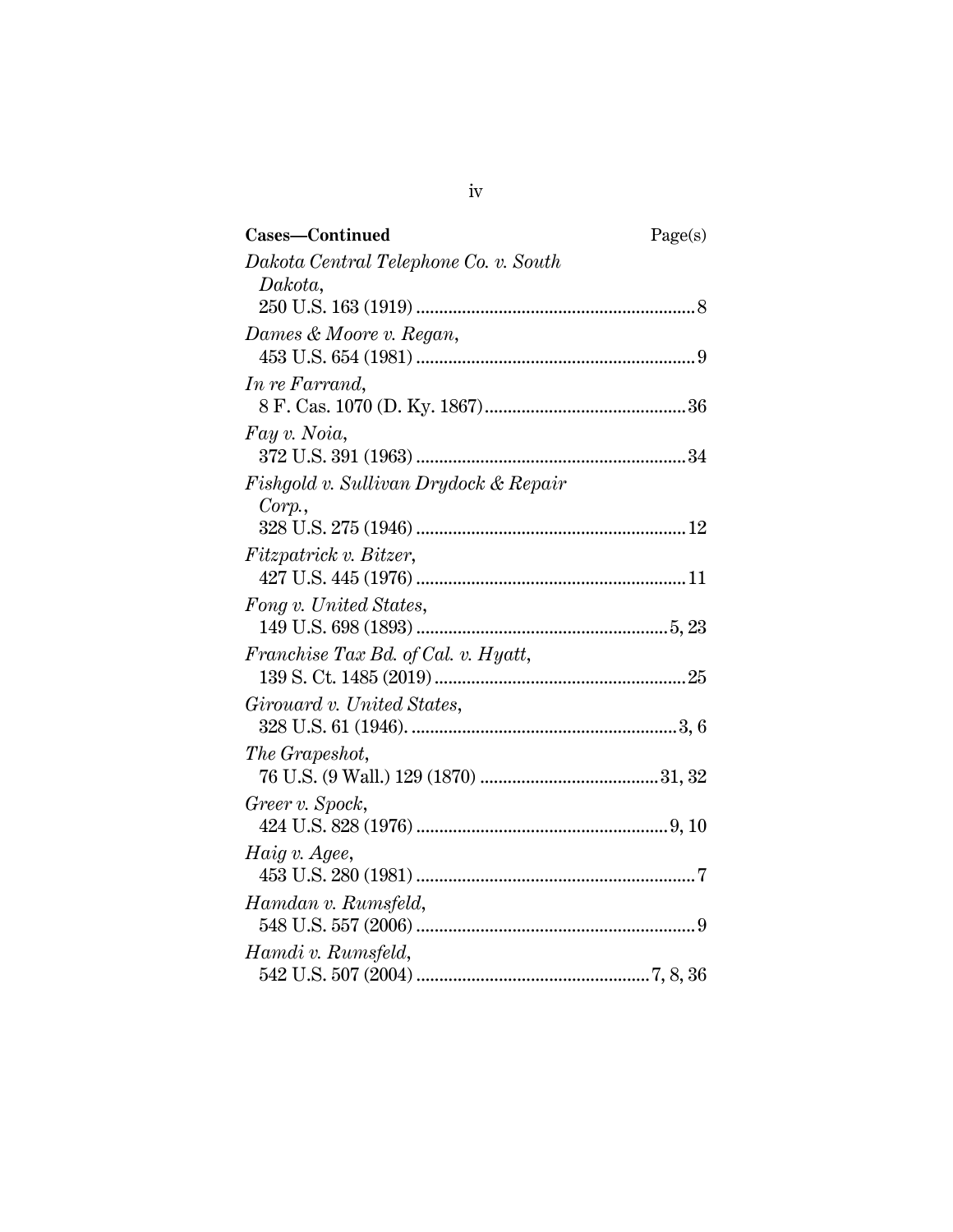**Cases—Continued** Page(s)

*Dakota Central Telephone Co. v. South Dakota*,
250 U.S. 163 (1919) ........................................................ 8

*Dames & Moore v. Regan*,
453 U.S. 654 (1981) ........................................................ 9

*In re Farrand*,
8 F. Cas. 1070 (D. Ky. 1867) ........................................ 36

*Fay v. Noia*,
372 U.S. 391 (1963) ...................................................... 34

*Fishgold v. Sullivan Drydock & Repair Corp.*,
328 U.S. 275 (1946) ...................................................... 12

*Fitzpatrick v. Bitzer*,
427 U.S. 445 (1976) ...................................................... 11

*Fong v. United States*,
149 U.S. 698 (1893) .................................................. 5, 23

*Franchise Tax Bd. of Cal. v. Hyatt*,
139 S. Ct. 1485 (2019) .................................................. 25

*Girouard v. United States*,
328 U.S. 61 (1946). ..................................................... 3, 6

*The Grapeshot*,
76 U.S. (9 Wall.) 129 (1870) ................................... 31, 32

*Greer v. Spock*,
424 U.S. 828 (1976) .................................................. 9, 10

*Haig v. Agee*,
453 U.S. 280 (1981) ........................................................ 7

*Hamdan v. Rumsfeld*,
548 U.S. 557 (2006) ........................................................ 9

*Hamdi v. Rumsfeld*,
542 U.S. 507 (2004) .............................................. 7, 8, 36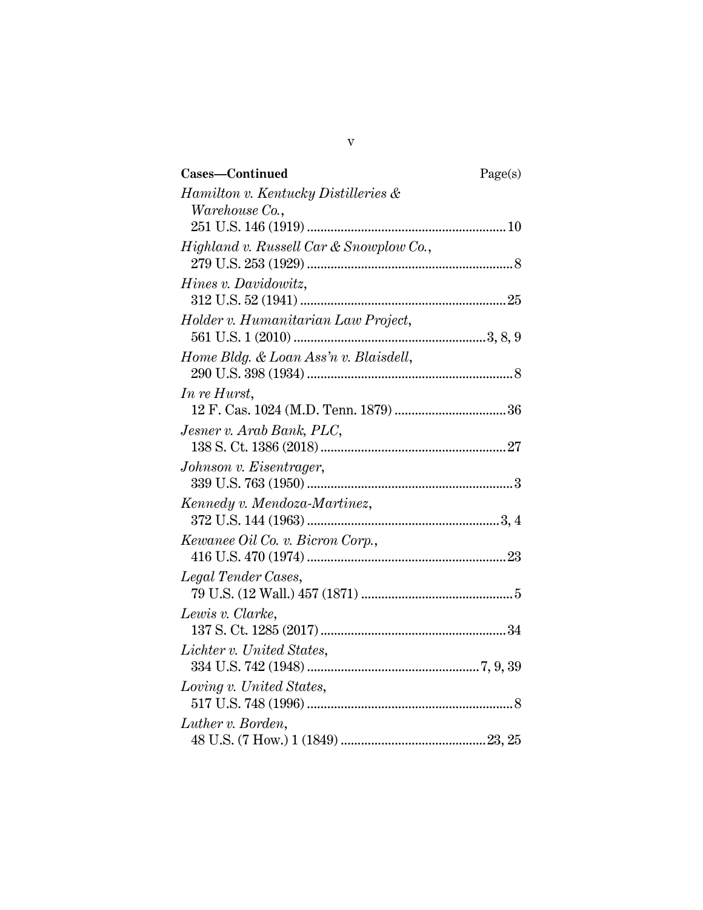**Cases—Continued** Page(s)

*Hamilton v. Kentucky Distilleries & Warehouse Co.*,
251 U.S. 146 (1919) .......... 10

*Highland v. Russell Car & Snowplow Co.*,
279 U.S. 253 (1929) .......... 8

*Hines v. Davidowitz*,
312 U.S. 52 (1941) .......... 25

*Holder v. Humanitarian Law Project*,
561 U.S. 1 (2010) .......... 3, 8, 9

*Home Bldg. & Loan Ass'n v. Blaisdell*,
290 U.S. 398 (1934) .......... 8

*In re Hurst*,
12 F. Cas. 1024 (M.D. Tenn. 1879) .......... 36

*Jesner v. Arab Bank, PLC*,
138 S. Ct. 1386 (2018) .......... 27

*Johnson v. Eisentrager*,
339 U.S. 763 (1950) .......... 3

*Kennedy v. Mendoza-Martinez*,
372 U.S. 144 (1963) .......... 3, 4

*Kewanee Oil Co. v. Bicron Corp.*,
416 U.S. 470 (1974) .......... 23

*Legal Tender Cases*,
79 U.S. (12 Wall.) 457 (1871) .......... 5

*Lewis v. Clarke*,
137 S. Ct. 1285 (2017) .......... 34

*Lichter v. United States*,
334 U.S. 742 (1948) .......... 7, 9, 39

*Loving v. United States*,
517 U.S. 748 (1996) .......... 8

*Luther v. Borden*,
48 U.S. (7 How.) 1 (1849) .......... 23, 25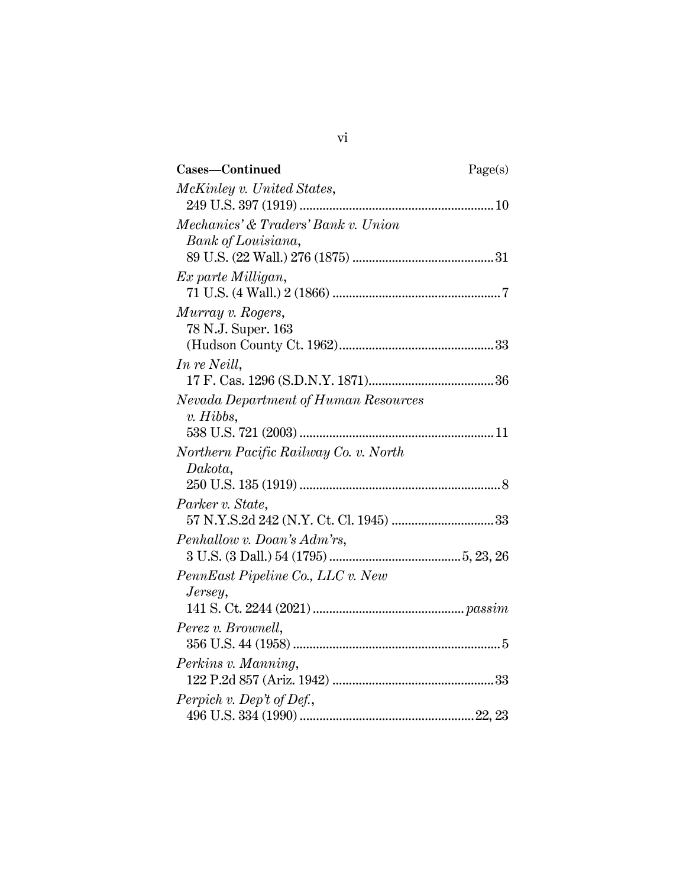**Cases—Continued** Page(s)

*McKinley v. United States*,
249 U.S. 397 (1919) .......................................................... 10

*Mechanics' & Traders' Bank v. Union Bank of Louisiana*,
89 U.S. (22 Wall.) 276 (1875) .......................................... 31

*Ex parte Milligan*,
71 U.S. (4 Wall.) 2 (1866) .................................................. 7

*Murray v. Rogers*,
78 N.J. Super. 163 (Hudson County Ct. 1962)............................................... 33

*In re Neill*,
17 F. Cas. 1296 (S.D.N.Y. 1871)...................................... 36

*Nevada Department of Human Resources v. Hibbs*,
538 U.S. 721 (2003) .......................................................... 11

*Northern Pacific Railway Co. v. North Dakota*,
250 U.S. 135 (1919) ............................................................ 8

*Parker v. State*,
57 N.Y.S.2d 242 (N.Y. Ct. Cl. 1945) .............................. 33

*Penhallow v. Doan's Adm'rs*,
3 U.S. (3 Dall.) 54 (1795) ........................................ 5, 23, 26

*PennEast Pipeline Co., LLC v. New Jersey*,
141 S. Ct. 2244 (2021) ............................................. *passim*

*Perez v. Brownell*,
356 U.S. 44 (1958) .............................................................. 5

*Perkins v. Manning*,
122 P.2d 857 (Ariz. 1942) ................................................ 33

*Perpich v. Dep't of Def.*,
496 U.S. 334 (1990) .................................................... 22, 23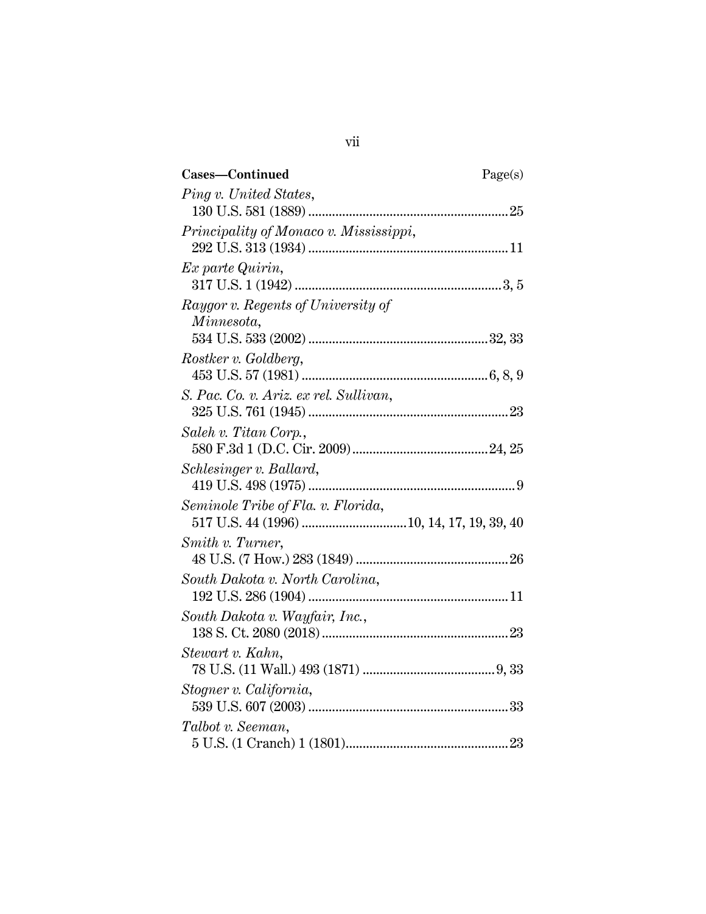**Cases—Continued** Page(s)

*Ping v. United States*,
130 U.S. 581 (1889) .......................................................... 25

*Principality of Monaco v. Mississippi*,
292 U.S. 313 (1934) .......................................................... 11

*Ex parte Quirin*,
317 U.S. 1 (1942) ............................................................ 3, 5

*Raygor v. Regents of University of Minnesota*,
534 U.S. 533 (2002) .................................................... 32, 33

*Rostker v. Goldberg*,
453 U.S. 57 (1981) ...................................................... 6, 8, 9

*S. Pac. Co. v. Ariz. ex rel. Sullivan*,
325 U.S. 761 (1945) .......................................................... 23

*Saleh v. Titan Corp.*,
580 F.3d 1 (D.C. Cir. 2009) ........................................ 24, 25

*Schlesinger v. Ballard*,
419 U.S. 498 (1975) ............................................................ 9

*Seminole Tribe of Fla. v. Florida*,
517 U.S. 44 (1996) .............................. 10, 14, 17, 19, 39, 40

*Smith v. Turner*,
48 U.S. (7 How.) 283 (1849) ............................................. 26

*South Dakota v. North Carolina*,
192 U.S. 286 (1904) .......................................................... 11

*South Dakota v. Wayfair, Inc.*,
138 S. Ct. 2080 (2018) ...................................................... 23

*Stewart v. Kahn*,
78 U.S. (11 Wall.) 493 (1871) ....................................... 9, 33

*Stogner v. California*,
539 U.S. 607 (2003) .......................................................... 33

*Talbot v. Seeman*,
5 U.S. (1 Cranch) 1 (1801) ................................................ 23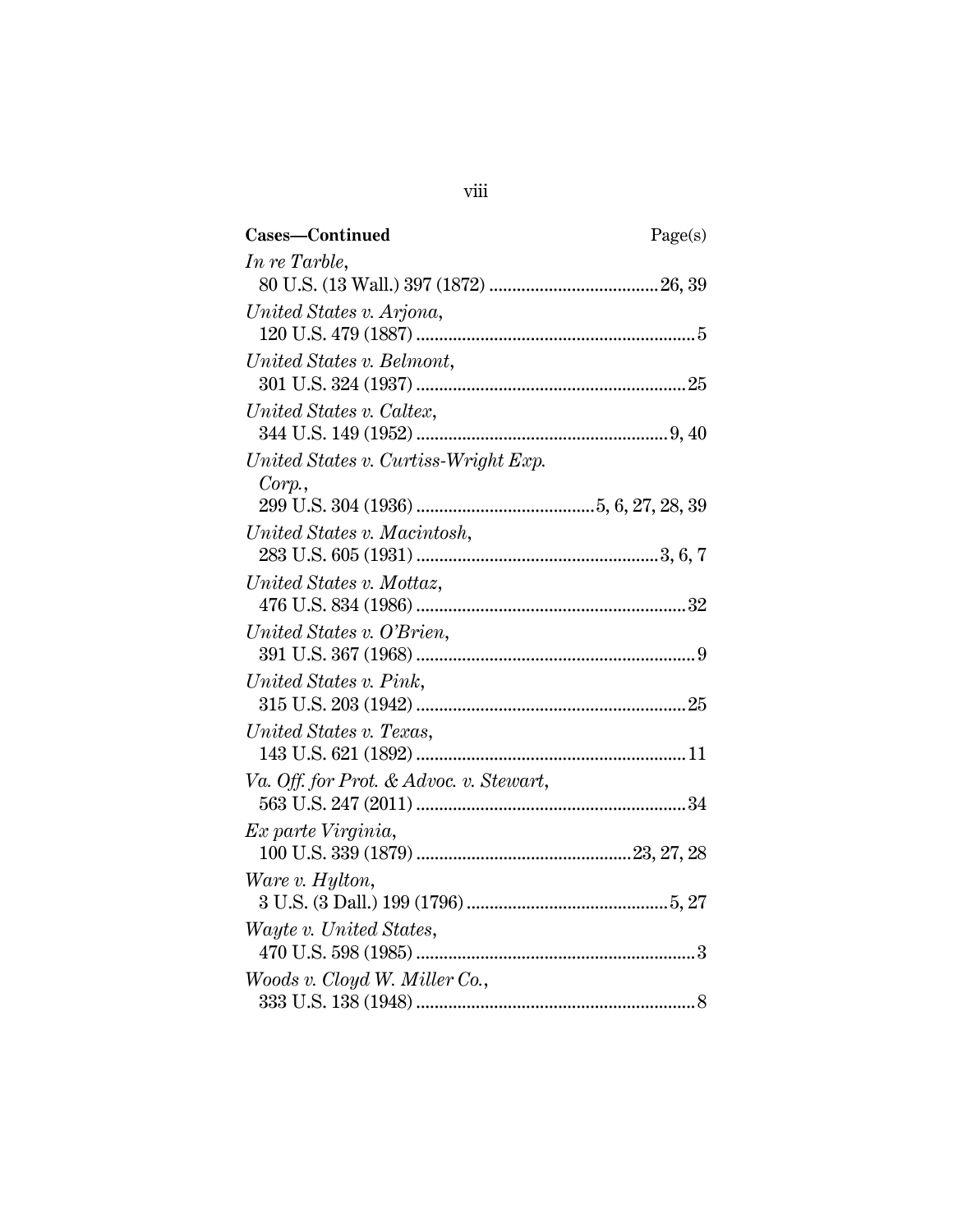**Cases—Continued** Page(s)

*In re Tarble*,
80 U.S. (13 Wall.) 397 (1872) .................................... 26, 39

*United States v. Arjona*,
120 U.S. 479 (1887) ............................................................ 5

*United States v. Belmont*,
301 U.S. 324 (1937) .......................................................... 25

*United States v. Caltex*,
344 U.S. 149 (1952) ...................................................... 9, 40

*United States v. Curtiss-Wright Exp. Corp.*,
299 U.S. 304 (1936) ...................................... 5, 6, 27, 28, 39

*United States v. Macintosh*,
283 U.S. 605 (1931) .................................................... 3, 6, 7

*United States v. Mottaz*,
476 U.S. 834 (1986) .......................................................... 32

*United States v. O'Brien*,
391 U.S. 367 (1968) ............................................................ 9

*United States v. Pink*,
315 U.S. 203 (1942) .......................................................... 25

*United States v. Texas*,
143 U.S. 621 (1892) .......................................................... 11

*Va. Off. for Prot. & Advoc. v. Stewart*,
563 U.S. 247 (2011) .......................................................... 34

*Ex parte Virginia*,
100 U.S. 339 (1879) .............................................. 23, 27, 28

*Ware v. Hylton*,
3 U.S. (3 Dall.) 199 (1796) ........................................... 5, 27

*Wayte v. United States*,
470 U.S. 598 (1985) ............................................................ 3

*Woods v. Cloyd W. Miller Co.*,
333 U.S. 138 (1948) ............................................................ 8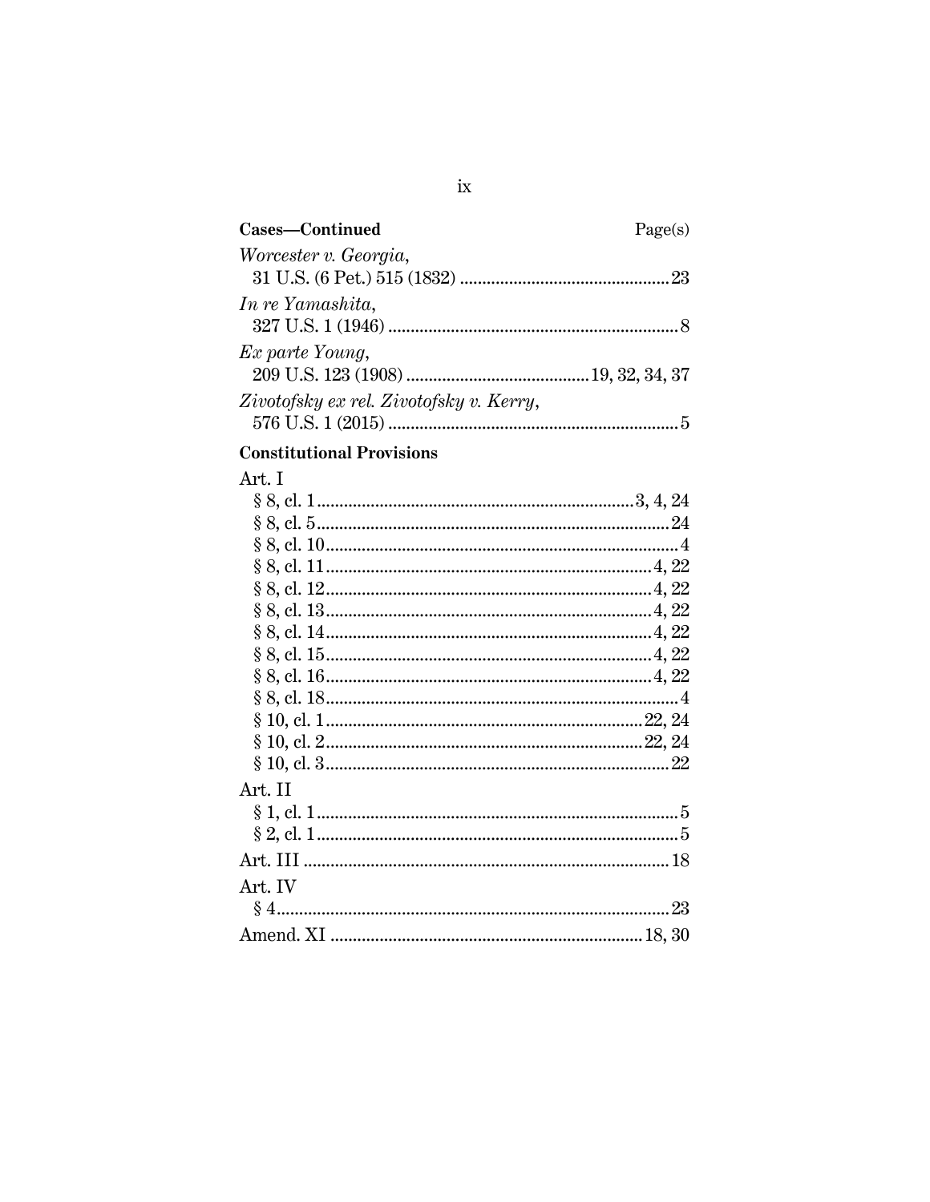**Cases—Continued** Page(s)

*Worcester v. Georgia*,
31 U.S. (6 Pet.) 515 (1832) .............................................. 23

*In re Yamashita*,
327 U.S. 1 (1946) ................................................................ 8

*Ex parte Young*,
209 U.S. 123 (1908) ......................................... 19, 32, 34, 37

*Zivotofsky ex rel. Zivotofsky v. Kerry*,
576 U.S. 1 (2015) ................................................................ 5

**Constitutional Provisions**

Art. I
§ 8, cl. 1 ...................................................................... 3, 4, 24
§ 8, cl. 5 .............................................................................. 24
§ 8, cl. 10 .............................................................................. 4
§ 8, cl. 11 ......................................................................... 4, 22
§ 8, cl. 12 ......................................................................... 4, 22
§ 8, cl. 13 ......................................................................... 4, 22
§ 8, cl. 14 ......................................................................... 4, 22
§ 8, cl. 15 ......................................................................... 4, 22
§ 8, cl. 16 ......................................................................... 4, 22
§ 8, cl. 18 .............................................................................. 4
§ 10, cl. 1 ...................................................................... 22, 24
§ 10, cl. 2 ...................................................................... 22, 24
§ 10, cl. 3 ............................................................................ 22

Art. II
§ 1, cl. 1 ................................................................................ 5
§ 2, cl. 1 ................................................................................ 5

Art. III ................................................................................. 18

Art. IV
§ 4 ....................................................................................... 23

Amend. XI ..................................................................... 18, 30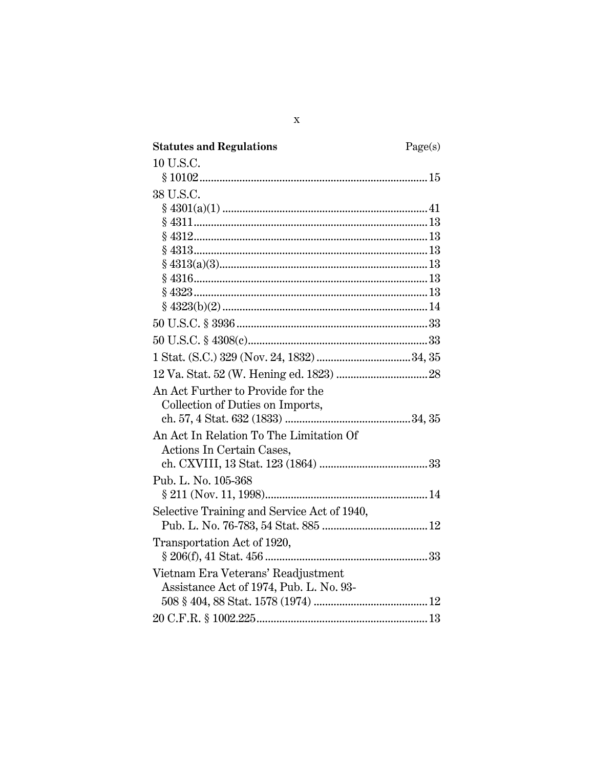| **Statutes and Regulations** | Page(s) |
|---|---|
| 10 U.S.C. | |
| § 10102 | 15 |
| 38 U.S.C. | |
| § 4301(a)(1) | 41 |
| § 4311 | 13 |
| § 4312 | 13 |
| § 4313 | 13 |
| § 4313(a)(3) | 13 |
| § 4316 | 13 |
| § 4323 | 13 |
| § 4323(b)(2) | 14 |
| 50 U.S.C. § 3936 | 33 |
| 50 U.S.C. § 4308(c) | 33 |
| 1 Stat. (S.C.) 329 (Nov. 24, 1832) | 34, 35 |
| 12 Va. Stat. 52 (W. Hening ed. 1823) | 28 |
| An Act Further to Provide for the Collection of Duties on Imports, ch. 57, 4 Stat. 632 (1833) | 34, 35 |
| An Act In Relation To The Limitation Of Actions In Certain Cases, ch. CXVIII, 13 Stat. 123 (1864) | 33 |
| Pub. L. No. 105-368 § 211 (Nov. 11, 1998) | 14 |
| Selective Training and Service Act of 1940, Pub. L. No. 76-783, 54 Stat. 885 | 12 |
| Transportation Act of 1920, § 206(f), 41 Stat. 456 | 33 |
| Vietnam Era Veterans' Readjustment Assistance Act of 1974, Pub. L. No. 93-508 § 404, 88 Stat. 1578 (1974) | 12 |
| 20 C.F.R. § 1002.225 | 13 |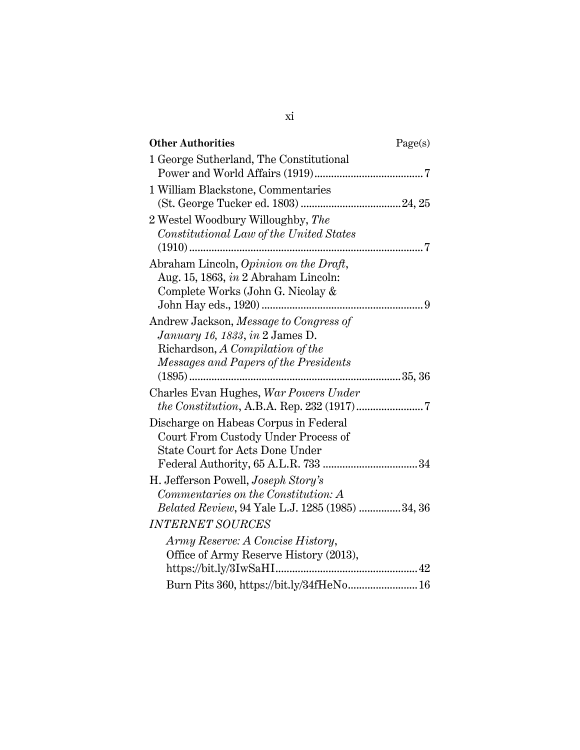| **Other Authorities** | Page(s) |
|---|---|
| 1 George Sutherland, The Constitutional Power and World Affairs (1919) | 7 |
| 1 William Blackstone, Commentaries (St. George Tucker ed. 1803) | 24, 25 |
| 2 Westel Woodbury Willoughby, *The Constitutional Law of the United States* (1910) | 7 |
| Abraham Lincoln, *Opinion on the Draft*, Aug. 15, 1863, *in* 2 Abraham Lincoln: Complete Works (John G. Nicolay & John Hay eds., 1920) | 9 |
| Andrew Jackson, *Message to Congress of January 16, 1833*, *in* 2 James D. Richardson, *A Compilation of the Messages and Papers of the Presidents* (1895) | 35, 36 |
| Charles Evan Hughes, *War Powers Under the Constitution*, A.B.A. Rep. 232 (1917) | 7 |
| Discharge on Habeas Corpus in Federal Court From Custody Under Process of State Court for Acts Done Under Federal Authority, 65 A.L.R. 733 | 34 |
| H. Jefferson Powell, *Joseph Story's Commentaries on the Constitution: A Belated Review*, 94 Yale L.J. 1285 (1985) | 34, 36 |
| *INTERNET SOURCES* | |
| *Army Reserve: A Concise History*, Office of Army Reserve History (2013), https://bit.ly/3IwSaHI | 42 |
| Burn Pits 360, https://bit.ly/34fHeNo | 16 |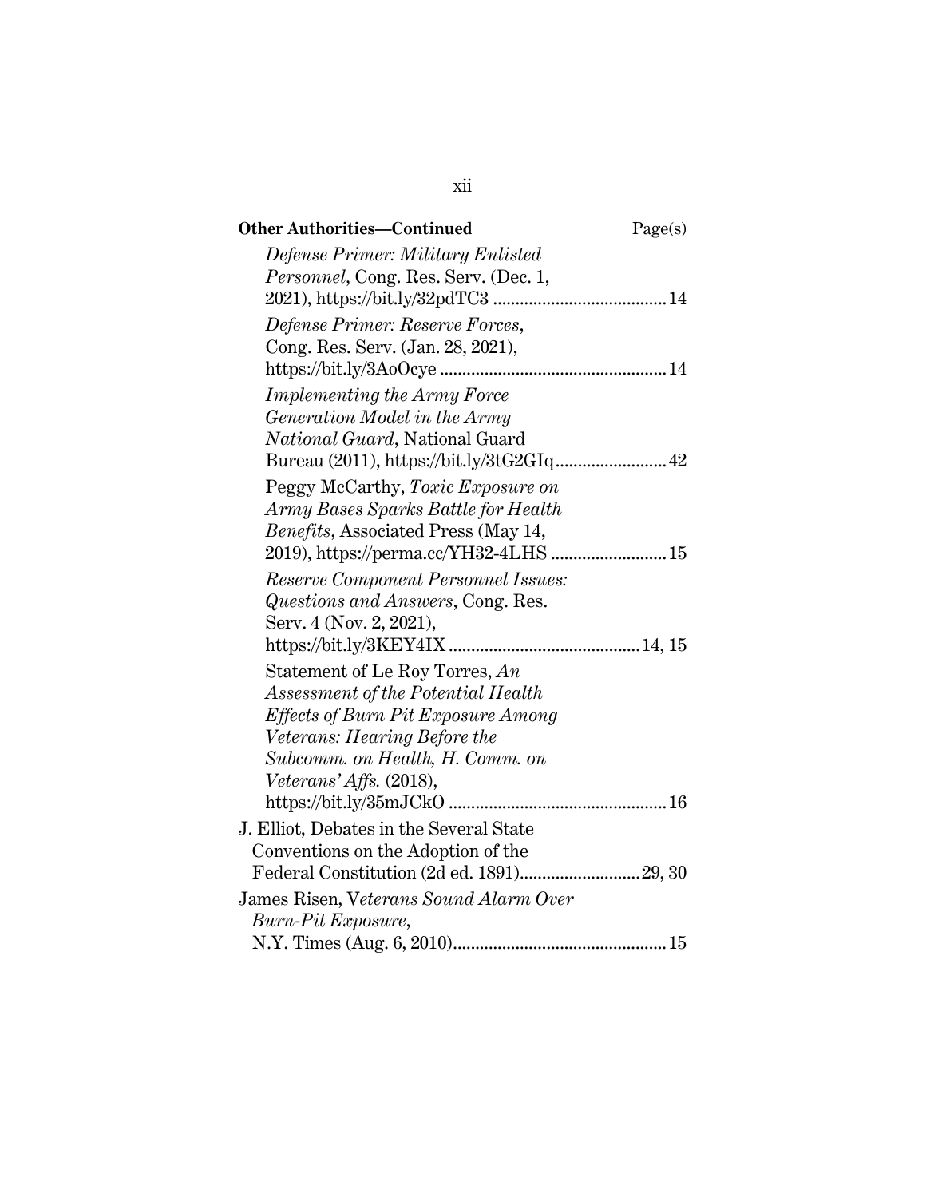**Other Authorities—Continued** Page(s)

*Defense Primer: Military Enlisted Personnel*, Cong. Res. Serv. (Dec. 1, 2021), https://bit.ly/32pdTC3 .......................................14

*Defense Primer: Reserve Forces*, Cong. Res. Serv. (Jan. 28, 2021), https://bit.ly/3AoOcye ..................................................14

*Implementing the Army Force Generation Model in the Army National Guard*, National Guard Bureau (2011), https://bit.ly/3tG2GIq.........................42

Peggy McCarthy, *Toxic Exposure on Army Bases Sparks Battle for Health Benefits*, Associated Press (May 14, 2019), https://perma.cc/YH32-4LHS ..........................15

*Reserve Component Personnel Issues: Questions and Answers*, Cong. Res. Serv. 4 (Nov. 2, 2021), https://bit.ly/3KEY4IX ..........................................14, 15

Statement of Le Roy Torres, *An Assessment of the Potential Health Effects of Burn Pit Exposure Among Veterans: Hearing Before the Subcomm. on Health, H. Comm. on Veterans' Affs.* (2018), https://bit.ly/35mJCkO ................................................16

J. Elliot, Debates in the Several State Conventions on the Adoption of the Federal Constitution (2d ed. 1891)...........................29, 30

James Risen, V*eterans Sound Alarm Over Burn-Pit Exposure*, N.Y. Times (Aug. 6, 2010)................................................15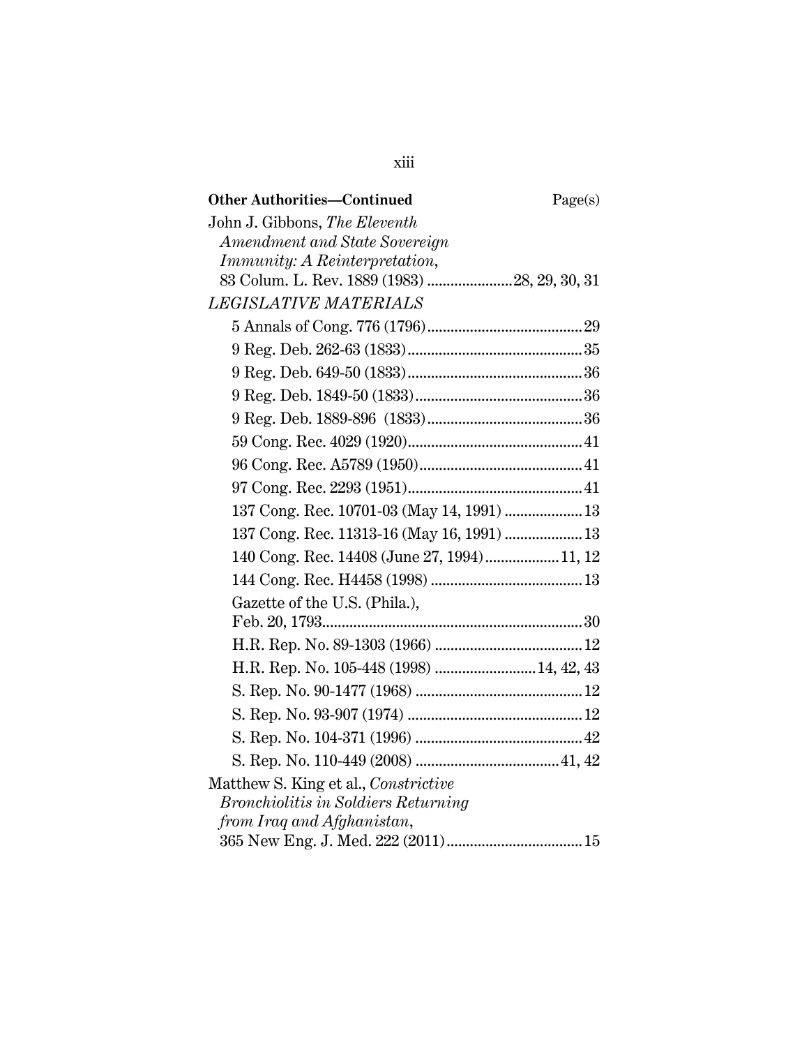**Other Authorities—Continued** Page(s)

John J. Gibbons, *The Eleventh Amendment and State Sovereign Immunity: A Reinterpretation*, 83 Colum. L. Rev. 1889 (1983) ......................28, 29, 30, 31

*LEGISLATIVE MATERIALS*

5 Annals of Cong. 776 (1796)........................................29

9 Reg. Deb. 262-63 (1833).............................................35

9 Reg. Deb. 649-50 (1833).............................................36

9 Reg. Deb. 1849-50 (1833)...........................................36

9 Reg. Deb. 1889-896 (1833)........................................36

59 Cong. Rec. 4029 (1920).............................................41

96 Cong. Rec. A5789 (1950)..........................................41

97 Cong. Rec. 2293 (1951).............................................41

137 Cong. Rec. 10701-03 (May 14, 1991) ....................13

137 Cong. Rec. 11313-16 (May 16, 1991) ....................13

140 Cong. Rec. 14408 (June 27, 1994)...................11, 12

144 Cong. Rec. H4458 (1998) .......................................13

Gazette of the U.S. (Phila.), Feb. 20, 1793...................................................................30

H.R. Rep. No. 89-1303 (1966) ......................................12

H.R. Rep. No. 105-448 (1998) ..........................14, 42, 43

S. Rep. No. 90-1477 (1968) ...........................................12

S. Rep. No. 93-907 (1974) .............................................12

S. Rep. No. 104-371 (1996) ...........................................42

S. Rep. No. 110-449 (2008) .....................................41, 42

Matthew S. King et al., *Constrictive Bronchiolitis in Soldiers Returning from Iraq and Afghanistan*, 365 New Eng. J. Med. 222 (2011)...................................15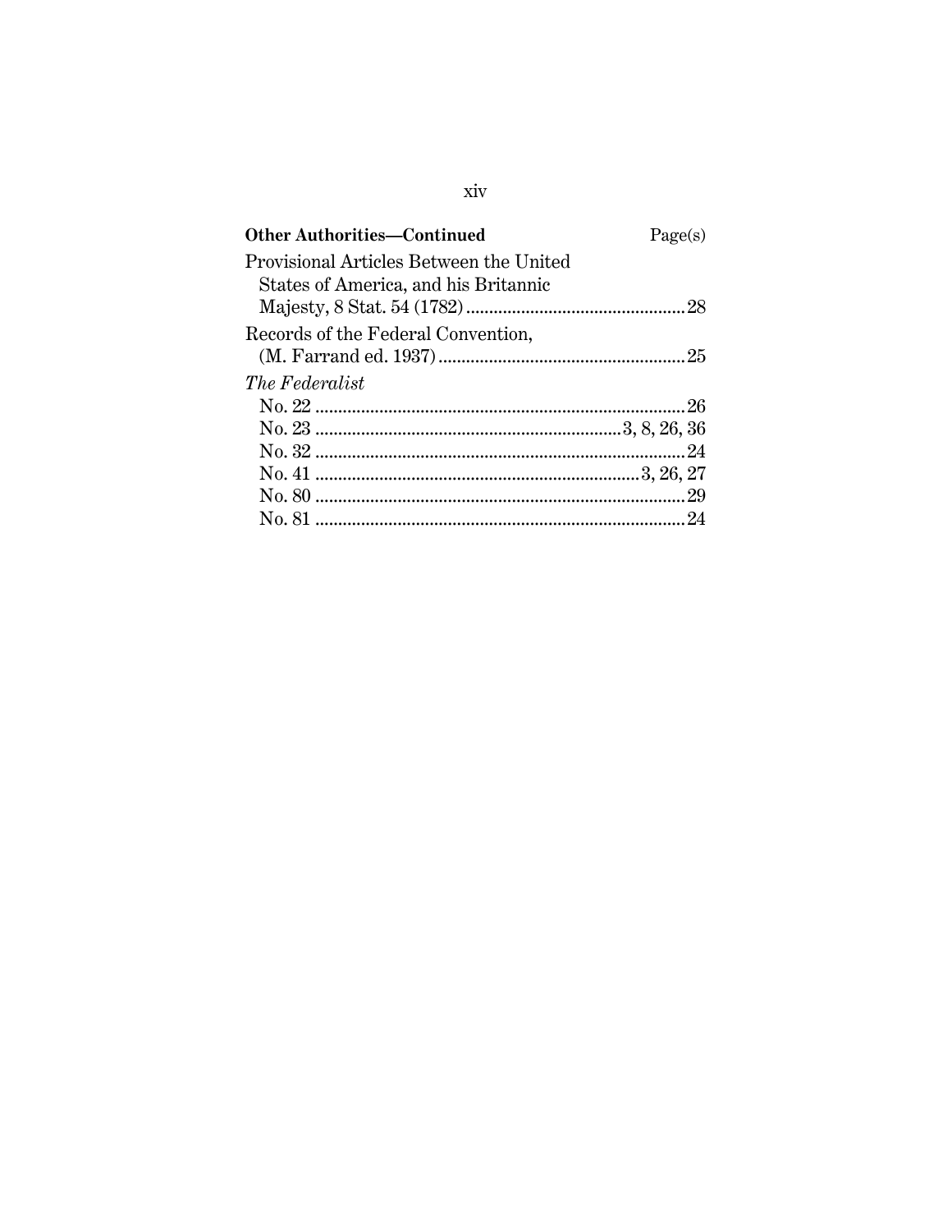**Other Authorities—Continued** Page(s)

Provisional Articles Between the United States of America, and his Britannic Majesty, 8 Stat. 54 (1782) ............................................... 28

Records of the Federal Convention, (M. Farrand ed. 1937) ..................................................... 25

*The Federalist*

No. 22 ................................................................................ 26

No. 23 .................................................................. 3, 8, 26, 36

No. 32 ................................................................................ 24

No. 41 ...................................................................... 3, 26, 27

No. 80 ................................................................................ 29

No. 81 ................................................................................ 24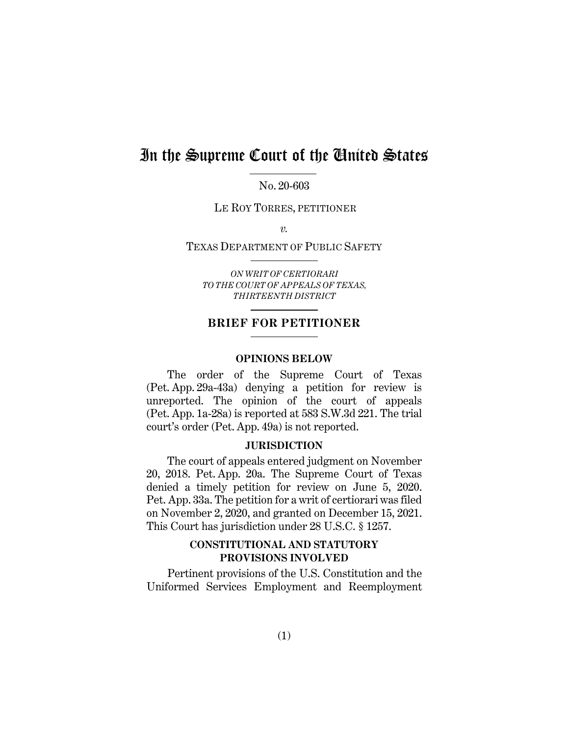# In the Supreme Court of the United States

No. 20-603

LE ROY TORRES, PETITIONER

*v.*

TEXAS DEPARTMENT OF PUBLIC SAFETY

*ON WRIT OF CERTIORARI TO THE COURT OF APPEALS OF TEXAS, THIRTEENTH DISTRICT*

## BRIEF FOR PETITIONER

### OPINIONS BELOW

The order of the Supreme Court of Texas (Pet. App. 29a-43a) denying a petition for review is unreported. The opinion of the court of appeals (Pet. App. 1a-28a) is reported at 583 S.W.3d 221. The trial court's order (Pet. App. 49a) is not reported.

### JURISDICTION

The court of appeals entered judgment on November 20, 2018. Pet. App. 20a. The Supreme Court of Texas denied a timely petition for review on June 5, 2020. Pet. App. 33a. The petition for a writ of certiorari was filed on November 2, 2020, and granted on December 15, 2021. This Court has jurisdiction under 28 U.S.C. § 1257.

### CONSTITUTIONAL AND STATUTORY PROVISIONS INVOLVED

Pertinent provisions of the U.S. Constitution and the Uniformed Services Employment and Reemployment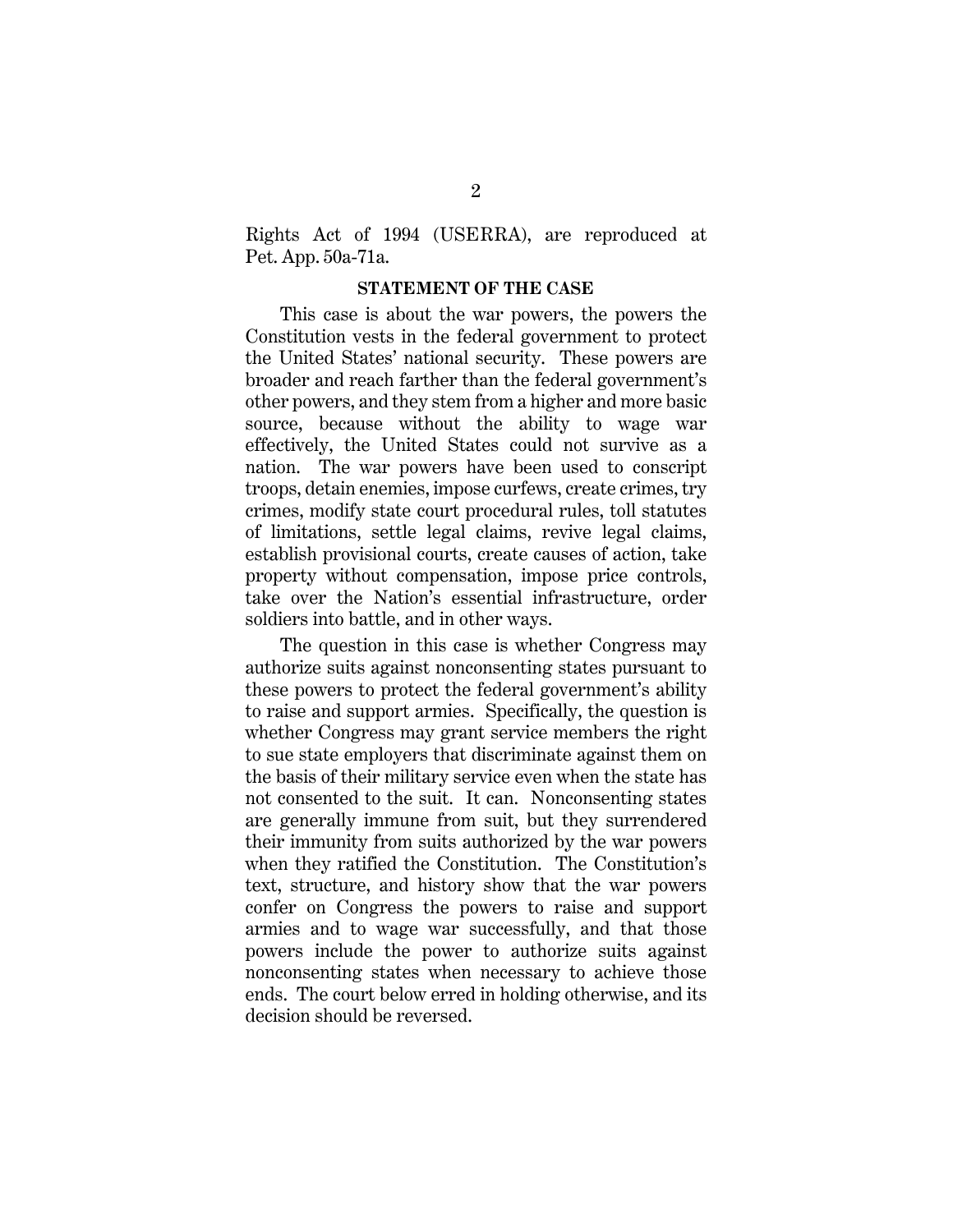Rights Act of 1994 (USERRA), are reproduced at Pet. App. 50a-71a.

## STATEMENT OF THE CASE

This case is about the war powers, the powers the Constitution vests in the federal government to protect the United States' national security. These powers are broader and reach farther than the federal government's other powers, and they stem from a higher and more basic source, because without the ability to wage war effectively, the United States could not survive as a nation. The war powers have been used to conscript troops, detain enemies, impose curfews, create crimes, try crimes, modify state court procedural rules, toll statutes of limitations, settle legal claims, revive legal claims, establish provisional courts, create causes of action, take property without compensation, impose price controls, take over the Nation's essential infrastructure, order soldiers into battle, and in other ways.

The question in this case is whether Congress may authorize suits against nonconsenting states pursuant to these powers to protect the federal government's ability to raise and support armies. Specifically, the question is whether Congress may grant service members the right to sue state employers that discriminate against them on the basis of their military service even when the state has not consented to the suit. It can. Nonconsenting states are generally immune from suit, but they surrendered their immunity from suits authorized by the war powers when they ratified the Constitution. The Constitution's text, structure, and history show that the war powers confer on Congress the powers to raise and support armies and to wage war successfully, and that those powers include the power to authorize suits against nonconsenting states when necessary to achieve those ends. The court below erred in holding otherwise, and its decision should be reversed.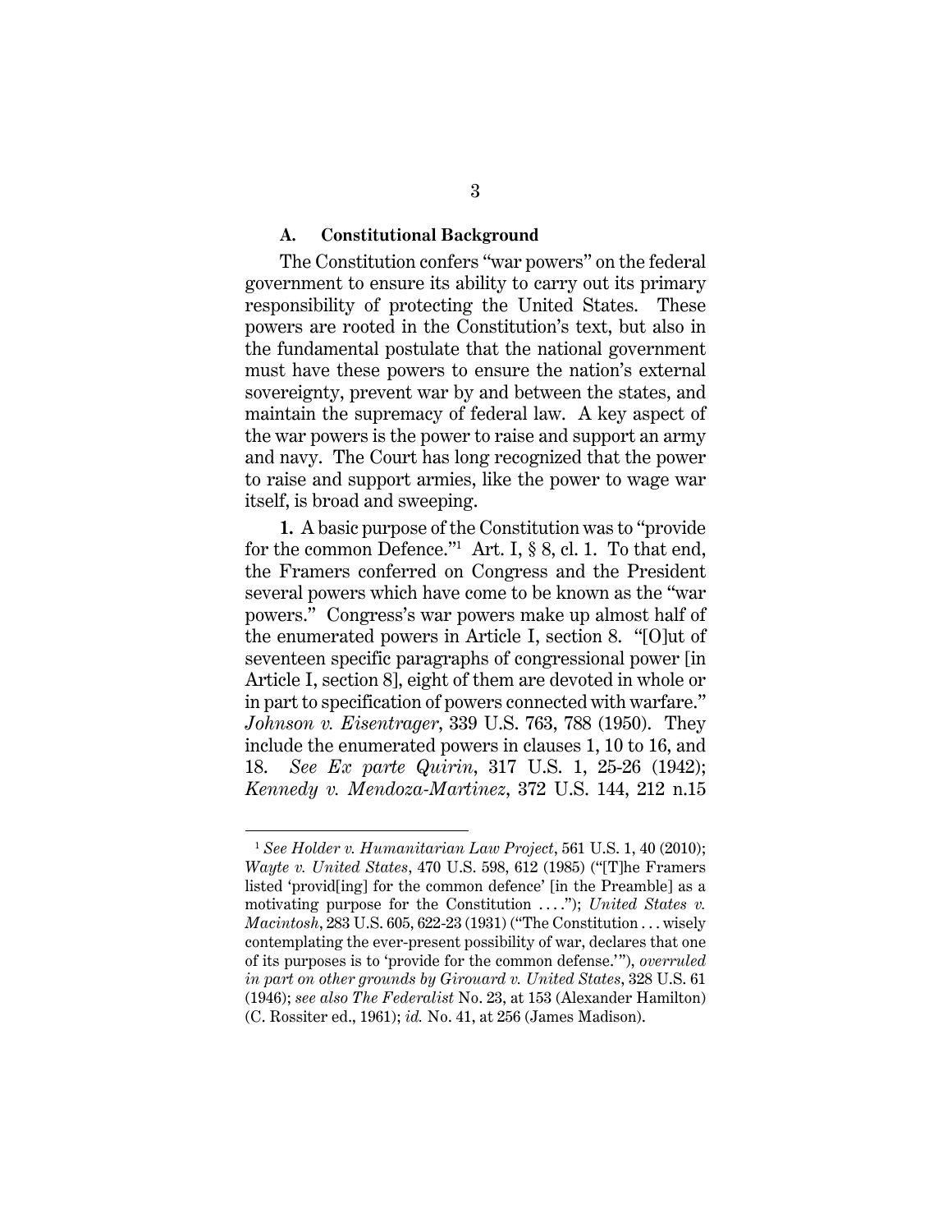### A. Constitutional Background

The Constitution confers "war powers" on the federal government to ensure its ability to carry out its primary responsibility of protecting the United States. These powers are rooted in the Constitution's text, but also in the fundamental postulate that the national government must have these powers to ensure the nation's external sovereignty, prevent war by and between the states, and maintain the supremacy of federal law. A key aspect of the war powers is the power to raise and support an army and navy. The Court has long recognized that the power to raise and support armies, like the power to wage war itself, is broad and sweeping.

**1.** A basic purpose of the Constitution was to "provide for the common Defence."[1] Art. I, § 8, cl. 1. To that end, the Framers conferred on Congress and the President several powers which have come to be known as the "war powers." Congress's war powers make up almost half of the enumerated powers in Article I, section 8. "[O]ut of seventeen specific paragraphs of congressional power [in Article I, section 8], eight of them are devoted in whole or in part to specification of powers connected with warfare." *Johnson v. Eisentrager*, 339 U.S. 763, 788 (1950). They include the enumerated powers in clauses 1, 10 to 16, and 18. *See Ex parte Quirin*, 317 U.S. 1, 25-26 (1942); *Kennedy v. Mendoza-Martinez*, 372 U.S. 144, 212 n.15

---

[1] *See Holder v. Humanitarian Law Project*, 561 U.S. 1, 40 (2010); *Wayte v. United States*, 470 U.S. 598, 612 (1985) ("[T]he Framers listed 'provid[ing] for the common defence' [in the Preamble] as a motivating purpose for the Constitution . . . ."); *United States v. Macintosh*, 283 U.S. 605, 622-23 (1931) ("The Constitution . . . wisely contemplating the ever-present possibility of war, declares that one of its purposes is to 'provide for the common defense.'"), *overruled in part on other grounds by Girouard v. United States*, 328 U.S. 61 (1946); *see also The Federalist* No. 23, at 153 (Alexander Hamilton) (C. Rossiter ed., 1961); *id.* No. 41, at 256 (James Madison).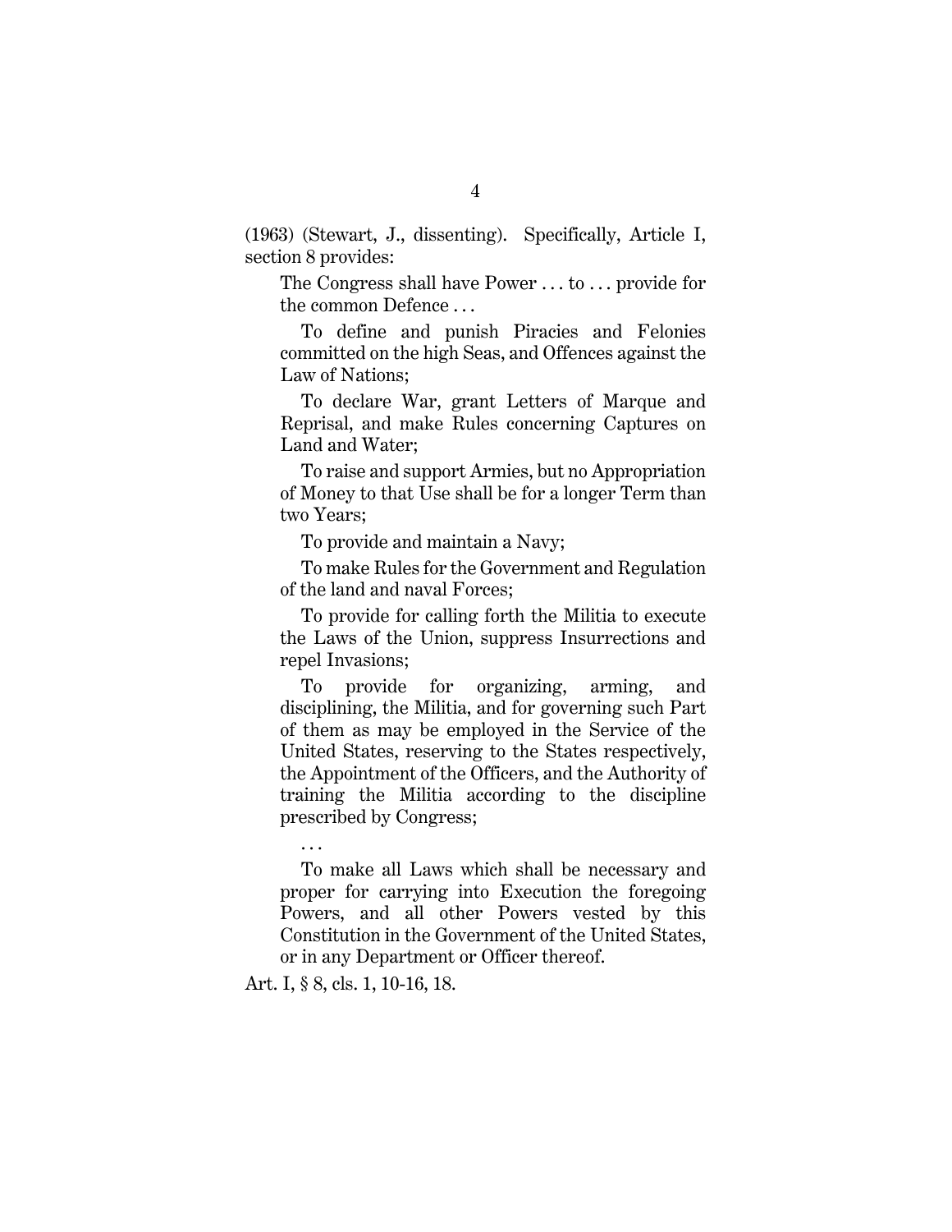(1963) (Stewart, J., dissenting). Specifically, Article I, section 8 provides:

> The Congress shall have Power . . . to . . . provide for the common Defence . . .
>
> To define and punish Piracies and Felonies committed on the high Seas, and Offences against the Law of Nations;
>
> To declare War, grant Letters of Marque and Reprisal, and make Rules concerning Captures on Land and Water;
>
> To raise and support Armies, but no Appropriation of Money to that Use shall be for a longer Term than two Years;
>
> To provide and maintain a Navy;
>
> To make Rules for the Government and Regulation of the land and naval Forces;
>
> To provide for calling forth the Militia to execute the Laws of the Union, suppress Insurrections and repel Invasions;
>
> To provide for organizing, arming, and disciplining, the Militia, and for governing such Part of them as may be employed in the Service of the United States, reserving to the States respectively, the Appointment of the Officers, and the Authority of training the Militia according to the discipline prescribed by Congress;
>
> . . .
>
> To make all Laws which shall be necessary and proper for carrying into Execution the foregoing Powers, and all other Powers vested by this Constitution in the Government of the United States, or in any Department or Officer thereof.

Art. I, § 8, cls. 1, 10-16, 18.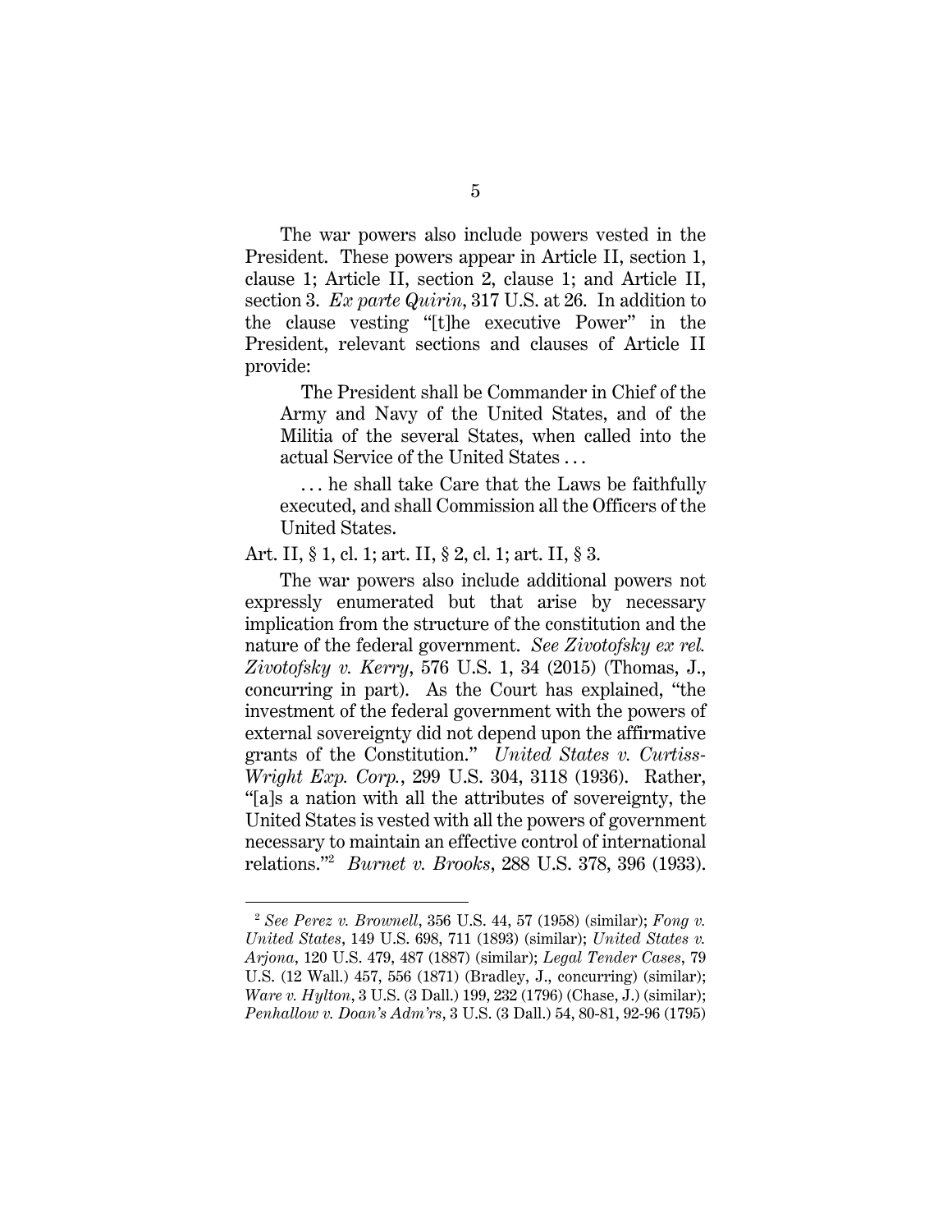The war powers also include powers vested in the President. These powers appear in Article II, section 1, clause 1; Article II, section 2, clause 1; and Article II, section 3. *Ex parte Quirin*, 317 U.S. at 26. In addition to the clause vesting "[t]he executive Power" in the President, relevant sections and clauses of Article II provide:

> The President shall be Commander in Chief of the Army and Navy of the United States, and of the Militia of the several States, when called into the actual Service of the United States . . .
>
> . . . he shall take Care that the Laws be faithfully executed, and shall Commission all the Officers of the United States.

Art. II, § 1, cl. 1; art. II, § 2, cl. 1; art. II, § 3.

The war powers also include additional powers not expressly enumerated but that arise by necessary implication from the structure of the constitution and the nature of the federal government. *See Zivotofsky ex rel. Zivotofsky v. Kerry*, 576 U.S. 1, 34 (2015) (Thomas, J., concurring in part). As the Court has explained, "the investment of the federal government with the powers of external sovereignty did not depend upon the affirmative grants of the Constitution." *United States v. Curtiss-Wright Exp. Corp.*, 299 U.S. 304, 3118 (1936). Rather, "[a]s a nation with all the attributes of sovereignty, the United States is vested with all the powers of government necessary to maintain an effective control of international relations."[2] *Burnet v. Brooks*, 288 U.S. 378, 396 (1933).

---

[2] *See Perez v. Brownell*, 356 U.S. 44, 57 (1958) (similar); *Fong v. United States*, 149 U.S. 698, 711 (1893) (similar); *United States v. Arjona*, 120 U.S. 479, 487 (1887) (similar); *Legal Tender Cases*, 79 U.S. (12 Wall.) 457, 556 (1871) (Bradley, J., concurring) (similar); *Ware v. Hylton*, 3 U.S. (3 Dall.) 199, 232 (1796) (Chase, J.) (similar); *Penhallow v. Doan's Adm'rs*, 3 U.S. (3 Dall.) 54, 80-81, 92-96 (1795)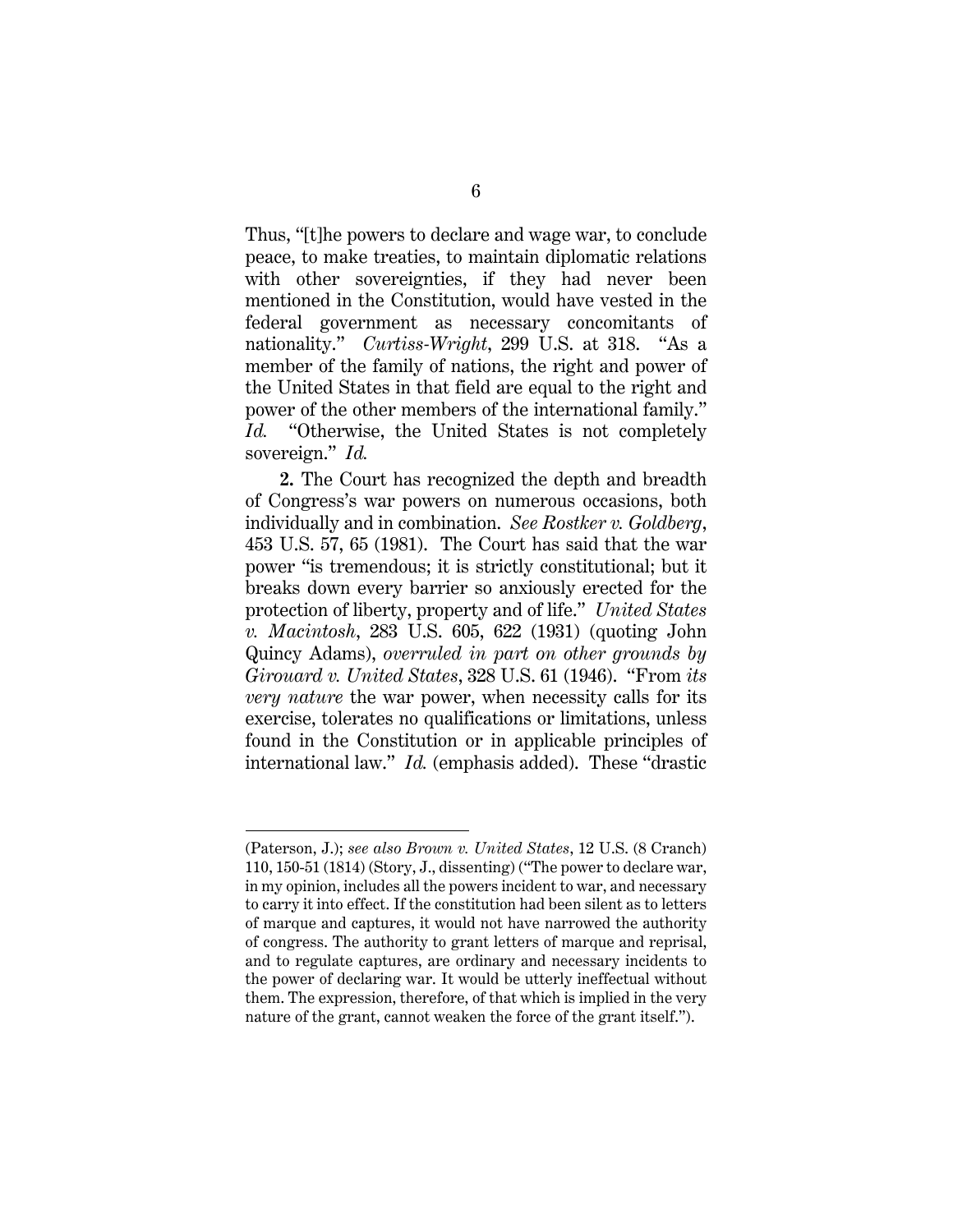Thus, "[t]he powers to declare and wage war, to conclude peace, to make treaties, to maintain diplomatic relations with other sovereignties, if they had never been mentioned in the Constitution, would have vested in the federal government as necessary concomitants of nationality." *Curtiss-Wright*, 299 U.S. at 318. "As a member of the family of nations, the right and power of the United States in that field are equal to the right and power of the other members of the international family." *Id.* "Otherwise, the United States is not completely sovereign." *Id.*

**2.** The Court has recognized the depth and breadth of Congress's war powers on numerous occasions, both individually and in combination. *See Rostker v. Goldberg*, 453 U.S. 57, 65 (1981). The Court has said that the war power "is tremendous; it is strictly constitutional; but it breaks down every barrier so anxiously erected for the protection of liberty, property and of life." *United States v. Macintosh*, 283 U.S. 605, 622 (1931) (quoting John Quincy Adams), *overruled in part on other grounds by Girouard v. United States*, 328 U.S. 61 (1946). "From *its very nature* the war power, when necessity calls for its exercise, tolerates no qualifications or limitations, unless found in the Constitution or in applicable principles of international law." *Id.* (emphasis added). These "drastic

---

(Paterson, J.); *see also Brown v. United States*, 12 U.S. (8 Cranch) 110, 150-51 (1814) (Story, J., dissenting) ("The power to declare war, in my opinion, includes all the powers incident to war, and necessary to carry it into effect. If the constitution had been silent as to letters of marque and captures, it would not have narrowed the authority of congress. The authority to grant letters of marque and reprisal, and to regulate captures, are ordinary and necessary incidents to the power of declaring war. It would be utterly ineffectual without them. The expression, therefore, of that which is implied in the very nature of the grant, cannot weaken the force of the grant itself.").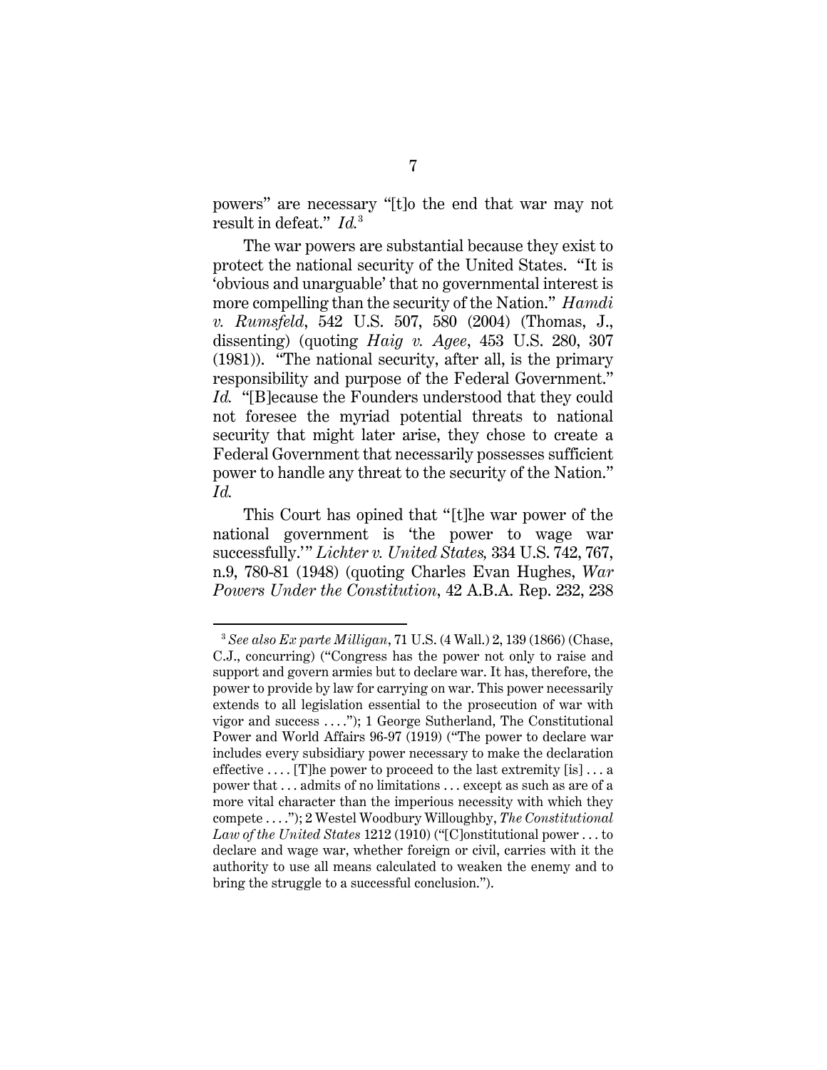powers" are necessary "[t]o the end that war may not result in defeat." *Id.*[3]

The war powers are substantial because they exist to protect the national security of the United States. "It is 'obvious and unarguable' that no governmental interest is more compelling than the security of the Nation." *Hamdi v. Rumsfeld*, 542 U.S. 507, 580 (2004) (Thomas, J., dissenting) (quoting *Haig v. Agee*, 453 U.S. 280, 307 (1981)). "The national security, after all, is the primary responsibility and purpose of the Federal Government." *Id.* "[B]ecause the Founders understood that they could not foresee the myriad potential threats to national security that might later arise, they chose to create a Federal Government that necessarily possesses sufficient power to handle any threat to the security of the Nation." *Id.*

This Court has opined that "[t]he war power of the national government is 'the power to wage war successfully.'" *Lichter v. United States,* 334 U.S. 742, 767, n.9, 780-81 (1948) (quoting Charles Evan Hughes, *War Powers Under the Constitution*, 42 A.B.A. Rep. 232, 238

---

[3] *See also Ex parte Milligan*, 71 U.S. (4 Wall.) 2, 139 (1866) (Chase, C.J., concurring) ("Congress has the power not only to raise and support and govern armies but to declare war. It has, therefore, the power to provide by law for carrying on war. This power necessarily extends to all legislation essential to the prosecution of war with vigor and success . . . ."); 1 George Sutherland, The Constitutional Power and World Affairs 96-97 (1919) ("The power to declare war includes every subsidiary power necessary to make the declaration effective . . . . [T]he power to proceed to the last extremity [is] . . . a power that . . . admits of no limitations . . . except as such as are of a more vital character than the imperious necessity with which they compete . . . ."); 2 Westel Woodbury Willoughby, *The Constitutional Law of the United States* 1212 (1910) ("[C]onstitutional power . . . to declare and wage war, whether foreign or civil, carries with it the authority to use all means calculated to weaken the enemy and to bring the struggle to a successful conclusion.").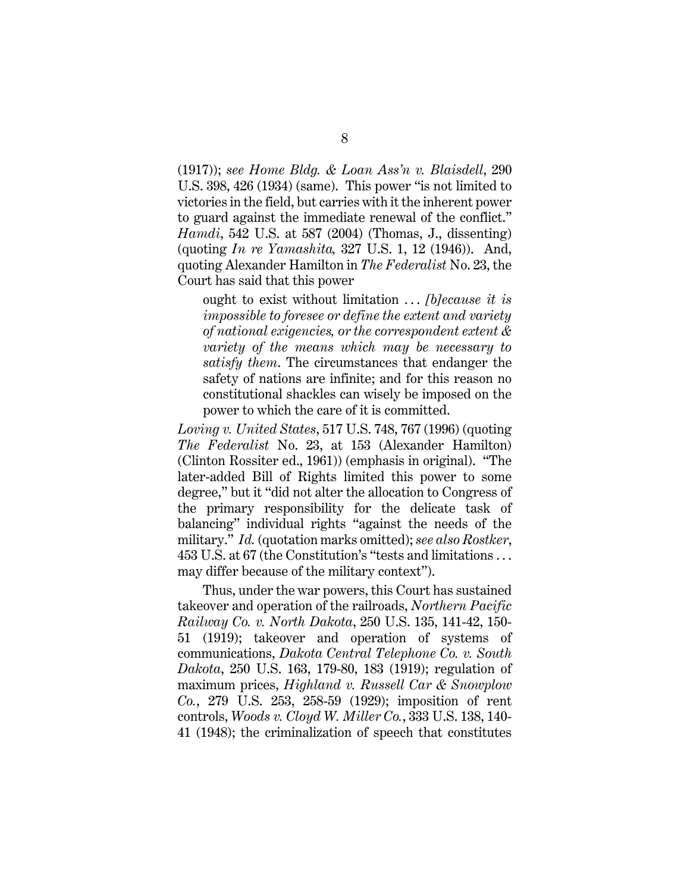(1917)); *see Home Bldg. & Loan Ass'n v. Blaisdell*, 290 U.S. 398, 426 (1934) (same). This power "is not limited to victories in the field, but carries with it the inherent power to guard against the immediate renewal of the conflict." *Hamdi*, 542 U.S. at 587 (2004) (Thomas, J., dissenting) (quoting *In re Yamashita,* 327 U.S. 1, 12 (1946)). And, quoting Alexander Hamilton in *The Federalist* No. 23, the Court has said that this power

> ought to exist without limitation . . . *[b]ecause it is impossible to foresee or define the extent and variety of national exigencies, or the correspondent extent & variety of the means which may be necessary to satisfy them*. The circumstances that endanger the safety of nations are infinite; and for this reason no constitutional shackles can wisely be imposed on the power to which the care of it is committed.

*Loving v. United States*, 517 U.S. 748, 767 (1996) (quoting *The Federalist* No. 23, at 153 (Alexander Hamilton) (Clinton Rossiter ed., 1961)) (emphasis in original). "The later-added Bill of Rights limited this power to some degree," but it "did not alter the allocation to Congress of the primary responsibility for the delicate task of balancing" individual rights "against the needs of the military." *Id.* (quotation marks omitted); *see also Rostker*, 453 U.S. at 67 (the Constitution's "tests and limitations . . . may differ because of the military context").

Thus, under the war powers, this Court has sustained takeover and operation of the railroads, *Northern Pacific Railway Co. v. North Dakota*, 250 U.S. 135, 141-42, 150-51 (1919); takeover and operation of systems of communications, *Dakota Central Telephone Co. v. South Dakota*, 250 U.S. 163, 179-80, 183 (1919); regulation of maximum prices, *Highland v. Russell Car & Snowplow Co.*, 279 U.S. 253, 258-59 (1929); imposition of rent controls, *Woods v. Cloyd W. Miller Co.*, 333 U.S. 138, 140-41 (1948); the criminalization of speech that constitutes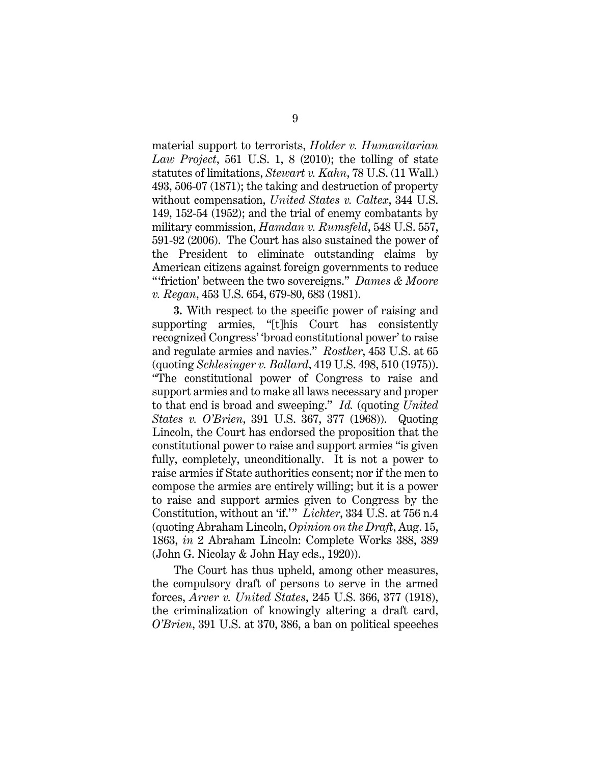material support to terrorists, *Holder v. Humanitarian Law Project*, 561 U.S. 1, 8 (2010); the tolling of state statutes of limitations, *Stewart v. Kahn*, 78 U.S. (11 Wall.) 493, 506-07 (1871); the taking and destruction of property without compensation, *United States v. Caltex*, 344 U.S. 149, 152-54 (1952); and the trial of enemy combatants by military commission, *Hamdan v. Rumsfeld*, 548 U.S. 557, 591-92 (2006). The Court has also sustained the power of the President to eliminate outstanding claims by American citizens against foreign governments to reduce "'friction' between the two sovereigns." *Dames & Moore v. Regan*, 453 U.S. 654, 679-80, 683 (1981).

**3.** With respect to the specific power of raising and supporting armies, "[t]his Court has consistently recognized Congress' 'broad constitutional power' to raise and regulate armies and navies." *Rostker*, 453 U.S. at 65 (quoting *Schlesinger v. Ballard*, 419 U.S. 498, 510 (1975)). "The constitutional power of Congress to raise and support armies and to make all laws necessary and proper to that end is broad and sweeping." *Id.* (quoting *United States v. O'Brien*, 391 U.S. 367, 377 (1968)). Quoting Lincoln, the Court has endorsed the proposition that the constitutional power to raise and support armies "is given fully, completely, unconditionally. It is not a power to raise armies if State authorities consent; nor if the men to compose the armies are entirely willing; but it is a power to raise and support armies given to Congress by the Constitution, without an 'if.'" *Lichter*, 334 U.S. at 756 n.4 (quoting Abraham Lincoln, *Opinion on the Draft*, Aug. 15, 1863, *in* 2 Abraham Lincoln: Complete Works 388, 389 (John G. Nicolay & John Hay eds., 1920)).

The Court has thus upheld, among other measures, the compulsory draft of persons to serve in the armed forces, *Arver v. United States*, 245 U.S. 366, 377 (1918), the criminalization of knowingly altering a draft card, *O'Brien*, 391 U.S. at 370, 386, a ban on political speeches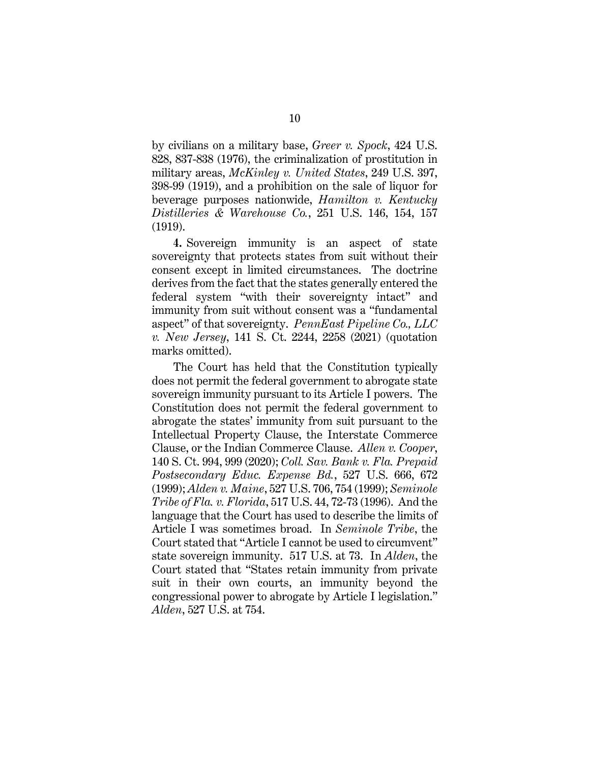by civilians on a military base, *Greer v. Spock*, 424 U.S. 828, 837-838 (1976), the criminalization of prostitution in military areas, *McKinley v. United States*, 249 U.S. 397, 398-99 (1919), and a prohibition on the sale of liquor for beverage purposes nationwide, *Hamilton v. Kentucky Distilleries & Warehouse Co.*, 251 U.S. 146, 154, 157 (1919).

**4.** Sovereign immunity is an aspect of state sovereignty that protects states from suit without their consent except in limited circumstances. The doctrine derives from the fact that the states generally entered the federal system "with their sovereignty intact" and immunity from suit without consent was a "fundamental aspect" of that sovereignty. *PennEast Pipeline Co., LLC v. New Jersey*, 141 S. Ct. 2244, 2258 (2021) (quotation marks omitted).

The Court has held that the Constitution typically does not permit the federal government to abrogate state sovereign immunity pursuant to its Article I powers. The Constitution does not permit the federal government to abrogate the states' immunity from suit pursuant to the Intellectual Property Clause, the Interstate Commerce Clause, or the Indian Commerce Clause. *Allen v. Cooper*, 140 S. Ct. 994, 999 (2020); *Coll. Sav. Bank v. Fla. Prepaid Postsecondary Educ. Expense Bd.*, 527 U.S. 666, 672 (1999); *Alden v. Maine*, 527 U.S. 706, 754 (1999); *Seminole Tribe of Fla. v. Florida*, 517 U.S. 44, 72-73 (1996). And the language that the Court has used to describe the limits of Article I was sometimes broad. In *Seminole Tribe*, the Court stated that "Article I cannot be used to circumvent" state sovereign immunity. 517 U.S. at 73. In *Alden*, the Court stated that "States retain immunity from private suit in their own courts, an immunity beyond the congressional power to abrogate by Article I legislation." *Alden*, 527 U.S. at 754.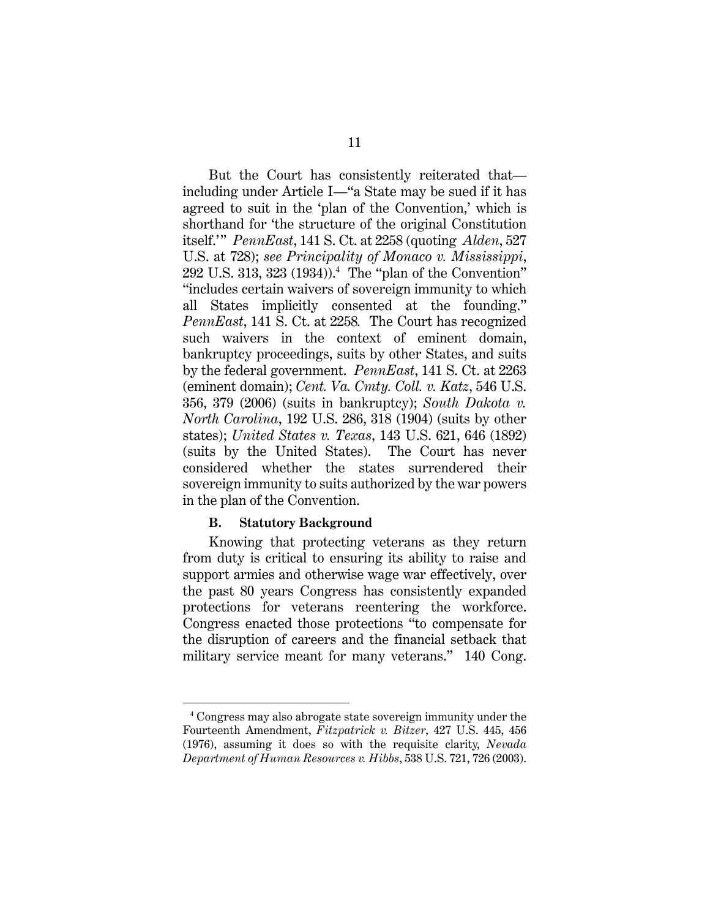But the Court has consistently reiterated that—including under Article I—"a State may be sued if it has agreed to suit in the 'plan of the Convention,' which is shorthand for 'the structure of the original Constitution itself.'" *PennEast*, 141 S. Ct. at 2258 (quoting *Alden*, 527 U.S. at 728); *see Principality of Monaco v. Mississippi*, 292 U.S. 313, 323 (1934)).[4] The "plan of the Convention" "includes certain waivers of sovereign immunity to which all States implicitly consented at the founding." *PennEast*, 141 S. Ct. at 2258. The Court has recognized such waivers in the context of eminent domain, bankruptcy proceedings, suits by other States, and suits by the federal government. *PennEast*, 141 S. Ct. at 2263 (eminent domain); *Cent. Va. Cmty. Coll. v. Katz*, 546 U.S. 356, 379 (2006) (suits in bankruptcy); *South Dakota v. North Carolina*, 192 U.S. 286, 318 (1904) (suits by other states); *United States v. Texas*, 143 U.S. 621, 646 (1892) (suits by the United States). The Court has never considered whether the states surrendered their sovereign immunity to suits authorized by the war powers in the plan of the Convention.

### B. Statutory Background

Knowing that protecting veterans as they return from duty is critical to ensuring its ability to raise and support armies and otherwise wage war effectively, over the past 80 years Congress has consistently expanded protections for veterans reentering the workforce. Congress enacted those protections "to compensate for the disruption of careers and the financial setback that military service meant for many veterans." 140 Cong.

---

[4] Congress may also abrogate state sovereign immunity under the Fourteenth Amendment, *Fitzpatrick v. Bitzer*, 427 U.S. 445, 456 (1976), assuming it does so with the requisite clarity, *Nevada Department of Human Resources v. Hibbs*, 538 U.S. 721, 726 (2003).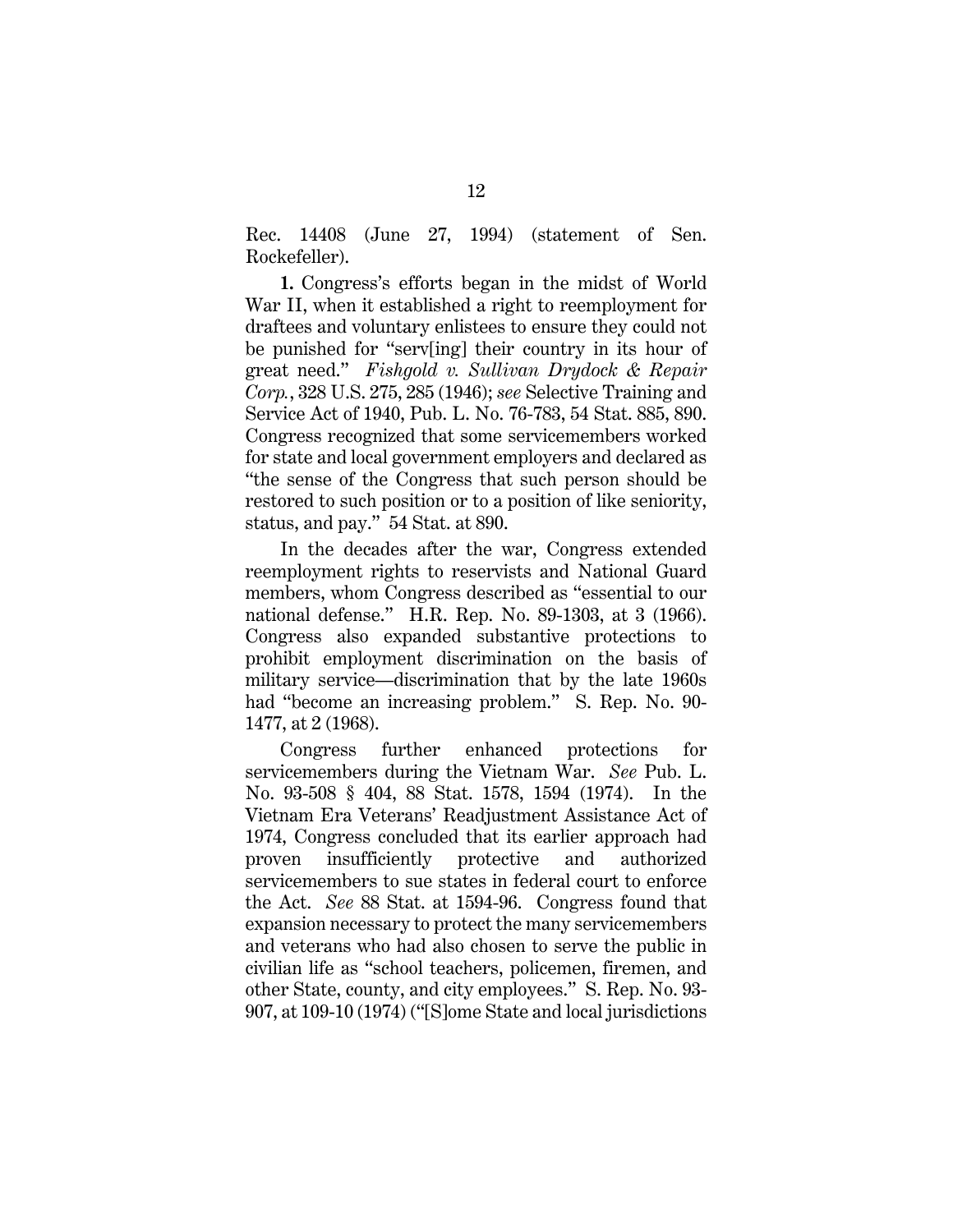Rec. 14408 (June 27, 1994) (statement of Sen. Rockefeller).

**1.** Congress's efforts began in the midst of World War II, when it established a right to reemployment for draftees and voluntary enlistees to ensure they could not be punished for "serv[ing] their country in its hour of great need." *Fishgold v. Sullivan Drydock & Repair Corp.*, 328 U.S. 275, 285 (1946); *see* Selective Training and Service Act of 1940, Pub. L. No. 76-783, 54 Stat. 885, 890. Congress recognized that some servicemembers worked for state and local government employers and declared as "the sense of the Congress that such person should be restored to such position or to a position of like seniority, status, and pay." 54 Stat. at 890.

In the decades after the war, Congress extended reemployment rights to reservists and National Guard members, whom Congress described as "essential to our national defense." H.R. Rep. No. 89-1303, at 3 (1966). Congress also expanded substantive protections to prohibit employment discrimination on the basis of military service—discrimination that by the late 1960s had "become an increasing problem." S. Rep. No. 90-1477, at 2 (1968).

Congress further enhanced protections for servicemembers during the Vietnam War. *See* Pub. L. No. 93-508 § 404, 88 Stat. 1578, 1594 (1974). In the Vietnam Era Veterans' Readjustment Assistance Act of 1974, Congress concluded that its earlier approach had proven insufficiently protective and authorized servicemembers to sue states in federal court to enforce the Act. *See* 88 Stat. at 1594-96. Congress found that expansion necessary to protect the many servicemembers and veterans who had also chosen to serve the public in civilian life as "school teachers, policemen, firemen, and other State, county, and city employees." S. Rep. No. 93-907, at 109-10 (1974) ("[S]ome State and local jurisdictions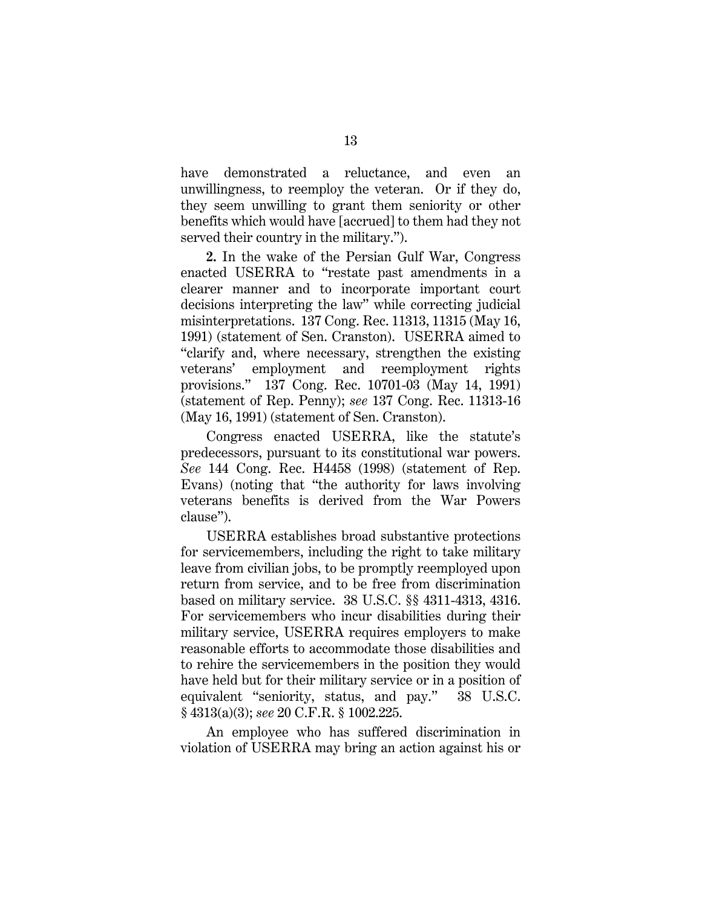have demonstrated a reluctance, and even an unwillingness, to reemploy the veteran. Or if they do, they seem unwilling to grant them seniority or other benefits which would have [accrued] to them had they not served their country in the military.").

**2.** In the wake of the Persian Gulf War, Congress enacted USERRA to "restate past amendments in a clearer manner and to incorporate important court decisions interpreting the law" while correcting judicial misinterpretations. 137 Cong. Rec. 11313, 11315 (May 16, 1991) (statement of Sen. Cranston). USERRA aimed to "clarify and, where necessary, strengthen the existing veterans' employment and reemployment rights provisions." 137 Cong. Rec. 10701-03 (May 14, 1991) (statement of Rep. Penny); *see* 137 Cong. Rec. 11313-16 (May 16, 1991) (statement of Sen. Cranston).

Congress enacted USERRA, like the statute's predecessors, pursuant to its constitutional war powers. *See* 144 Cong. Rec. H4458 (1998) (statement of Rep. Evans) (noting that "the authority for laws involving veterans benefits is derived from the War Powers clause").

USERRA establishes broad substantive protections for servicemembers, including the right to take military leave from civilian jobs, to be promptly reemployed upon return from service, and to be free from discrimination based on military service. 38 U.S.C. §§ 4311-4313, 4316. For servicemembers who incur disabilities during their military service, USERRA requires employers to make reasonable efforts to accommodate those disabilities and to rehire the servicemembers in the position they would have held but for their military service or in a position of equivalent "seniority, status, and pay." 38 U.S.C. § 4313(a)(3); *see* 20 C.F.R. § 1002.225.

An employee who has suffered discrimination in violation of USERRA may bring an action against his or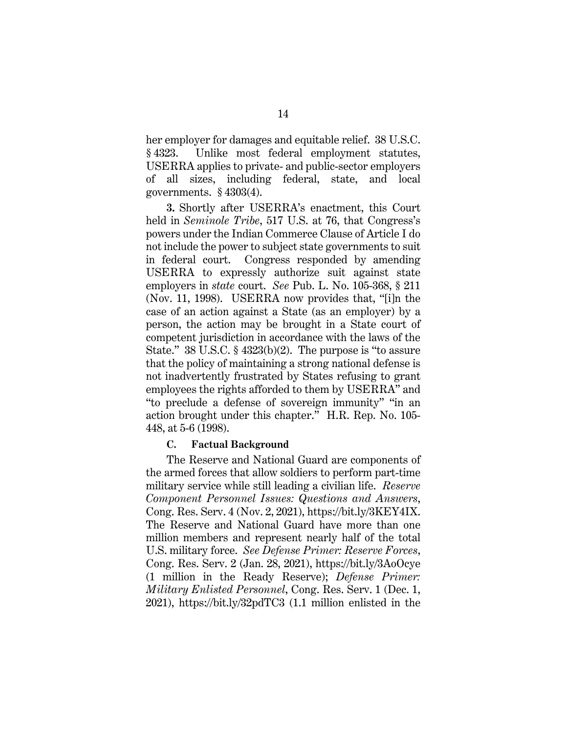her employer for damages and equitable relief. 38 U.S.C. § 4323. Unlike most federal employment statutes, USERRA applies to private- and public-sector employers of all sizes, including federal, state, and local governments. § 4303(4).

**3.** Shortly after USERRA's enactment, this Court held in *Seminole Tribe*, 517 U.S. at 76, that Congress's powers under the Indian Commerce Clause of Article I do not include the power to subject state governments to suit in federal court. Congress responded by amending USERRA to expressly authorize suit against state employers in *state* court. *See* Pub. L. No. 105-368, § 211 (Nov. 11, 1998). USERRA now provides that, "[i]n the case of an action against a State (as an employer) by a person, the action may be brought in a State court of competent jurisdiction in accordance with the laws of the State." 38 U.S.C. § 4323(b)(2). The purpose is "to assure that the policy of maintaining a strong national defense is not inadvertently frustrated by States refusing to grant employees the rights afforded to them by USERRA" and "to preclude a defense of sovereign immunity" "in an action brought under this chapter." H.R. Rep. No. 105-448, at 5-6 (1998).

### C. Factual Background

The Reserve and National Guard are components of the armed forces that allow soldiers to perform part-time military service while still leading a civilian life. *Reserve Component Personnel Issues: Questions and Answers*, Cong. Res. Serv. 4 (Nov. 2, 2021), https://bit.ly/3KEY4IX. The Reserve and National Guard have more than one million members and represent nearly half of the total U.S. military force. *See Defense Primer: Reserve Forces*, Cong. Res. Serv. 2 (Jan. 28, 2021), https://bit.ly/3AoOcye (1 million in the Ready Reserve); *Defense Primer: Military Enlisted Personnel*, Cong. Res. Serv. 1 (Dec. 1, 2021), https://bit.ly/32pdTC3 (1.1 million enlisted in the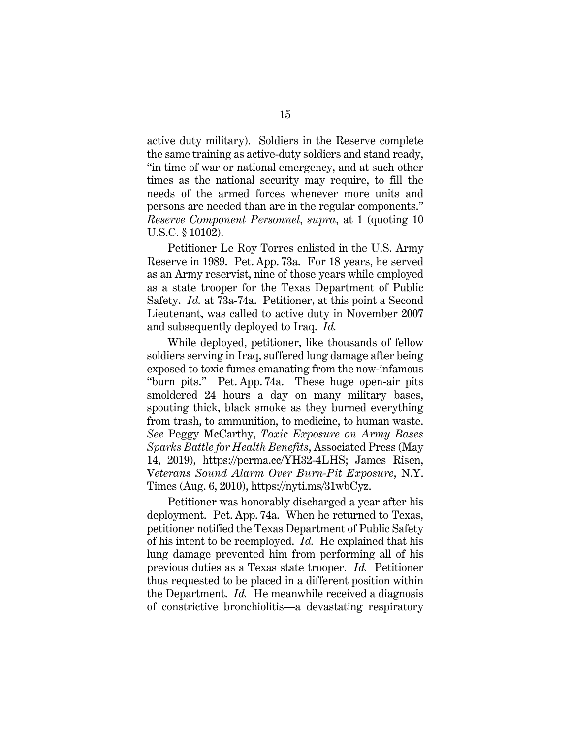active duty military). Soldiers in the Reserve complete the same training as active-duty soldiers and stand ready, "in time of war or national emergency, and at such other times as the national security may require, to fill the needs of the armed forces whenever more units and persons are needed than are in the regular components." *Reserve Component Personnel*, *supra*, at 1 (quoting 10 U.S.C. § 10102).

Petitioner Le Roy Torres enlisted in the U.S. Army Reserve in 1989. Pet. App. 73a. For 18 years, he served as an Army reservist, nine of those years while employed as a state trooper for the Texas Department of Public Safety. *Id.* at 73a-74a. Petitioner, at this point a Second Lieutenant, was called to active duty in November 2007 and subsequently deployed to Iraq. *Id.*

While deployed, petitioner, like thousands of fellow soldiers serving in Iraq, suffered lung damage after being exposed to toxic fumes emanating from the now-infamous "burn pits." Pet. App. 74a. These huge open-air pits smoldered 24 hours a day on many military bases, spouting thick, black smoke as they burned everything from trash, to ammunition, to medicine, to human waste. *See* Peggy McCarthy, *Toxic Exposure on Army Bases Sparks Battle for Health Benefits*, Associated Press (May 14, 2019), https://perma.cc/YH32-4LHS; James Risen, *Veterans Sound Alarm Over Burn-Pit Exposure*, N.Y. Times (Aug. 6, 2010), https://nyti.ms/31wbCyz.

Petitioner was honorably discharged a year after his deployment. Pet. App. 74a. When he returned to Texas, petitioner notified the Texas Department of Public Safety of his intent to be reemployed. *Id.* He explained that his lung damage prevented him from performing all of his previous duties as a Texas state trooper. *Id.* Petitioner thus requested to be placed in a different position within the Department. *Id.* He meanwhile received a diagnosis of constrictive bronchiolitis—a devastating respiratory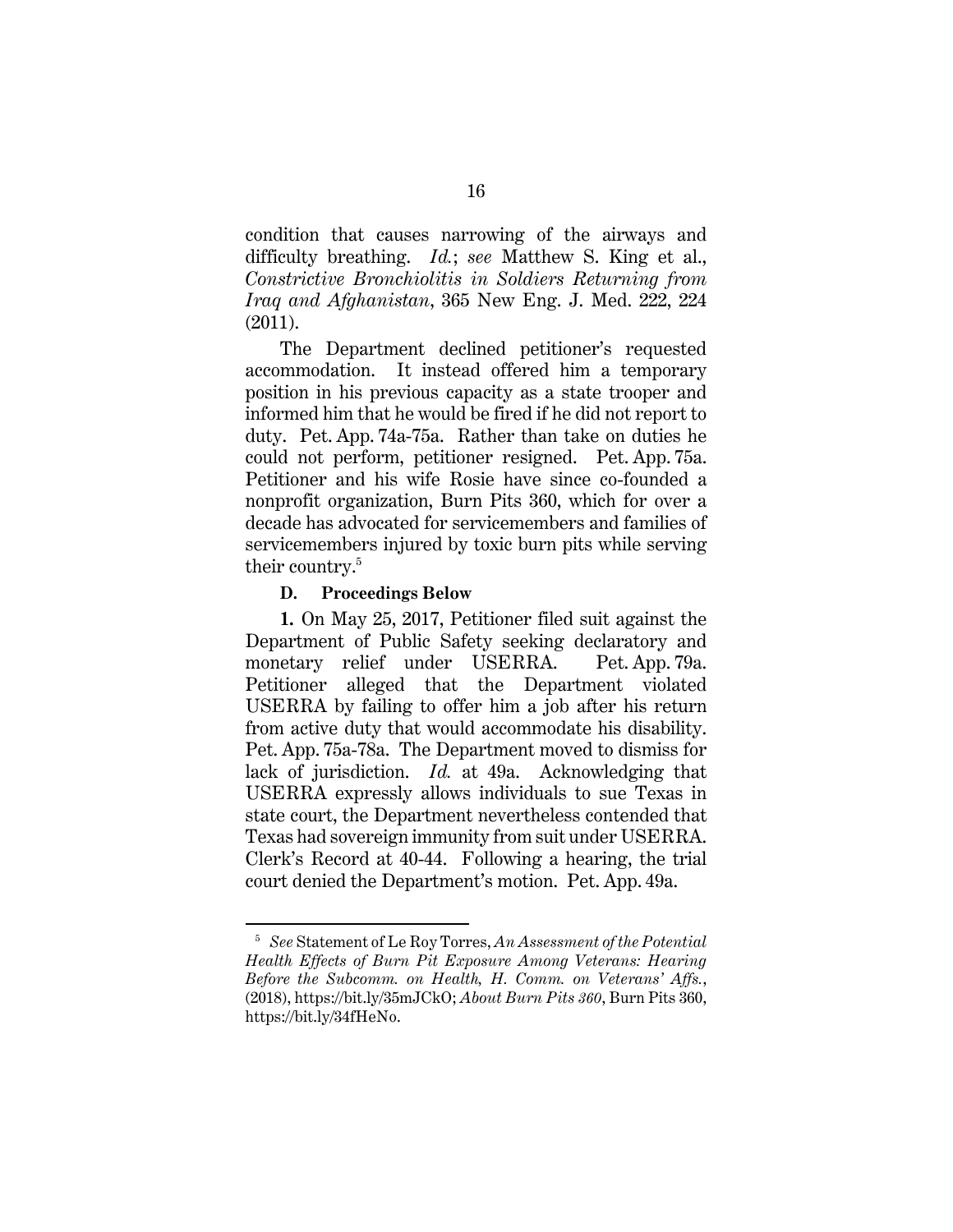condition that causes narrowing of the airways and difficulty breathing. *Id.*; *see* Matthew S. King et al., *Constrictive Bronchiolitis in Soldiers Returning from Iraq and Afghanistan*, 365 New Eng. J. Med. 222, 224 (2011).

The Department declined petitioner's requested accommodation. It instead offered him a temporary position in his previous capacity as a state trooper and informed him that he would be fired if he did not report to duty. Pet. App. 74a-75a. Rather than take on duties he could not perform, petitioner resigned. Pet. App. 75a. Petitioner and his wife Rosie have since co-founded a nonprofit organization, Burn Pits 360, which for over a decade has advocated for servicemembers and families of servicemembers injured by toxic burn pits while serving their country.[5]

#### D. Proceedings Below

**1.** On May 25, 2017, Petitioner filed suit against the Department of Public Safety seeking declaratory and monetary relief under USERRA. Pet. App. 79a. Petitioner alleged that the Department violated USERRA by failing to offer him a job after his return from active duty that would accommodate his disability. Pet. App. 75a-78a. The Department moved to dismiss for lack of jurisdiction. *Id.* at 49a. Acknowledging that USERRA expressly allows individuals to sue Texas in state court, the Department nevertheless contended that Texas had sovereign immunity from suit under USERRA. Clerk's Record at 40-44. Following a hearing, the trial court denied the Department's motion. Pet. App. 49a.

---

[5] *See* Statement of Le Roy Torres, *An Assessment of the Potential Health Effects of Burn Pit Exposure Among Veterans: Hearing Before the Subcomm. on Health, H. Comm. on Veterans' Affs.*, (2018), https://bit.ly/35mJCkO; *About Burn Pits 360*, Burn Pits 360, https://bit.ly/34fHeNo.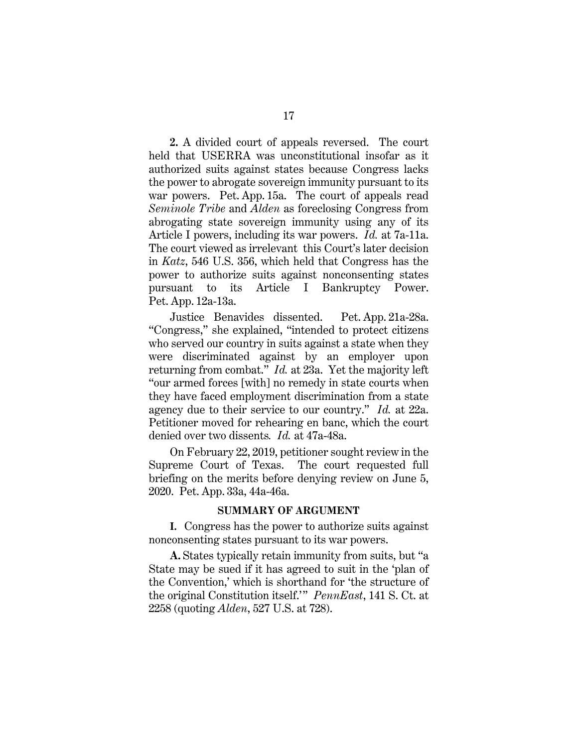**2.** A divided court of appeals reversed. The court held that USERRA was unconstitutional insofar as it authorized suits against states because Congress lacks the power to abrogate sovereign immunity pursuant to its war powers. Pet. App. 15a. The court of appeals read *Seminole Tribe* and *Alden* as foreclosing Congress from abrogating state sovereign immunity using any of its Article I powers, including its war powers. *Id.* at 7a-11a. The court viewed as irrelevant this Court's later decision in *Katz*, 546 U.S. 356, which held that Congress has the power to authorize suits against nonconsenting states pursuant to its Article I Bankruptcy Power. Pet. App. 12a-13a.

Justice Benavides dissented. Pet. App. 21a-28a. "Congress," she explained, "intended to protect citizens who served our country in suits against a state when they were discriminated against by an employer upon returning from combat." *Id.* at 23a. Yet the majority left "our armed forces [with] no remedy in state courts when they have faced employment discrimination from a state agency due to their service to our country." *Id.* at 22a. Petitioner moved for rehearing en banc, which the court denied over two dissents. *Id.* at 47a-48a.

On February 22, 2019, petitioner sought review in the Supreme Court of Texas. The court requested full briefing on the merits before denying review on June 5, 2020. Pet. App. 33a, 44a-46a.

## SUMMARY OF ARGUMENT

**I.** Congress has the power to authorize suits against nonconsenting states pursuant to its war powers.

**A.** States typically retain immunity from suits, but "a State may be sued if it has agreed to suit in the 'plan of the Convention,' which is shorthand for 'the structure of the original Constitution itself.'" *PennEast*, 141 S. Ct. at 2258 (quoting *Alden*, 527 U.S. at 728).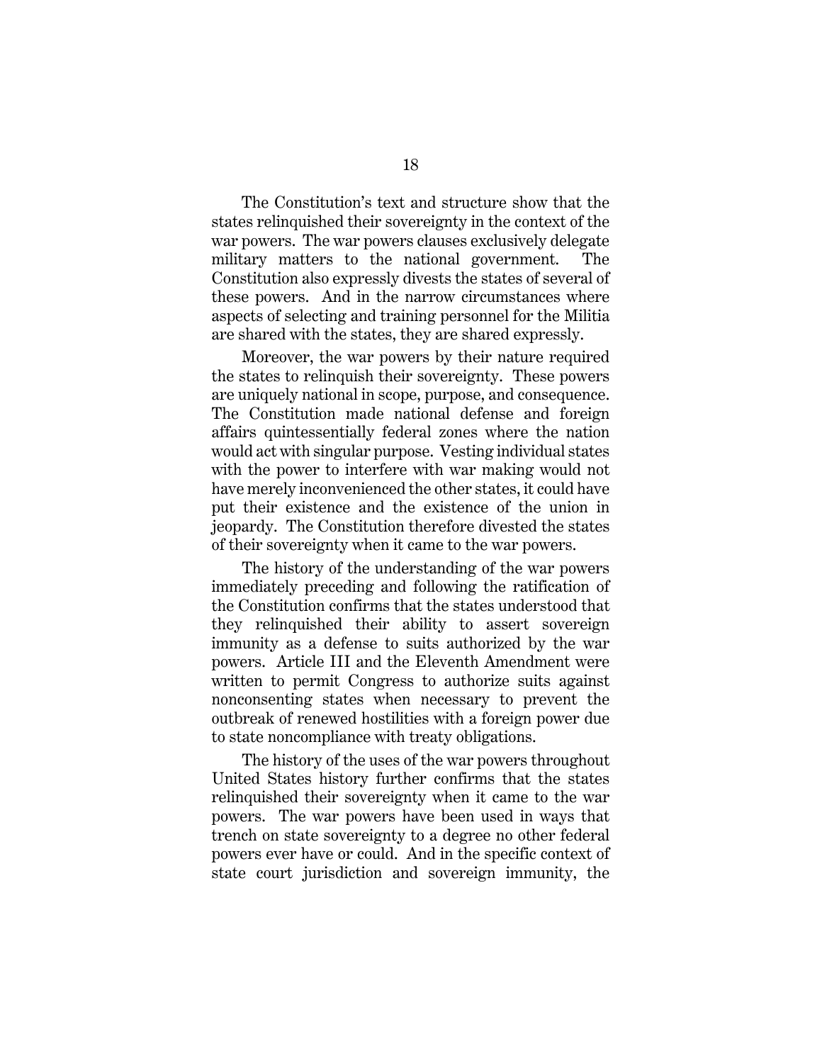The Constitution's text and structure show that the states relinquished their sovereignty in the context of the war powers. The war powers clauses exclusively delegate military matters to the national government. The Constitution also expressly divests the states of several of these powers. And in the narrow circumstances where aspects of selecting and training personnel for the Militia are shared with the states, they are shared expressly.

Moreover, the war powers by their nature required the states to relinquish their sovereignty. These powers are uniquely national in scope, purpose, and consequence. The Constitution made national defense and foreign affairs quintessentially federal zones where the nation would act with singular purpose. Vesting individual states with the power to interfere with war making would not have merely inconvenienced the other states, it could have put their existence and the existence of the union in jeopardy. The Constitution therefore divested the states of their sovereignty when it came to the war powers.

The history of the understanding of the war powers immediately preceding and following the ratification of the Constitution confirms that the states understood that they relinquished their ability to assert sovereign immunity as a defense to suits authorized by the war powers. Article III and the Eleventh Amendment were written to permit Congress to authorize suits against nonconsenting states when necessary to prevent the outbreak of renewed hostilities with a foreign power due to state noncompliance with treaty obligations.

The history of the uses of the war powers throughout United States history further confirms that the states relinquished their sovereignty when it came to the war powers. The war powers have been used in ways that trench on state sovereignty to a degree no other federal powers ever have or could. And in the specific context of state court jurisdiction and sovereign immunity, the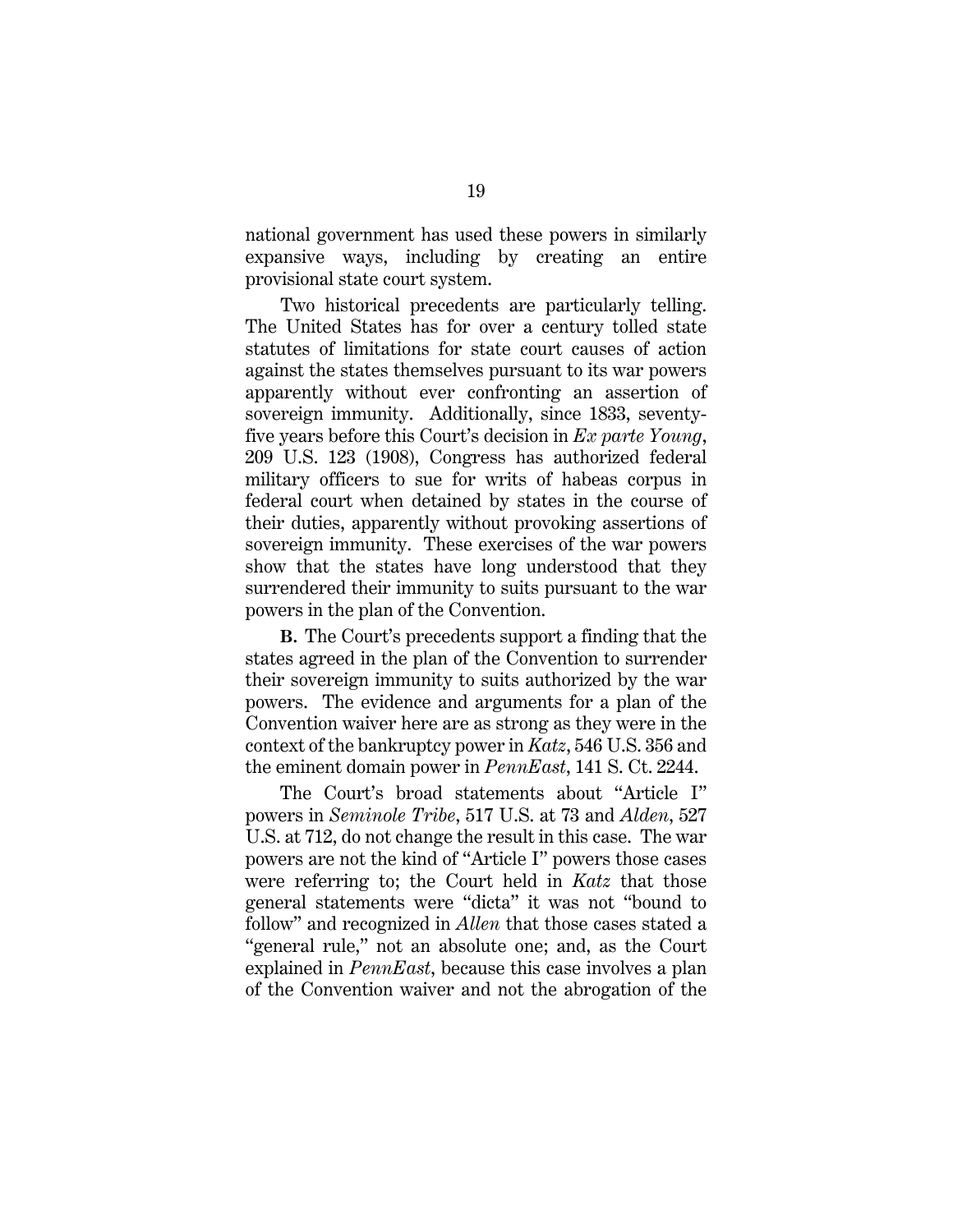national government has used these powers in similarly expansive ways, including by creating an entire provisional state court system.

Two historical precedents are particularly telling. The United States has for over a century tolled state statutes of limitations for state court causes of action against the states themselves pursuant to its war powers apparently without ever confronting an assertion of sovereign immunity. Additionally, since 1833, seventy-five years before this Court's decision in *Ex parte Young*, 209 U.S. 123 (1908), Congress has authorized federal military officers to sue for writs of habeas corpus in federal court when detained by states in the course of their duties, apparently without provoking assertions of sovereign immunity. These exercises of the war powers show that the states have long understood that they surrendered their immunity to suits pursuant to the war powers in the plan of the Convention.

**B.** The Court's precedents support a finding that the states agreed in the plan of the Convention to surrender their sovereign immunity to suits authorized by the war powers. The evidence and arguments for a plan of the Convention waiver here are as strong as they were in the context of the bankruptcy power in *Katz*, 546 U.S. 356 and the eminent domain power in *PennEast*, 141 S. Ct. 2244.

The Court's broad statements about "Article I" powers in *Seminole Tribe*, 517 U.S. at 73 and *Alden*, 527 U.S. at 712, do not change the result in this case. The war powers are not the kind of "Article I" powers those cases were referring to; the Court held in *Katz* that those general statements were "dicta" it was not "bound to follow" and recognized in *Allen* that those cases stated a "general rule," not an absolute one; and, as the Court explained in *PennEast*, because this case involves a plan of the Convention waiver and not the abrogation of the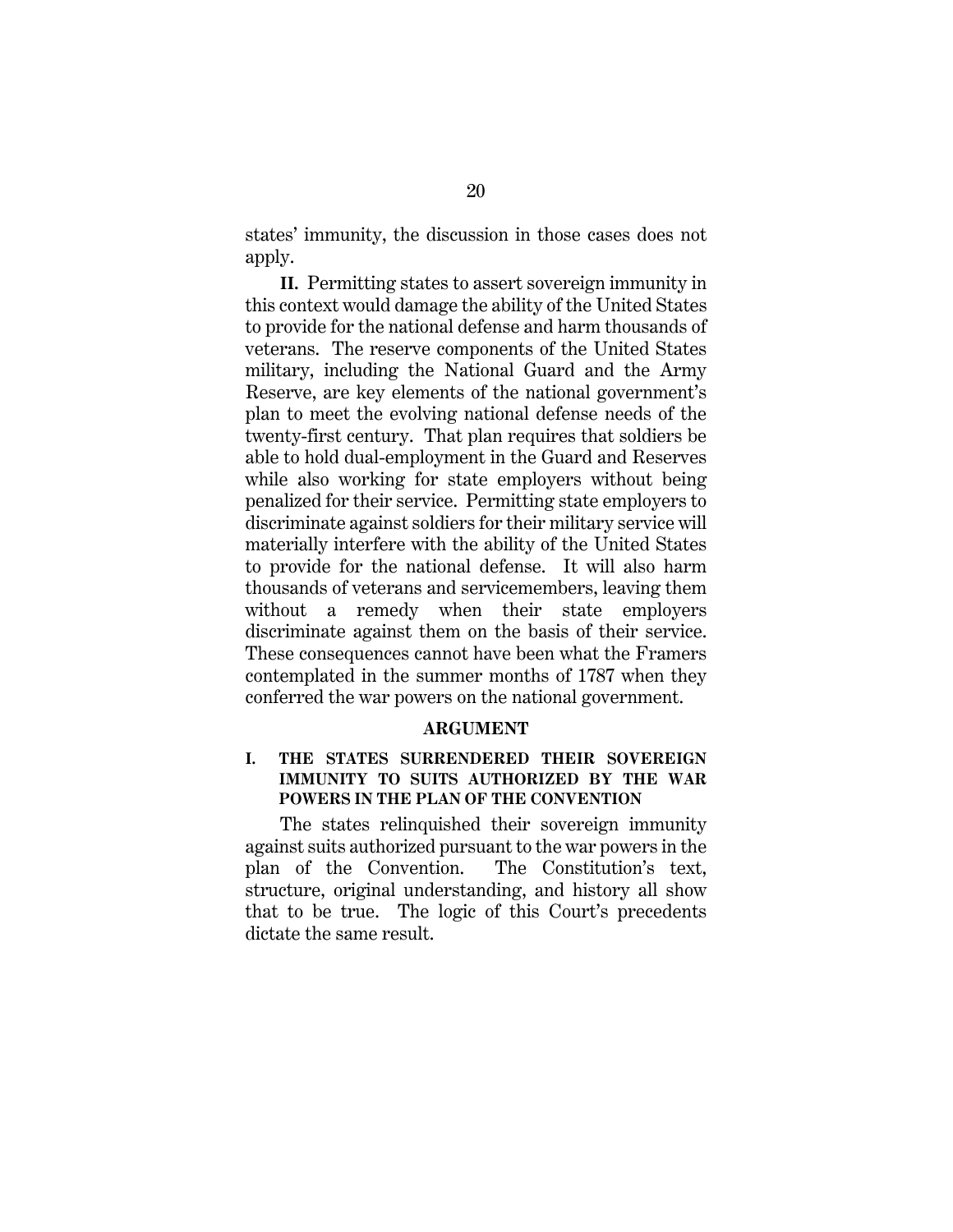states' immunity, the discussion in those cases does not apply.

**II.** Permitting states to assert sovereign immunity in this context would damage the ability of the United States to provide for the national defense and harm thousands of veterans. The reserve components of the United States military, including the National Guard and the Army Reserve, are key elements of the national government's plan to meet the evolving national defense needs of the twenty-first century. That plan requires that soldiers be able to hold dual-employment in the Guard and Reserves while also working for state employers without being penalized for their service. Permitting state employers to discriminate against soldiers for their military service will materially interfere with the ability of the United States to provide for the national defense. It will also harm thousands of veterans and servicemembers, leaving them without a remedy when their state employers discriminate against them on the basis of their service. These consequences cannot have been what the Framers contemplated in the summer months of 1787 when they conferred the war powers on the national government.

## ARGUMENT

### I. THE STATES SURRENDERED THEIR SOVEREIGN IMMUNITY TO SUITS AUTHORIZED BY THE WAR POWERS IN THE PLAN OF THE CONVENTION

The states relinquished their sovereign immunity against suits authorized pursuant to the war powers in the plan of the Convention. The Constitution's text, structure, original understanding, and history all show that to be true. The logic of this Court's precedents dictate the same result.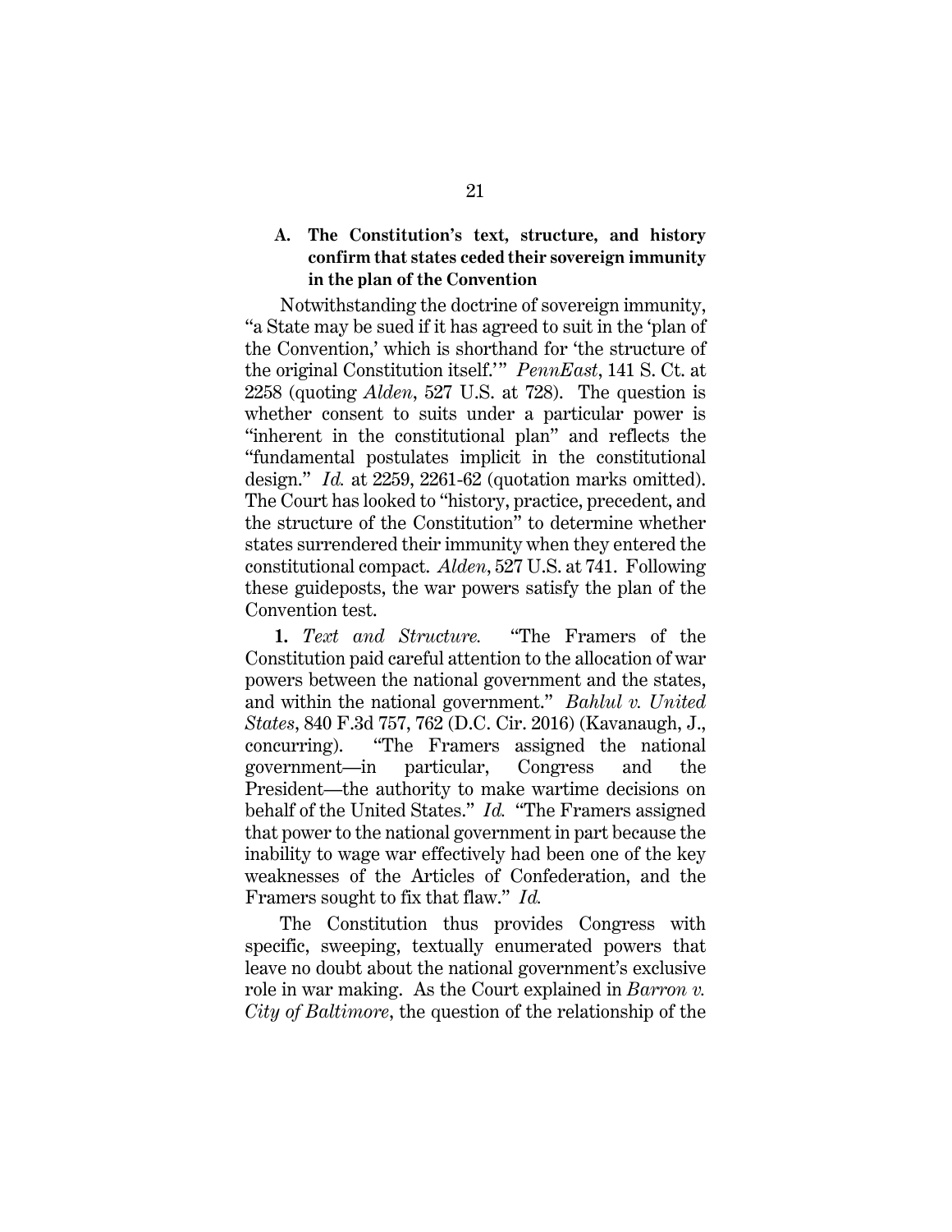### A. The Constitution's text, structure, and history confirm that states ceded their sovereign immunity in the plan of the Convention

Notwithstanding the doctrine of sovereign immunity, "a State may be sued if it has agreed to suit in the 'plan of the Convention,' which is shorthand for 'the structure of the original Constitution itself.'" *PennEast*, 141 S. Ct. at 2258 (quoting *Alden*, 527 U.S. at 728). The question is whether consent to suits under a particular power is "inherent in the constitutional plan" and reflects the "fundamental postulates implicit in the constitutional design." *Id.* at 2259, 2261-62 (quotation marks omitted). The Court has looked to "history, practice, precedent, and the structure of the Constitution" to determine whether states surrendered their immunity when they entered the constitutional compact. *Alden*, 527 U.S. at 741. Following these guideposts, the war powers satisfy the plan of the Convention test.

**1.** *Text and Structure.* "The Framers of the Constitution paid careful attention to the allocation of war powers between the national government and the states, and within the national government." *Bahlul v. United States*, 840 F.3d 757, 762 (D.C. Cir. 2016) (Kavanaugh, J., concurring). "The Framers assigned the national government—in particular, Congress and the President—the authority to make wartime decisions on behalf of the United States." *Id.* "The Framers assigned that power to the national government in part because the inability to wage war effectively had been one of the key weaknesses of the Articles of Confederation, and the Framers sought to fix that flaw." *Id.*

The Constitution thus provides Congress with specific, sweeping, textually enumerated powers that leave no doubt about the national government's exclusive role in war making. As the Court explained in *Barron v. City of Baltimore*, the question of the relationship of the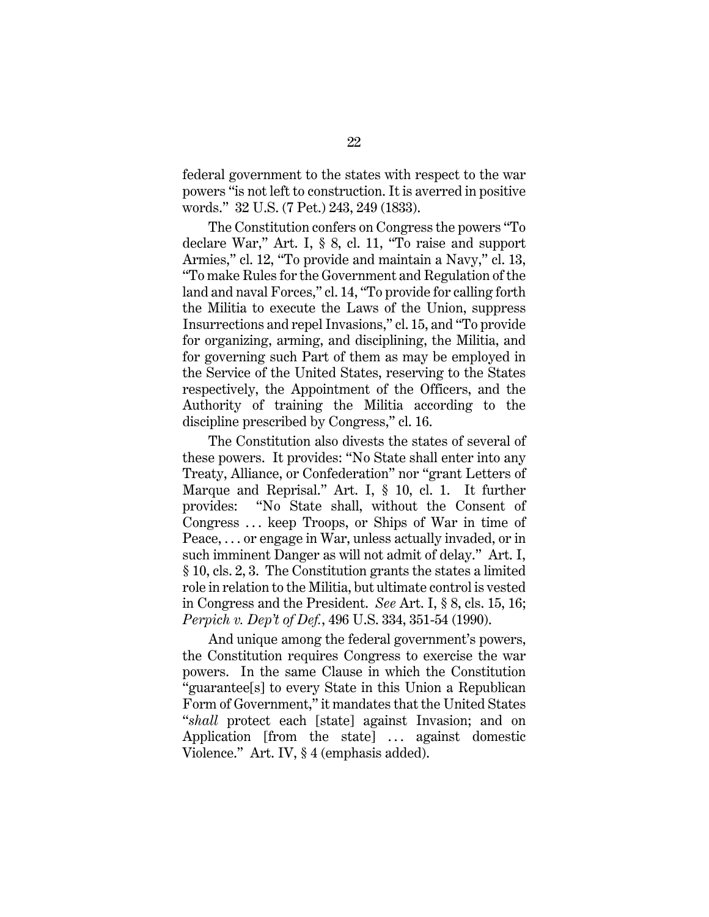federal government to the states with respect to the war powers "is not left to construction. It is averred in positive words." 32 U.S. (7 Pet.) 243, 249 (1833).

The Constitution confers on Congress the powers "To declare War," Art. I, § 8, cl. 11, "To raise and support Armies," cl. 12, "To provide and maintain a Navy," cl. 13, "To make Rules for the Government and Regulation of the land and naval Forces," cl. 14, "To provide for calling forth the Militia to execute the Laws of the Union, suppress Insurrections and repel Invasions," cl. 15, and "To provide for organizing, arming, and disciplining, the Militia, and for governing such Part of them as may be employed in the Service of the United States, reserving to the States respectively, the Appointment of the Officers, and the Authority of training the Militia according to the discipline prescribed by Congress," cl. 16.

The Constitution also divests the states of several of these powers. It provides: "No State shall enter into any Treaty, Alliance, or Confederation" nor "grant Letters of Marque and Reprisal." Art. I, § 10, cl. 1. It further provides: "No State shall, without the Consent of Congress . . . keep Troops, or Ships of War in time of Peace, . . . or engage in War, unless actually invaded, or in such imminent Danger as will not admit of delay." Art. I, § 10, cls. 2, 3. The Constitution grants the states a limited role in relation to the Militia, but ultimate control is vested in Congress and the President. *See* Art. I, § 8, cls. 15, 16; *Perpich v. Dep't of Def.*, 496 U.S. 334, 351-54 (1990).

And unique among the federal government's powers, the Constitution requires Congress to exercise the war powers. In the same Clause in which the Constitution "guarantee[s] to every State in this Union a Republican Form of Government," it mandates that the United States "*shall* protect each [state] against Invasion; and on Application [from the state] . . . against domestic Violence." Art. IV, § 4 (emphasis added).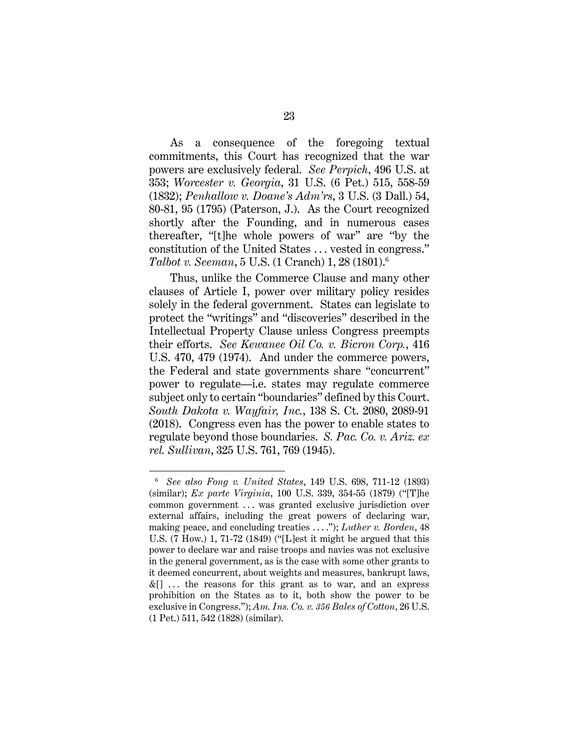As a consequence of the foregoing textual commitments, this Court has recognized that the war powers are exclusively federal. *See Perpich*, 496 U.S. at 353; *Worcester v. Georgia*, 31 U.S. (6 Pet.) 515, 558-59 (1832); *Penhallow v. Doane's Adm'rs*, 3 U.S. (3 Dall.) 54, 80-81, 95 (1795) (Paterson, J.). As the Court recognized shortly after the Founding, and in numerous cases thereafter, "[t]he whole powers of war" are "by the constitution of the United States . . . vested in congress." *Talbot v. Seeman*, 5 U.S. (1 Cranch) 1, 28 (1801).[6]

Thus, unlike the Commerce Clause and many other clauses of Article I, power over military policy resides solely in the federal government. States can legislate to protect the "writings" and "discoveries" described in the Intellectual Property Clause unless Congress preempts their efforts. *See Kewanee Oil Co. v. Bicron Corp.*, 416 U.S. 470, 479 (1974). And under the commerce powers, the Federal and state governments share "concurrent" power to regulate—i.e. states may regulate commerce subject only to certain "boundaries" defined by this Court. *South Dakota v. Wayfair, Inc.*, 138 S. Ct. 2080, 2089-91 (2018). Congress even has the power to enable states to regulate beyond those boundaries. *S. Pac. Co. v. Ariz. ex rel. Sullivan*, 325 U.S. 761, 769 (1945).

---

[6] *See also Fong v. United States*, 149 U.S. 698, 711-12 (1893) (similar); *Ex parte Virginia*, 100 U.S. 339, 354-55 (1879) ("[T]he common government . . . was granted exclusive jurisdiction over external affairs, including the great powers of declaring war, making peace, and concluding treaties . . . ."); *Luther v. Borden*, 48 U.S. (7 How.) 1, 71-72 (1849) ("[L]est it might be argued that this power to declare war and raise troops and navies was not exclusive in the general government, as is the case with some other grants to it deemed concurrent, about weights and measures, bankrupt laws, &[] . . . the reasons for this grant as to war, and an express prohibition on the States as to it, both show the power to be exclusive in Congress."); *Am. Ins. Co. v. 356 Bales of Cotton*, 26 U.S. (1 Pet.) 511, 542 (1828) (similar).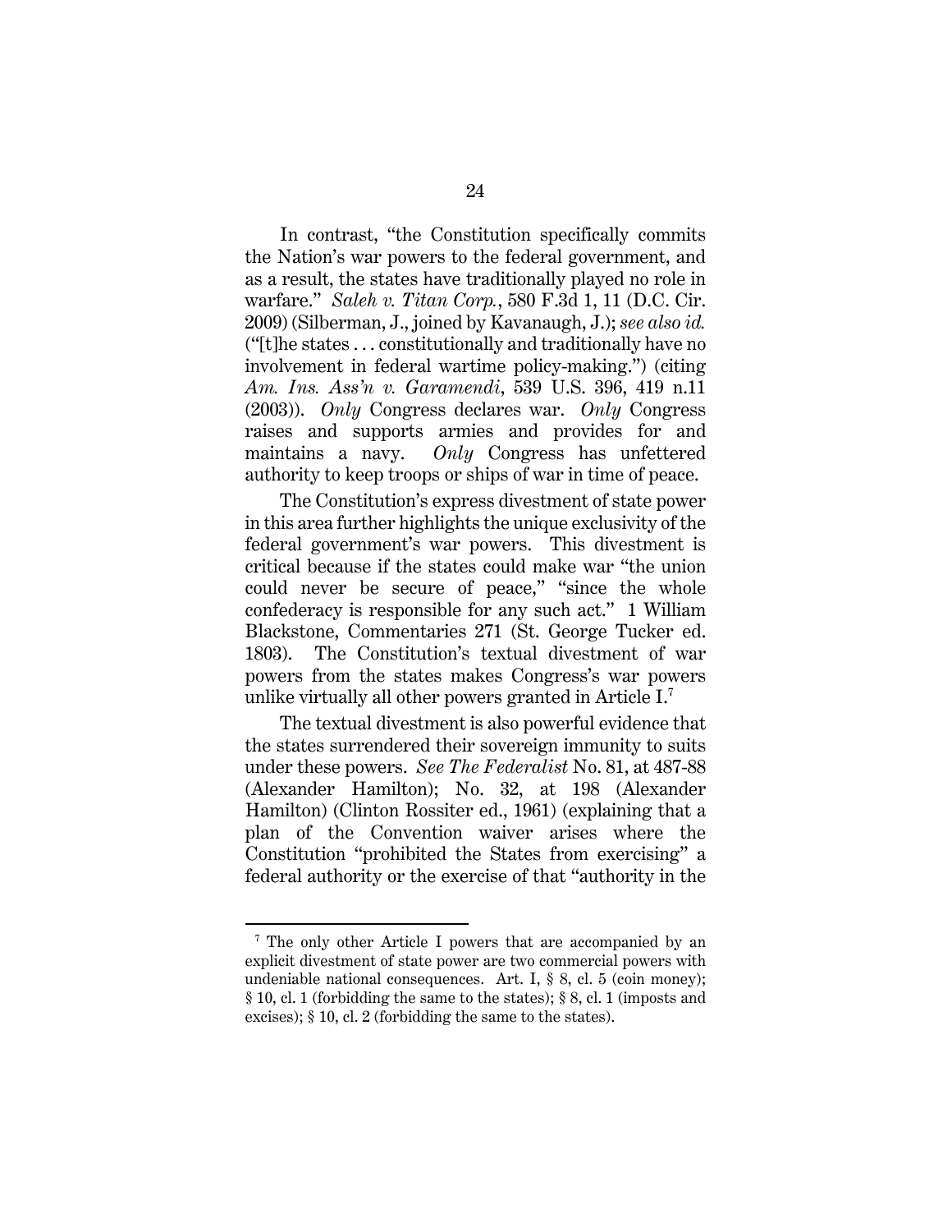In contrast, "the Constitution specifically commits the Nation's war powers to the federal government, and as a result, the states have traditionally played no role in warfare." *Saleh v. Titan Corp.*, 580 F.3d 1, 11 (D.C. Cir. 2009) (Silberman, J., joined by Kavanaugh, J.); *see also id.* ("[t]he states . . . constitutionally and traditionally have no involvement in federal wartime policy-making.") (citing *Am. Ins. Ass'n v. Garamendi*, 539 U.S. 396, 419 n.11 (2003)). *Only* Congress declares war. *Only* Congress raises and supports armies and provides for and maintains a navy. *Only* Congress has unfettered authority to keep troops or ships of war in time of peace.

The Constitution's express divestment of state power in this area further highlights the unique exclusivity of the federal government's war powers. This divestment is critical because if the states could make war "the union could never be secure of peace," "since the whole confederacy is responsible for any such act." 1 William Blackstone, Commentaries 271 (St. George Tucker ed. 1803). The Constitution's textual divestment of war powers from the states makes Congress's war powers unlike virtually all other powers granted in Article I.[7]

The textual divestment is also powerful evidence that the states surrendered their sovereign immunity to suits under these powers. *See The Federalist* No. 81, at 487-88 (Alexander Hamilton); No. 32, at 198 (Alexander Hamilton) (Clinton Rossiter ed., 1961) (explaining that a plan of the Convention waiver arises where the Constitution "prohibited the States from exercising" a federal authority or the exercise of that "authority in the

---

[7] The only other Article I powers that are accompanied by an explicit divestment of state power are two commercial powers with undeniable national consequences. Art. I, § 8, cl. 5 (coin money); § 10, cl. 1 (forbidding the same to the states); § 8, cl. 1 (imposts and excises); § 10, cl. 2 (forbidding the same to the states).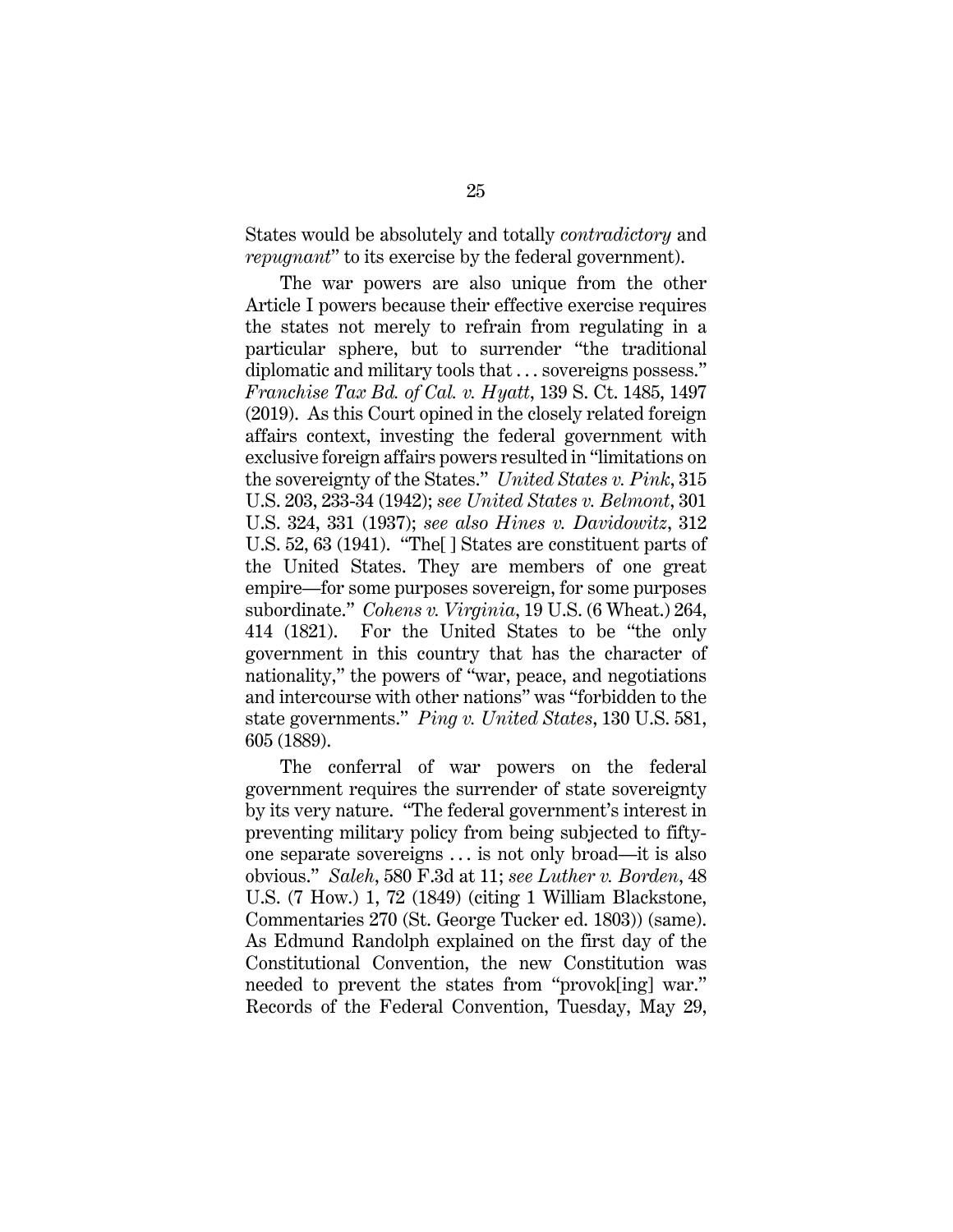States would be absolutely and totally *contradictory* and *repugnant*" to its exercise by the federal government).

The war powers are also unique from the other Article I powers because their effective exercise requires the states not merely to refrain from regulating in a particular sphere, but to surrender "the traditional diplomatic and military tools that . . . sovereigns possess." *Franchise Tax Bd. of Cal. v. Hyatt*, 139 S. Ct. 1485, 1497 (2019). As this Court opined in the closely related foreign affairs context, investing the federal government with exclusive foreign affairs powers resulted in "limitations on the sovereignty of the States." *United States v. Pink*, 315 U.S. 203, 233-34 (1942); *see United States v. Belmont*, 301 U.S. 324, 331 (1937); *see also Hines v. Davidowitz*, 312 U.S. 52, 63 (1941). "The[ ] States are constituent parts of the United States. They are members of one great empire—for some purposes sovereign, for some purposes subordinate." *Cohens v. Virginia*, 19 U.S. (6 Wheat.) 264, 414 (1821). For the United States to be "the only government in this country that has the character of nationality," the powers of "war, peace, and negotiations and intercourse with other nations" was "forbidden to the state governments." *Ping v. United States*, 130 U.S. 581, 605 (1889).

The conferral of war powers on the federal government requires the surrender of state sovereignty by its very nature. "The federal government's interest in preventing military policy from being subjected to fifty-one separate sovereigns . . . is not only broad—it is also obvious." *Saleh*, 580 F.3d at 11; *see Luther v. Borden*, 48 U.S. (7 How.) 1, 72 (1849) (citing 1 William Blackstone, Commentaries 270 (St. George Tucker ed. 1803)) (same). As Edmund Randolph explained on the first day of the Constitutional Convention, the new Constitution was needed to prevent the states from "provok[ing] war." Records of the Federal Convention, Tuesday, May 29,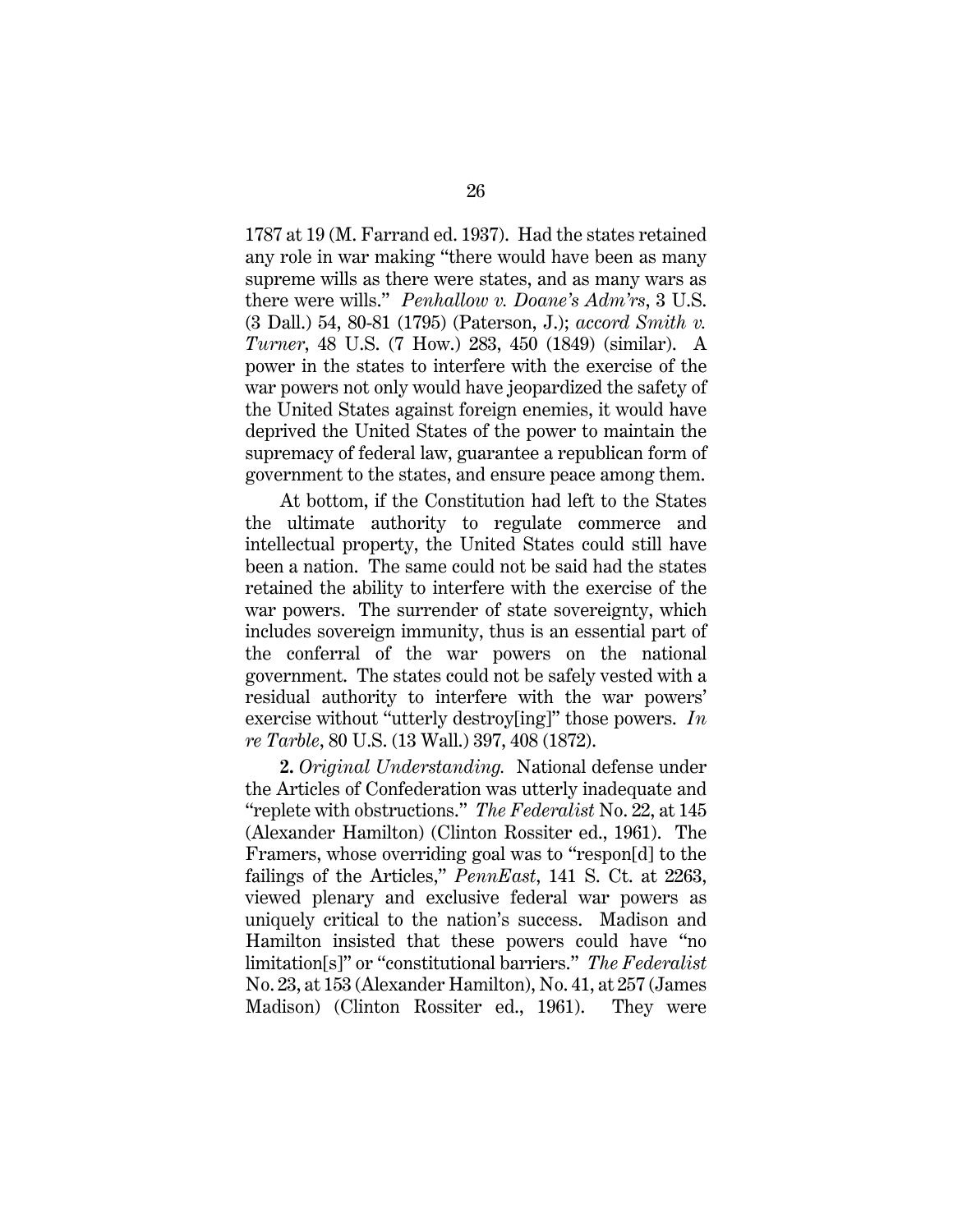1787 at 19 (M. Farrand ed. 1937). Had the states retained any role in war making "there would have been as many supreme wills as there were states, and as many wars as there were wills." *Penhallow v. Doane's Adm'rs*, 3 U.S. (3 Dall.) 54, 80-81 (1795) (Paterson, J.); *accord Smith v. Turner*, 48 U.S. (7 How.) 283, 450 (1849) (similar). A power in the states to interfere with the exercise of the war powers not only would have jeopardized the safety of the United States against foreign enemies, it would have deprived the United States of the power to maintain the supremacy of federal law, guarantee a republican form of government to the states, and ensure peace among them.

At bottom, if the Constitution had left to the States the ultimate authority to regulate commerce and intellectual property, the United States could still have been a nation. The same could not be said had the states retained the ability to interfere with the exercise of the war powers. The surrender of state sovereignty, which includes sovereign immunity, thus is an essential part of the conferral of the war powers on the national government. The states could not be safely vested with a residual authority to interfere with the war powers' exercise without "utterly destroy[ing]" those powers. *In re Tarble*, 80 U.S. (13 Wall.) 397, 408 (1872).

**2.** *Original Understanding.* National defense under the Articles of Confederation was utterly inadequate and "replete with obstructions." *The Federalist* No. 22, at 145 (Alexander Hamilton) (Clinton Rossiter ed., 1961). The Framers, whose overriding goal was to "respon[d] to the failings of the Articles," *PennEast*, 141 S. Ct. at 2263, viewed plenary and exclusive federal war powers as uniquely critical to the nation's success. Madison and Hamilton insisted that these powers could have "no limitation[s]" or "constitutional barriers." *The Federalist* No. 23, at 153 (Alexander Hamilton), No. 41, at 257 (James Madison) (Clinton Rossiter ed., 1961). They were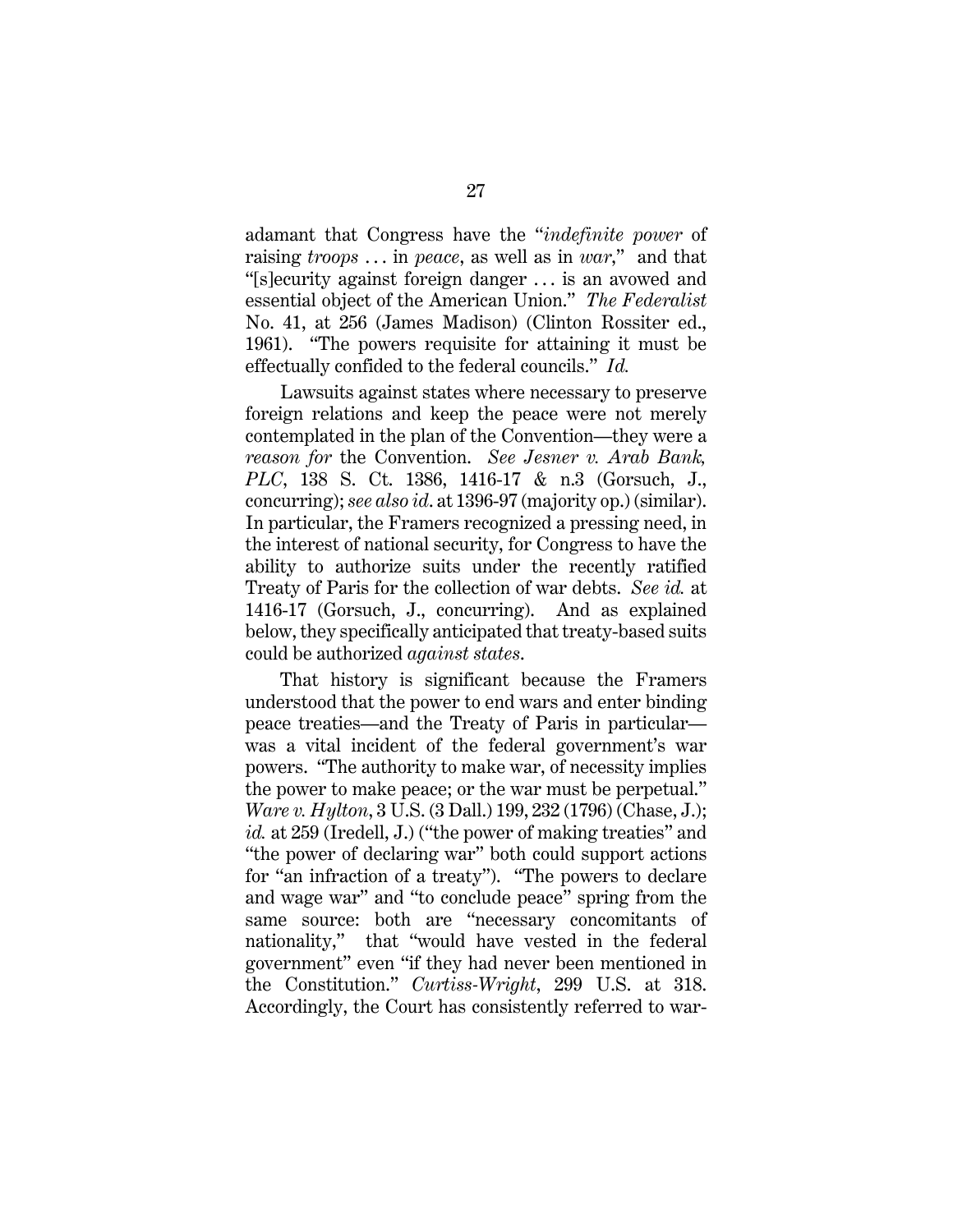adamant that Congress have the "*indefinite power* of raising *troops* ... in *peace*, as well as in *war*," and that "[s]ecurity against foreign danger ... is an avowed and essential object of the American Union." *The Federalist* No. 41, at 256 (James Madison) (Clinton Rossiter ed., 1961). "The powers requisite for attaining it must be effectually confided to the federal councils." *Id.*

Lawsuits against states where necessary to preserve foreign relations and keep the peace were not merely contemplated in the plan of the Convention—they were a *reason for* the Convention. *See Jesner v. Arab Bank, PLC*, 138 S. Ct. 1386, 1416-17 & n.3 (Gorsuch, J., concurring); *see also id.* at 1396-97 (majority op.) (similar). In particular, the Framers recognized a pressing need, in the interest of national security, for Congress to have the ability to authorize suits under the recently ratified Treaty of Paris for the collection of war debts. *See id.* at 1416-17 (Gorsuch, J., concurring). And as explained below, they specifically anticipated that treaty-based suits could be authorized *against states*.

That history is significant because the Framers understood that the power to end wars and enter binding peace treaties—and the Treaty of Paris in particular—was a vital incident of the federal government's war powers. "The authority to make war, of necessity implies the power to make peace; or the war must be perpetual." *Ware v. Hylton*, 3 U.S. (3 Dall.) 199, 232 (1796) (Chase, J.); *id.* at 259 (Iredell, J.) ("the power of making treaties" and "the power of declaring war" both could support actions for "an infraction of a treaty"). "The powers to declare and wage war" and "to conclude peace" spring from the same source: both are "necessary concomitants of nationality," that "would have vested in the federal government" even "if they had never been mentioned in the Constitution." *Curtiss-Wright*, 299 U.S. at 318. Accordingly, the Court has consistently referred to war-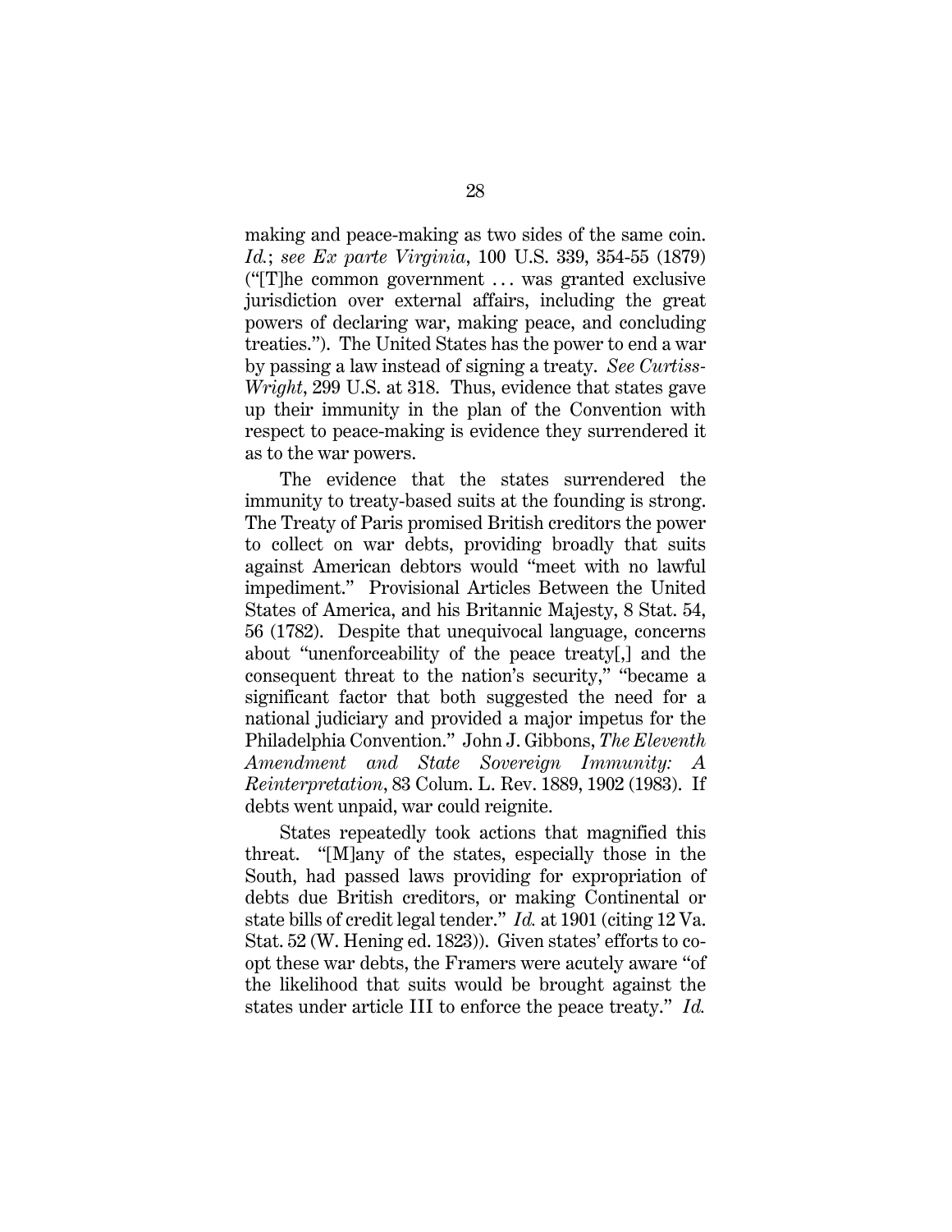making and peace-making as two sides of the same coin. *Id.*; *see Ex parte Virginia*, 100 U.S. 339, 354-55 (1879) ("[T]he common government . . . was granted exclusive jurisdiction over external affairs, including the great powers of declaring war, making peace, and concluding treaties."). The United States has the power to end a war by passing a law instead of signing a treaty. *See Curtiss-Wright*, 299 U.S. at 318. Thus, evidence that states gave up their immunity in the plan of the Convention with respect to peace-making is evidence they surrendered it as to the war powers.

The evidence that the states surrendered the immunity to treaty-based suits at the founding is strong. The Treaty of Paris promised British creditors the power to collect on war debts, providing broadly that suits against American debtors would "meet with no lawful impediment." Provisional Articles Between the United States of America, and his Britannic Majesty, 8 Stat. 54, 56 (1782). Despite that unequivocal language, concerns about "unenforceability of the peace treaty[,] and the consequent threat to the nation's security," "became a significant factor that both suggested the need for a national judiciary and provided a major impetus for the Philadelphia Convention." John J. Gibbons, *The Eleventh Amendment and State Sovereign Immunity: A Reinterpretation*, 83 Colum. L. Rev. 1889, 1902 (1983). If debts went unpaid, war could reignite.

States repeatedly took actions that magnified this threat. "[M]any of the states, especially those in the South, had passed laws providing for expropriation of debts due British creditors, or making Continental or state bills of credit legal tender." *Id.* at 1901 (citing 12 Va. Stat. 52 (W. Hening ed. 1823)). Given states' efforts to co-opt these war debts, the Framers were acutely aware "of the likelihood that suits would be brought against the states under article III to enforce the peace treaty." *Id.*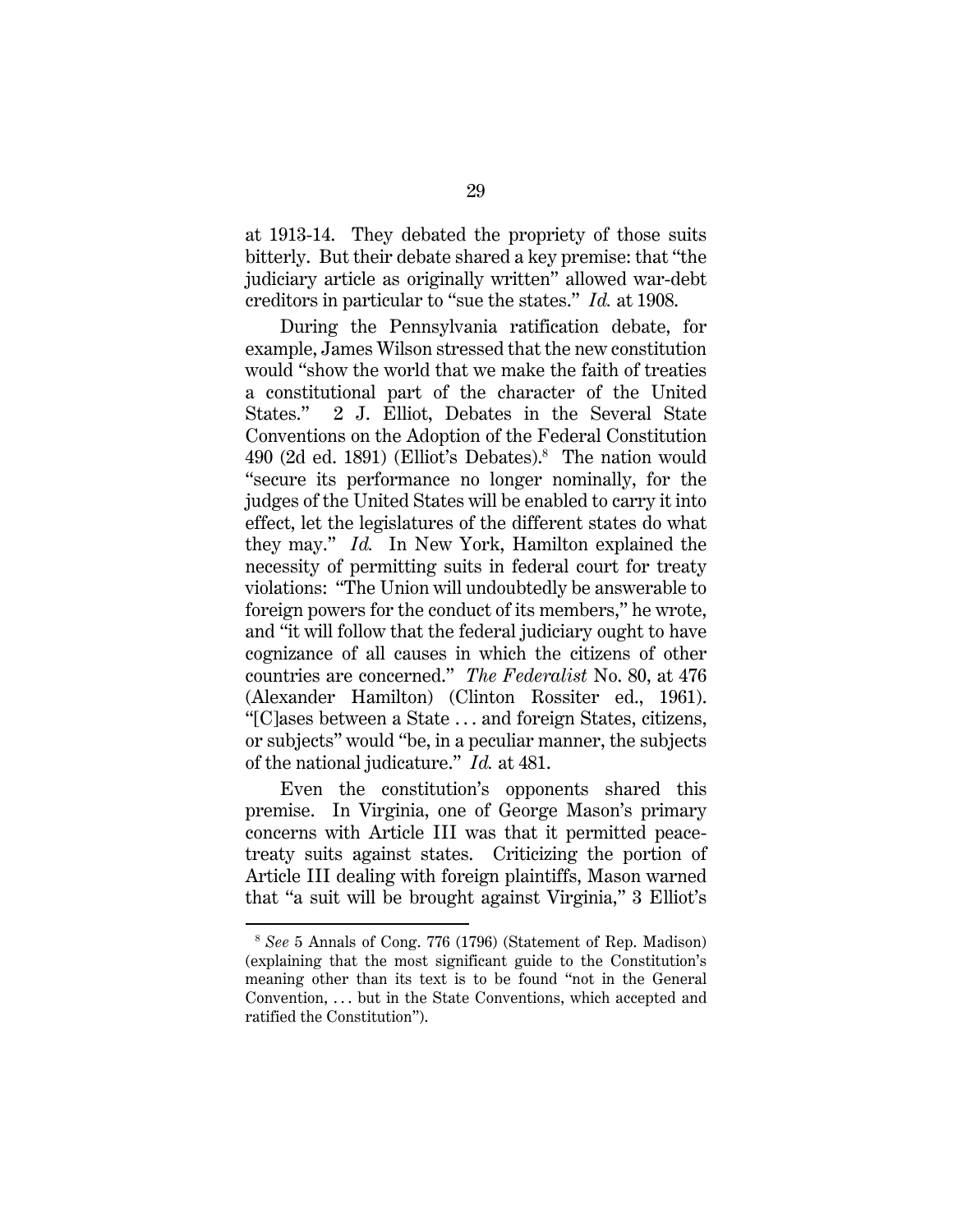at 1913-14. They debated the propriety of those suits bitterly. But their debate shared a key premise: that "the judiciary article as originally written" allowed war-debt creditors in particular to "sue the states." *Id.* at 1908.

During the Pennsylvania ratification debate, for example, James Wilson stressed that the new constitution would "show the world that we make the faith of treaties a constitutional part of the character of the United States." 2 J. Elliot, Debates in the Several State Conventions on the Adoption of the Federal Constitution 490 (2d ed. 1891) (Elliot's Debates).[8] The nation would "secure its performance no longer nominally, for the judges of the United States will be enabled to carry it into effect, let the legislatures of the different states do what they may." *Id.* In New York, Hamilton explained the necessity of permitting suits in federal court for treaty violations: "The Union will undoubtedly be answerable to foreign powers for the conduct of its members," he wrote, and "it will follow that the federal judiciary ought to have cognizance of all causes in which the citizens of other countries are concerned." *The Federalist* No. 80, at 476 (Alexander Hamilton) (Clinton Rossiter ed., 1961). "[C]ases between a State . . . and foreign States, citizens, or subjects" would "be, in a peculiar manner, the subjects of the national judicature." *Id.* at 481.

Even the constitution's opponents shared this premise. In Virginia, one of George Mason's primary concerns with Article III was that it permitted peace-treaty suits against states. Criticizing the portion of Article III dealing with foreign plaintiffs, Mason warned that "a suit will be brought against Virginia," 3 Elliot's

---

[8] *See* 5 Annals of Cong. 776 (1796) (Statement of Rep. Madison) (explaining that the most significant guide to the Constitution's meaning other than its text is to be found "not in the General Convention, . . . but in the State Conventions, which accepted and ratified the Constitution").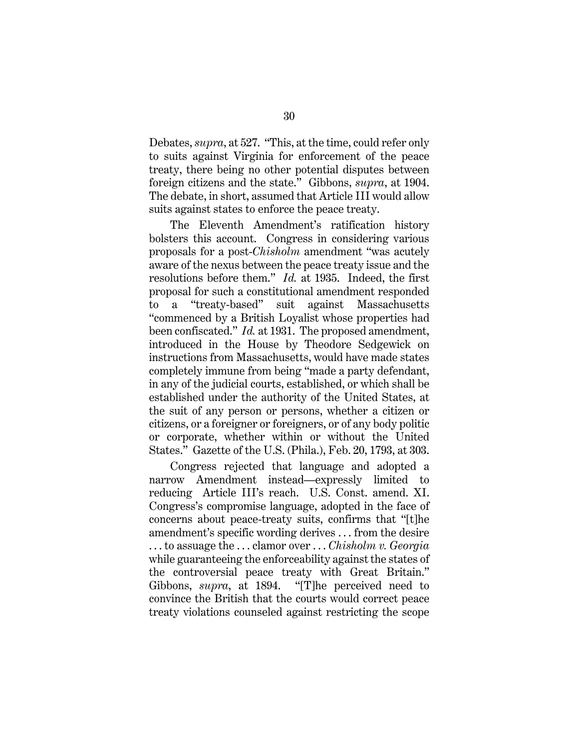Debates, *supra*, at 527. "This, at the time, could refer only to suits against Virginia for enforcement of the peace treaty, there being no other potential disputes between foreign citizens and the state." Gibbons, *supra*, at 1904. The debate, in short, assumed that Article III would allow suits against states to enforce the peace treaty.

The Eleventh Amendment's ratification history bolsters this account. Congress in considering various proposals for a post-*Chisholm* amendment "was acutely aware of the nexus between the peace treaty issue and the resolutions before them." *Id.* at 1935. Indeed, the first proposal for such a constitutional amendment responded to a "treaty-based" suit against Massachusetts "commenced by a British Loyalist whose properties had been confiscated." *Id.* at 1931. The proposed amendment, introduced in the House by Theodore Sedgewick on instructions from Massachusetts, would have made states completely immune from being "made a party defendant, in any of the judicial courts, established, or which shall be established under the authority of the United States, at the suit of any person or persons, whether a citizen or citizens, or a foreigner or foreigners, or of any body politic or corporate, whether within or without the United States." Gazette of the U.S. (Phila.), Feb. 20, 1793, at 303.

Congress rejected that language and adopted a narrow Amendment instead—expressly limited to reducing Article III's reach. U.S. Const. amend. XI. Congress's compromise language, adopted in the face of concerns about peace-treaty suits, confirms that "[t]he amendment's specific wording derives . . . from the desire . . . to assuage the . . . clamor over . . . *Chisholm v. Georgia* while guaranteeing the enforceability against the states of the controversial peace treaty with Great Britain." Gibbons, *supra*, at 1894. "[T]he perceived need to convince the British that the courts would correct peace treaty violations counseled against restricting the scope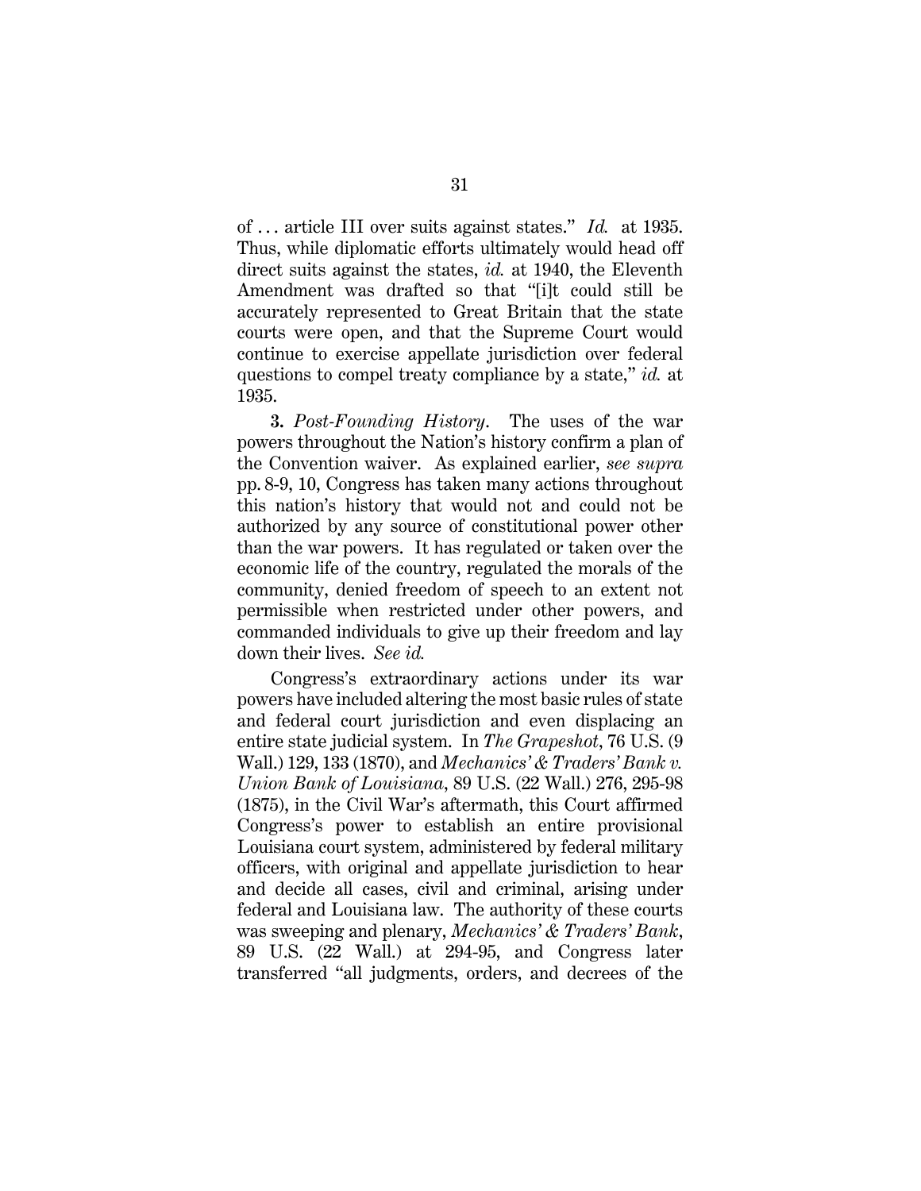of . . . article III over suits against states." *Id.* at 1935. Thus, while diplomatic efforts ultimately would head off direct suits against the states, *id.* at 1940, the Eleventh Amendment was drafted so that "[i]t could still be accurately represented to Great Britain that the state courts were open, and that the Supreme Court would continue to exercise appellate jurisdiction over federal questions to compel treaty compliance by a state," *id.* at 1935.

**3.** *Post-Founding History*. The uses of the war powers throughout the Nation's history confirm a plan of the Convention waiver. As explained earlier, *see supra* pp. 8-9, 10, Congress has taken many actions throughout this nation's history that would not and could not be authorized by any source of constitutional power other than the war powers. It has regulated or taken over the economic life of the country, regulated the morals of the community, denied freedom of speech to an extent not permissible when restricted under other powers, and commanded individuals to give up their freedom and lay down their lives. *See id.*

Congress's extraordinary actions under its war powers have included altering the most basic rules of state and federal court jurisdiction and even displacing an entire state judicial system. In *The Grapeshot*, 76 U.S. (9 Wall.) 129, 133 (1870), and *Mechanics' & Traders' Bank v. Union Bank of Louisiana*, 89 U.S. (22 Wall.) 276, 295-98 (1875), in the Civil War's aftermath, this Court affirmed Congress's power to establish an entire provisional Louisiana court system, administered by federal military officers, with original and appellate jurisdiction to hear and decide all cases, civil and criminal, arising under federal and Louisiana law. The authority of these courts was sweeping and plenary, *Mechanics' & Traders' Bank*, 89 U.S. (22 Wall.) at 294-95, and Congress later transferred "all judgments, orders, and decrees of the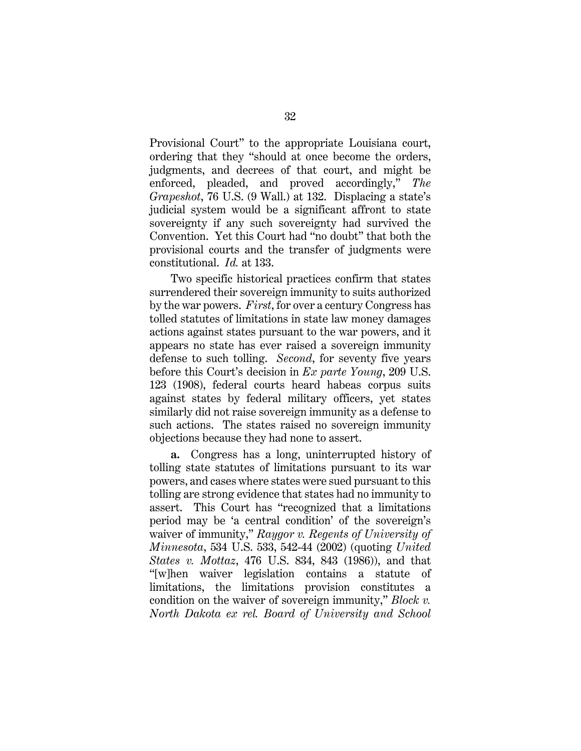Provisional Court" to the appropriate Louisiana court, ordering that they "should at once become the orders, judgments, and decrees of that court, and might be enforced, pleaded, and proved accordingly," *The Grapeshot*, 76 U.S. (9 Wall.) at 132. Displacing a state's judicial system would be a significant affront to state sovereignty if any such sovereignty had survived the Convention. Yet this Court had "no doubt" that both the provisional courts and the transfer of judgments were constitutional. *Id.* at 133.

Two specific historical practices confirm that states surrendered their sovereign immunity to suits authorized by the war powers. *First*, for over a century Congress has tolled statutes of limitations in state law money damages actions against states pursuant to the war powers, and it appears no state has ever raised a sovereign immunity defense to such tolling. *Second*, for seventy five years before this Court's decision in *Ex parte Young*, 209 U.S. 123 (1908), federal courts heard habeas corpus suits against states by federal military officers, yet states similarly did not raise sovereign immunity as a defense to such actions. The states raised no sovereign immunity objections because they had none to assert.

**a.** Congress has a long, uninterrupted history of tolling state statutes of limitations pursuant to its war powers, and cases where states were sued pursuant to this tolling are strong evidence that states had no immunity to assert. This Court has "recognized that a limitations period may be 'a central condition' of the sovereign's waiver of immunity," *Raygor v. Regents of University of Minnesota*, 534 U.S. 533, 542-44 (2002) (quoting *United States v. Mottaz*, 476 U.S. 834, 843 (1986)), and that "[w]hen waiver legislation contains a statute of limitations, the limitations provision constitutes a condition on the waiver of sovereign immunity," *Block v. North Dakota ex rel. Board of University and School*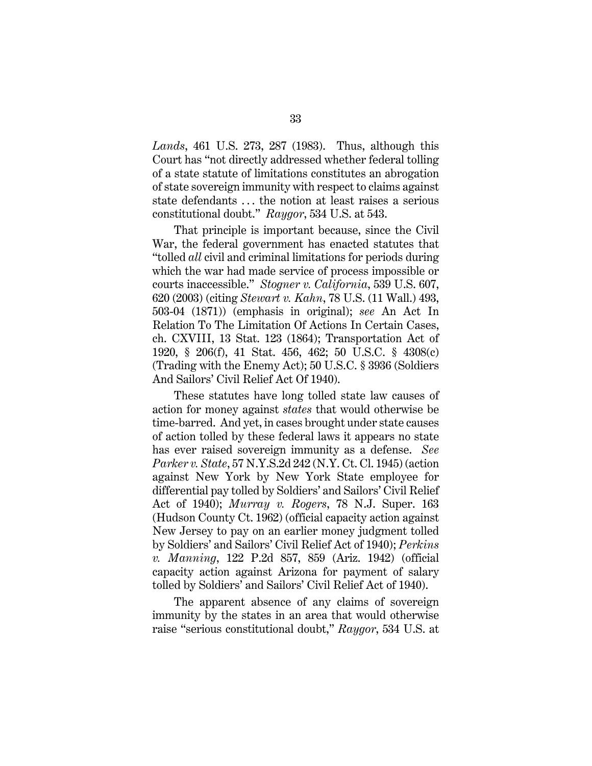*Lands*, 461 U.S. 273, 287 (1983). Thus, although this Court has "not directly addressed whether federal tolling of a state statute of limitations constitutes an abrogation of state sovereign immunity with respect to claims against state defendants . . . the notion at least raises a serious constitutional doubt." *Raygor*, 534 U.S. at 543.

That principle is important because, since the Civil War, the federal government has enacted statutes that "tolled *all* civil and criminal limitations for periods during which the war had made service of process impossible or courts inaccessible." *Stogner v. California*, 539 U.S. 607, 620 (2003) (citing *Stewart v. Kahn*, 78 U.S. (11 Wall.) 493, 503-04 (1871)) (emphasis in original); *see* An Act In Relation To The Limitation Of Actions In Certain Cases, ch. CXVIII, 13 Stat. 123 (1864); Transportation Act of 1920, § 206(f), 41 Stat. 456, 462; 50 U.S.C. § 4308(c) (Trading with the Enemy Act); 50 U.S.C. § 3936 (Soldiers And Sailors' Civil Relief Act Of 1940).

These statutes have long tolled state law causes of action for money against *states* that would otherwise be time-barred. And yet, in cases brought under state causes of action tolled by these federal laws it appears no state has ever raised sovereign immunity as a defense. *See Parker v. State*, 57 N.Y.S.2d 242 (N.Y. Ct. Cl. 1945) (action against New York by New York State employee for differential pay tolled by Soldiers' and Sailors' Civil Relief Act of 1940); *Murray v. Rogers*, 78 N.J. Super. 163 (Hudson County Ct. 1962) (official capacity action against New Jersey to pay on an earlier money judgment tolled by Soldiers' and Sailors' Civil Relief Act of 1940); *Perkins v. Manning*, 122 P.2d 857, 859 (Ariz. 1942) (official capacity action against Arizona for payment of salary tolled by Soldiers' and Sailors' Civil Relief Act of 1940).

The apparent absence of any claims of sovereign immunity by the states in an area that would otherwise raise "serious constitutional doubt," *Raygor*, 534 U.S. at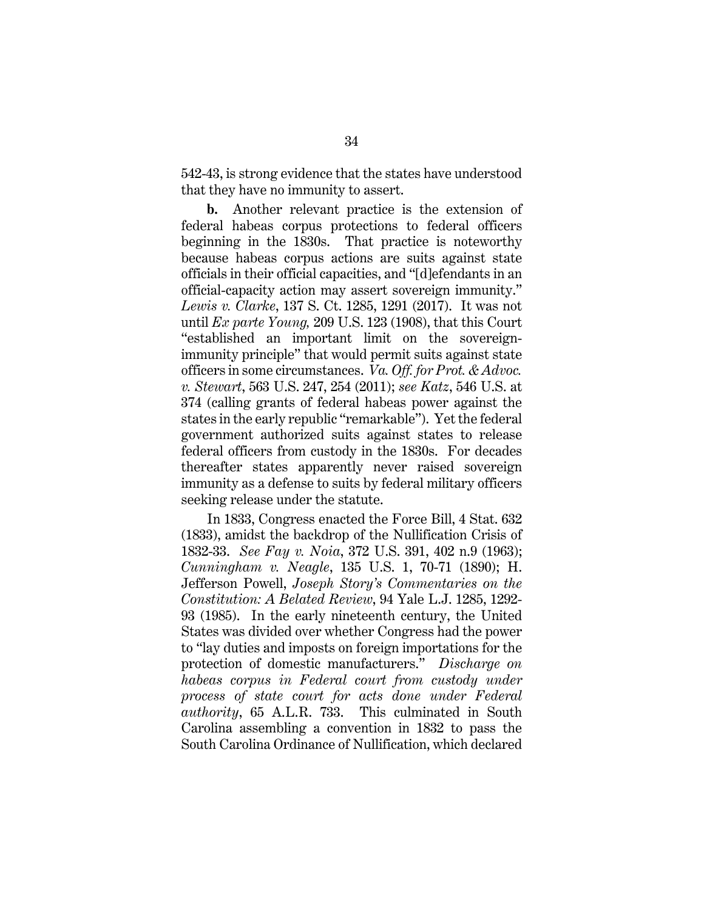542-43, is strong evidence that the states have understood that they have no immunity to assert.

**b.** Another relevant practice is the extension of federal habeas corpus protections to federal officers beginning in the 1830s. That practice is noteworthy because habeas corpus actions are suits against state officials in their official capacities, and "[d]efendants in an official-capacity action may assert sovereign immunity." *Lewis v. Clarke*, 137 S. Ct. 1285, 1291 (2017). It was not until *Ex parte Young,* 209 U.S. 123 (1908), that this Court "established an important limit on the sovereign-immunity principle" that would permit suits against state officers in some circumstances. *Va. Off. for Prot. & Advoc. v. Stewart*, 563 U.S. 247, 254 (2011); *see Katz*, 546 U.S. at 374 (calling grants of federal habeas power against the states in the early republic "remarkable"). Yet the federal government authorized suits against states to release federal officers from custody in the 1830s. For decades thereafter states apparently never raised sovereign immunity as a defense to suits by federal military officers seeking release under the statute.

In 1833, Congress enacted the Force Bill, 4 Stat. 632 (1833), amidst the backdrop of the Nullification Crisis of 1832-33. *See Fay v. Noia*, 372 U.S. 391, 402 n.9 (1963); *Cunningham v. Neagle*, 135 U.S. 1, 70-71 (1890); H. Jefferson Powell, *Joseph Story's Commentaries on the Constitution: A Belated Review*, 94 Yale L.J. 1285, 1292-93 (1985). In the early nineteenth century, the United States was divided over whether Congress had the power to "lay duties and imposts on foreign importations for the protection of domestic manufacturers." *Discharge on habeas corpus in Federal court from custody under process of state court for acts done under Federal authority*, 65 A.L.R. 733. This culminated in South Carolina assembling a convention in 1832 to pass the South Carolina Ordinance of Nullification, which declared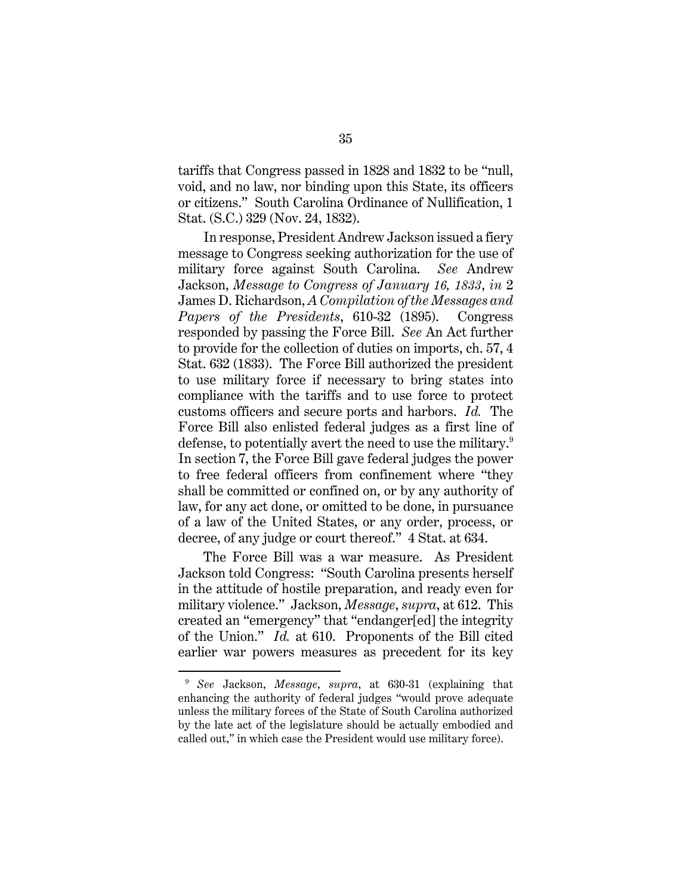tariffs that Congress passed in 1828 and 1832 to be "null, void, and no law, nor binding upon this State, its officers or citizens." South Carolina Ordinance of Nullification, 1 Stat. (S.C.) 329 (Nov. 24, 1832).

In response, President Andrew Jackson issued a fiery message to Congress seeking authorization for the use of military force against South Carolina. *See* Andrew Jackson, *Message to Congress of January 16, 1833*, *in* 2 James D. Richardson, *A Compilation of the Messages and Papers of the Presidents*, 610-32 (1895). Congress responded by passing the Force Bill. *See* An Act further to provide for the collection of duties on imports, ch. 57, 4 Stat. 632 (1833). The Force Bill authorized the president to use military force if necessary to bring states into compliance with the tariffs and to use force to protect customs officers and secure ports and harbors. *Id.* The Force Bill also enlisted federal judges as a first line of defense, to potentially avert the need to use the military.[9] In section 7, the Force Bill gave federal judges the power to free federal officers from confinement where "they shall be committed or confined on, or by any authority of law, for any act done, or omitted to be done, in pursuance of a law of the United States, or any order, process, or decree, of any judge or court thereof." 4 Stat. at 634.

The Force Bill was a war measure. As President Jackson told Congress: "South Carolina presents herself in the attitude of hostile preparation, and ready even for military violence." Jackson, *Message*, *supra*, at 612. This created an "emergency" that "endanger[ed] the integrity of the Union." *Id.* at 610. Proponents of the Bill cited earlier war powers measures as precedent for its key

[9] *See* Jackson, *Message*, *supra*, at 630-31 (explaining that enhancing the authority of federal judges "would prove adequate unless the military forces of the State of South Carolina authorized by the late act of the legislature should be actually embodied and called out," in which case the President would use military force).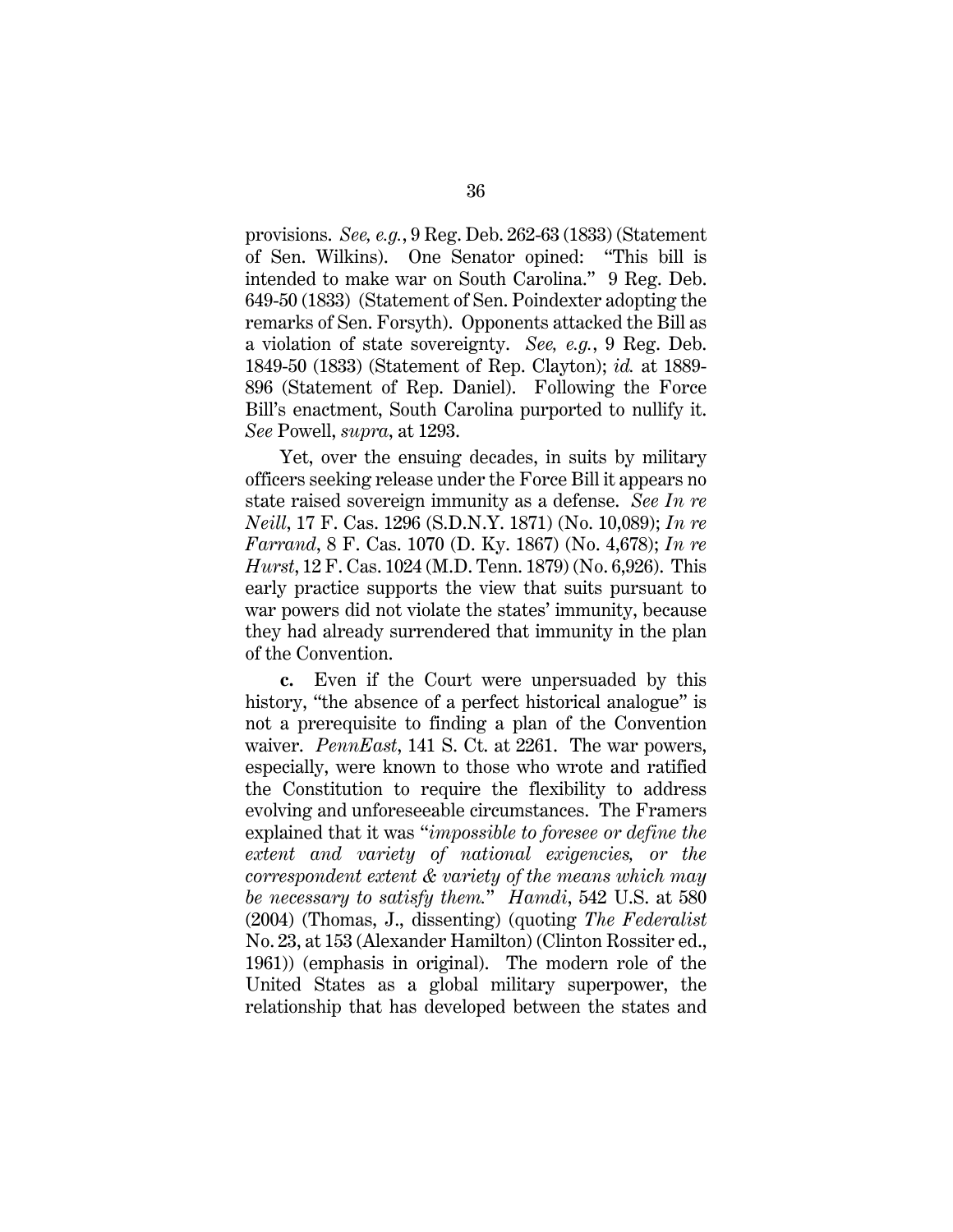provisions. *See, e.g.*, 9 Reg. Deb. 262-63 (1833) (Statement of Sen. Wilkins). One Senator opined: "This bill is intended to make war on South Carolina." 9 Reg. Deb. 649-50 (1833) (Statement of Sen. Poindexter adopting the remarks of Sen. Forsyth). Opponents attacked the Bill as a violation of state sovereignty. *See, e.g.*, 9 Reg. Deb. 1849-50 (1833) (Statement of Rep. Clayton); *id.* at 1889-896 (Statement of Rep. Daniel). Following the Force Bill's enactment, South Carolina purported to nullify it. *See* Powell, *supra*, at 1293.

Yet, over the ensuing decades, in suits by military officers seeking release under the Force Bill it appears no state raised sovereign immunity as a defense. *See In re Neill*, 17 F. Cas. 1296 (S.D.N.Y. 1871) (No. 10,089); *In re Farrand*, 8 F. Cas. 1070 (D. Ky. 1867) (No. 4,678); *In re Hurst*, 12 F. Cas. 1024 (M.D. Tenn. 1879) (No. 6,926). This early practice supports the view that suits pursuant to war powers did not violate the states' immunity, because they had already surrendered that immunity in the plan of the Convention.

**c.** Even if the Court were unpersuaded by this history, "the absence of a perfect historical analogue" is not a prerequisite to finding a plan of the Convention waiver. *PennEast*, 141 S. Ct. at 2261. The war powers, especially, were known to those who wrote and ratified the Constitution to require the flexibility to address evolving and unforeseeable circumstances. The Framers explained that it was "*impossible to foresee or define the extent and variety of national exigencies, or the correspondent extent & variety of the means which may be necessary to satisfy them.*" *Hamdi*, 542 U.S. at 580 (2004) (Thomas, J., dissenting) (quoting *The Federalist* No. 23, at 153 (Alexander Hamilton) (Clinton Rossiter ed., 1961)) (emphasis in original). The modern role of the United States as a global military superpower, the relationship that has developed between the states and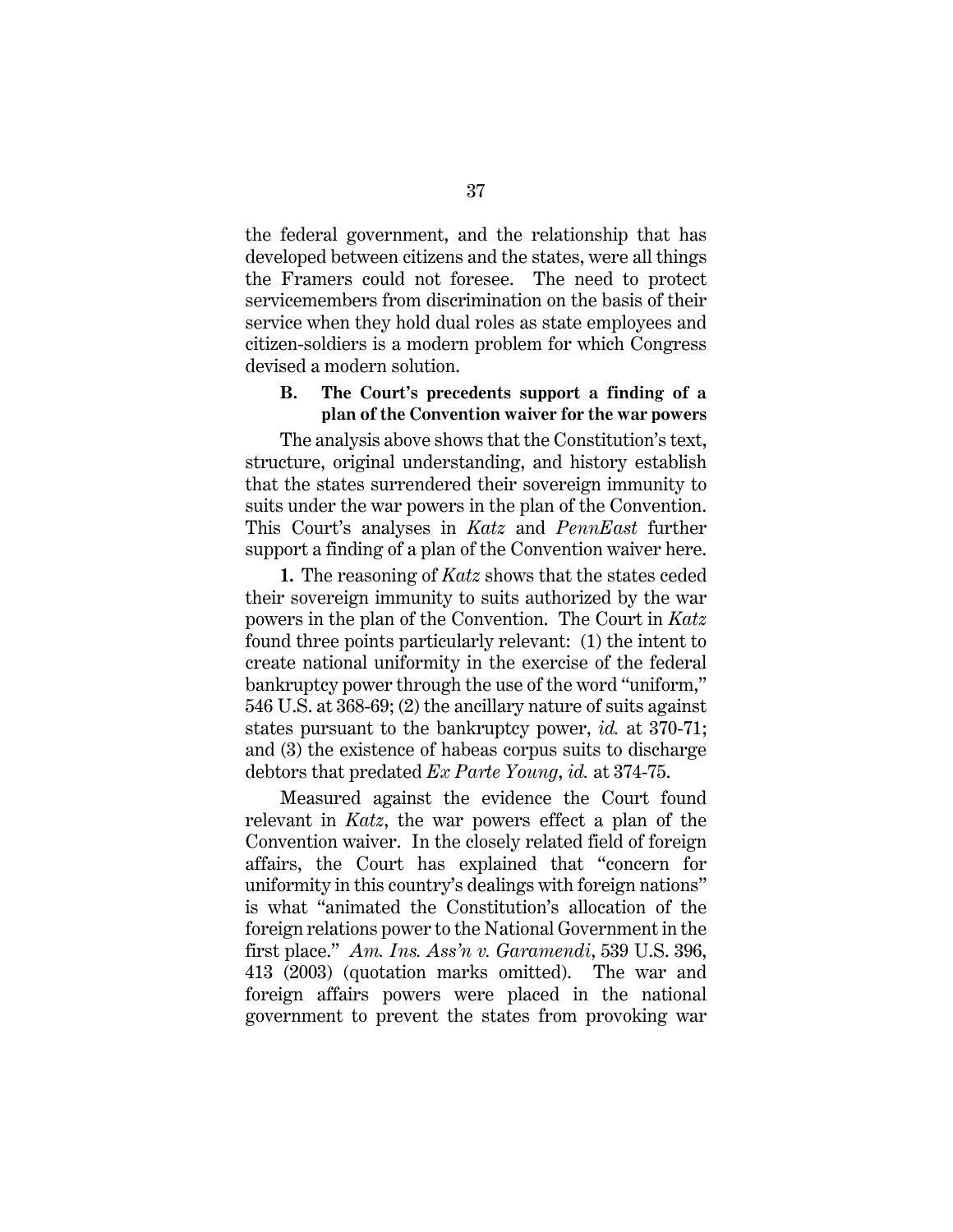the federal government, and the relationship that has developed between citizens and the states, were all things the Framers could not foresee. The need to protect servicemembers from discrimination on the basis of their service when they hold dual roles as state employees and citizen-soldiers is a modern problem for which Congress devised a modern solution.

### B. The Court's precedents support a finding of a plan of the Convention waiver for the war powers

The analysis above shows that the Constitution's text, structure, original understanding, and history establish that the states surrendered their sovereign immunity to suits under the war powers in the plan of the Convention. This Court's analyses in *Katz* and *PennEast* further support a finding of a plan of the Convention waiver here.

**1.** The reasoning of *Katz* shows that the states ceded their sovereign immunity to suits authorized by the war powers in the plan of the Convention. The Court in *Katz* found three points particularly relevant: (1) the intent to create national uniformity in the exercise of the federal bankruptcy power through the use of the word "uniform," 546 U.S. at 368-69; (2) the ancillary nature of suits against states pursuant to the bankruptcy power, *id.* at 370-71; and (3) the existence of habeas corpus suits to discharge debtors that predated *Ex Parte Young*, *id.* at 374-75.

Measured against the evidence the Court found relevant in *Katz*, the war powers effect a plan of the Convention waiver. In the closely related field of foreign affairs, the Court has explained that "concern for uniformity in this country's dealings with foreign nations" is what "animated the Constitution's allocation of the foreign relations power to the National Government in the first place." *Am. Ins. Ass'n v. Garamendi*, 539 U.S. 396, 413 (2003) (quotation marks omitted). The war and foreign affairs powers were placed in the national government to prevent the states from provoking war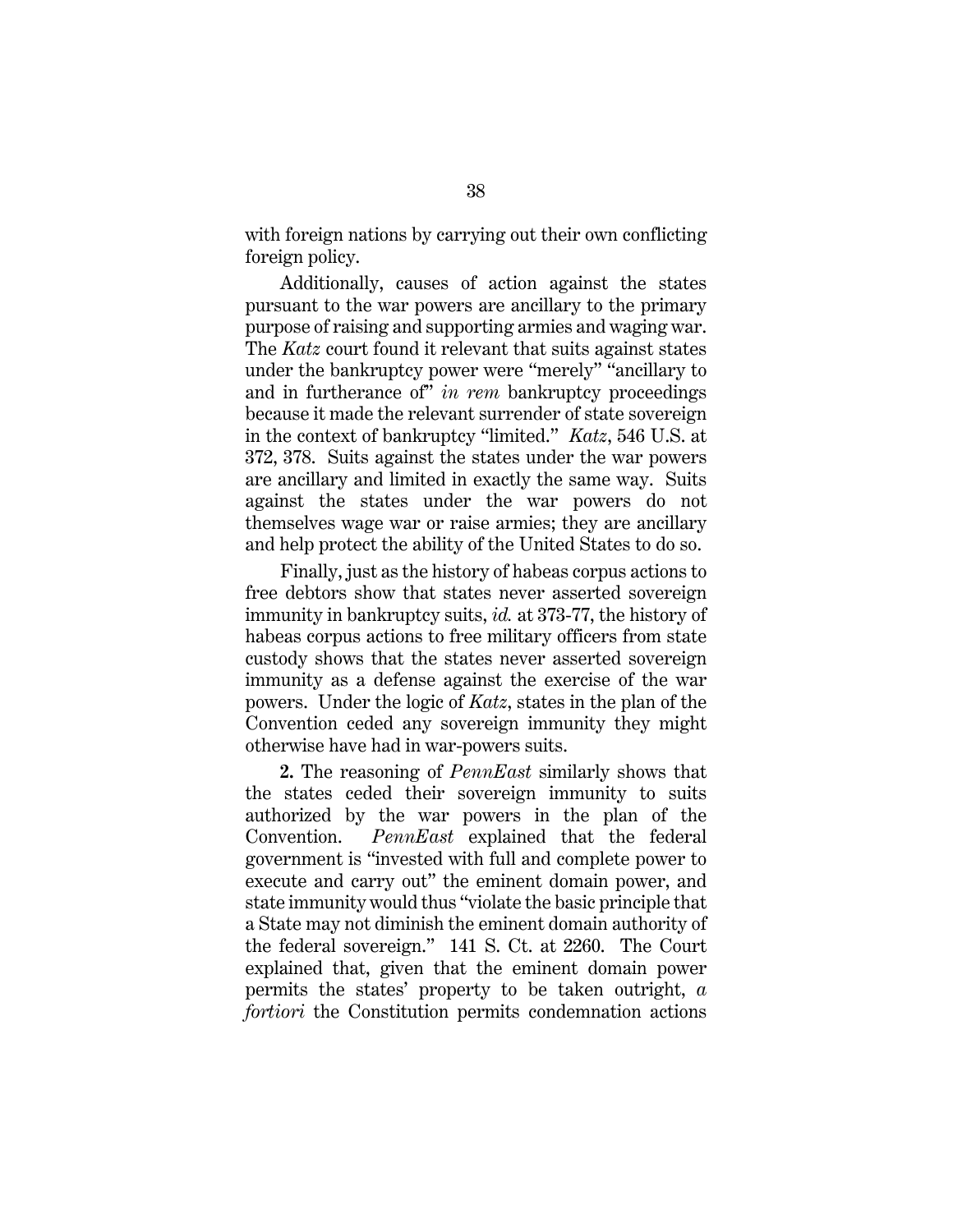with foreign nations by carrying out their own conflicting foreign policy.

Additionally, causes of action against the states pursuant to the war powers are ancillary to the primary purpose of raising and supporting armies and waging war. The *Katz* court found it relevant that suits against states under the bankruptcy power were "merely" "ancillary to and in furtherance of" *in rem* bankruptcy proceedings because it made the relevant surrender of state sovereign in the context of bankruptcy "limited." *Katz*, 546 U.S. at 372, 378. Suits against the states under the war powers are ancillary and limited in exactly the same way. Suits against the states under the war powers do not themselves wage war or raise armies; they are ancillary and help protect the ability of the United States to do so.

Finally, just as the history of habeas corpus actions to free debtors show that states never asserted sovereign immunity in bankruptcy suits, *id.* at 373-77, the history of habeas corpus actions to free military officers from state custody shows that the states never asserted sovereign immunity as a defense against the exercise of the war powers. Under the logic of *Katz*, states in the plan of the Convention ceded any sovereign immunity they might otherwise have had in war-powers suits.

**2.** The reasoning of *PennEast* similarly shows that the states ceded their sovereign immunity to suits authorized by the war powers in the plan of the Convention. *PennEast* explained that the federal government is "invested with full and complete power to execute and carry out" the eminent domain power, and state immunity would thus "violate the basic principle that a State may not diminish the eminent domain authority of the federal sovereign." 141 S. Ct. at 2260. The Court explained that, given that the eminent domain power permits the states' property to be taken outright, *a fortiori* the Constitution permits condemnation actions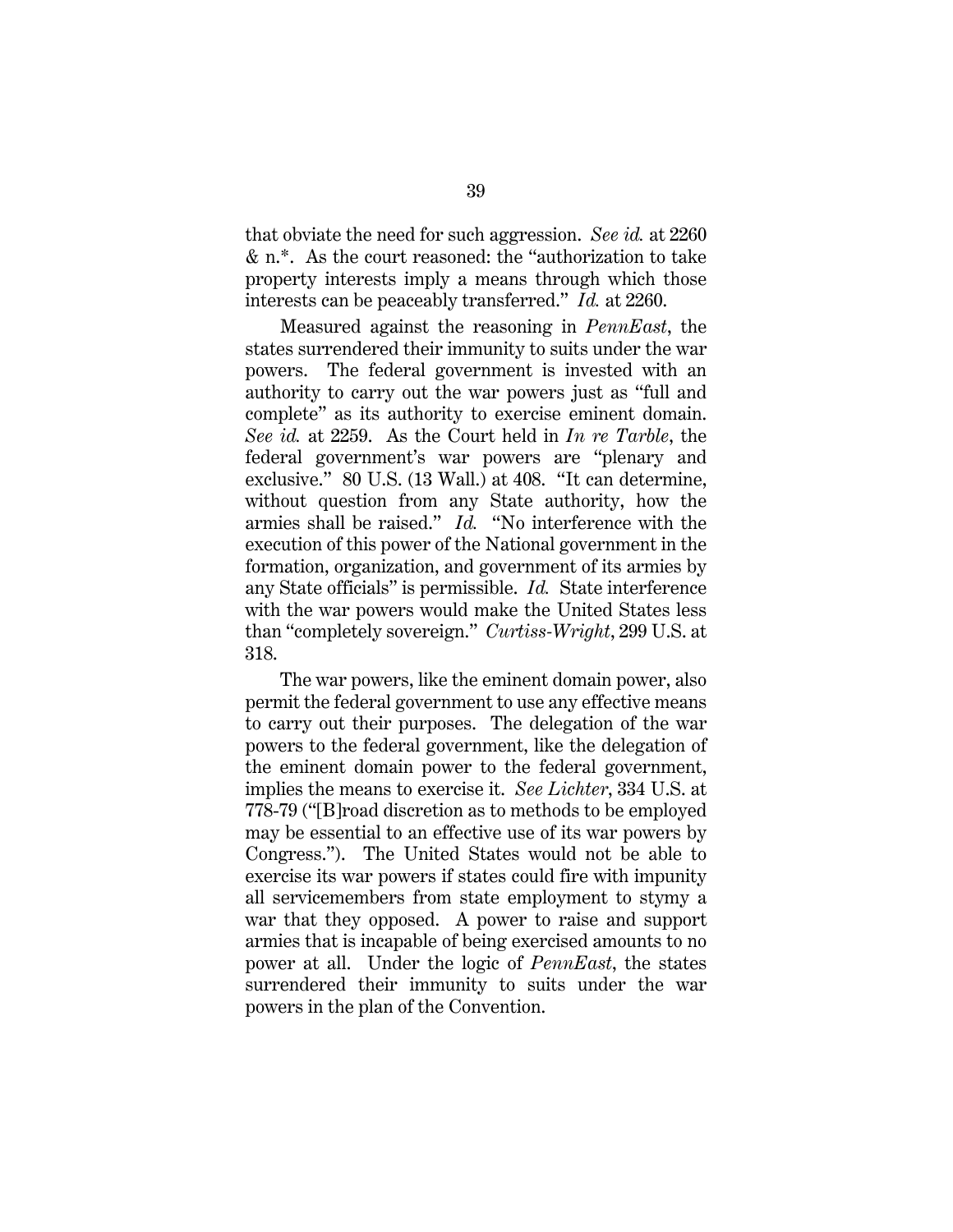that obviate the need for such aggression. *See id.* at 2260 & n.*. As the court reasoned: the "authorization to take property interests imply a means through which those interests can be peaceably transferred." *Id.* at 2260.

Measured against the reasoning in *PennEast*, the states surrendered their immunity to suits under the war powers. The federal government is invested with an authority to carry out the war powers just as "full and complete" as its authority to exercise eminent domain. *See id.* at 2259. As the Court held in *In re Tarble*, the federal government's war powers are "plenary and exclusive." 80 U.S. (13 Wall.) at 408. "It can determine, without question from any State authority, how the armies shall be raised." *Id.* "No interference with the execution of this power of the National government in the formation, organization, and government of its armies by any State officials" is permissible. *Id.* State interference with the war powers would make the United States less than "completely sovereign." *Curtiss-Wright*, 299 U.S. at 318.

The war powers, like the eminent domain power, also permit the federal government to use any effective means to carry out their purposes. The delegation of the war powers to the federal government, like the delegation of the eminent domain power to the federal government, implies the means to exercise it. *See Lichter*, 334 U.S. at 778-79 ("[B]road discretion as to methods to be employed may be essential to an effective use of its war powers by Congress."). The United States would not be able to exercise its war powers if states could fire with impunity all servicemembers from state employment to stymy a war that they opposed. A power to raise and support armies that is incapable of being exercised amounts to no power at all. Under the logic of *PennEast*, the states surrendered their immunity to suits under the war powers in the plan of the Convention.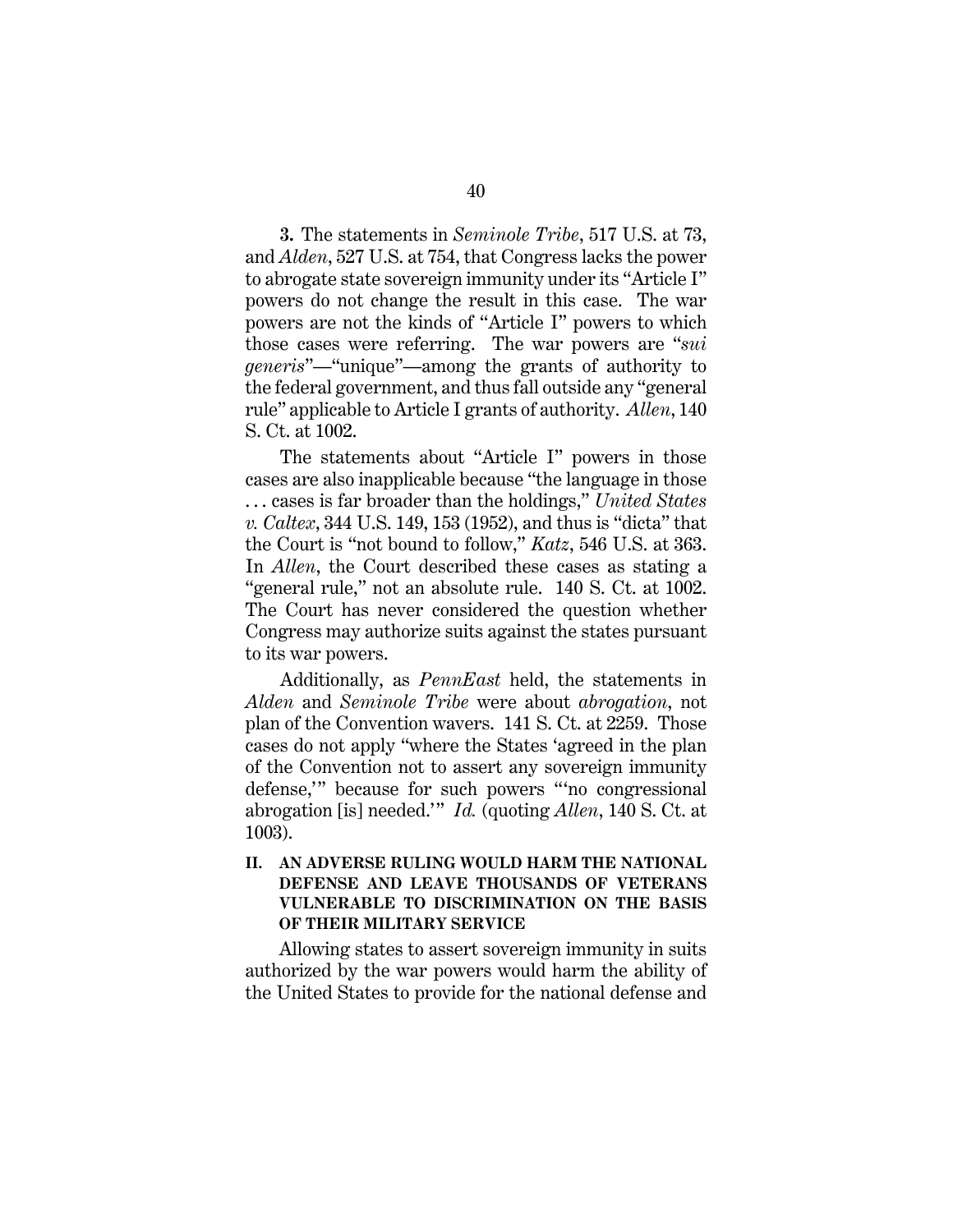**3.** The statements in *Seminole Tribe*, 517 U.S. at 73, and *Alden*, 527 U.S. at 754, that Congress lacks the power to abrogate state sovereign immunity under its "Article I" powers do not change the result in this case. The war powers are not the kinds of "Article I" powers to which those cases were referring. The war powers are "*sui generis*"—"unique"—among the grants of authority to the federal government, and thus fall outside any "general rule" applicable to Article I grants of authority. *Allen*, 140 S. Ct. at 1002.

The statements about "Article I" powers in those cases are also inapplicable because "the language in those . . . cases is far broader than the holdings," *United States v. Caltex*, 344 U.S. 149, 153 (1952), and thus is "dicta" that the Court is "not bound to follow," *Katz*, 546 U.S. at 363. In *Allen*, the Court described these cases as stating a "general rule," not an absolute rule. 140 S. Ct. at 1002. The Court has never considered the question whether Congress may authorize suits against the states pursuant to its war powers.

Additionally, as *PennEast* held, the statements in *Alden* and *Seminole Tribe* were about *abrogation*, not plan of the Convention wavers. 141 S. Ct. at 2259. Those cases do not apply "where the States 'agreed in the plan of the Convention not to assert any sovereign immunity defense,'" because for such powers "'no congressional abrogation [is] needed.'" *Id.* (quoting *Allen*, 140 S. Ct. at 1003).

## II. AN ADVERSE RULING WOULD HARM THE NATIONAL DEFENSE AND LEAVE THOUSANDS OF VETERANS VULNERABLE TO DISCRIMINATION ON THE BASIS OF THEIR MILITARY SERVICE

Allowing states to assert sovereign immunity in suits authorized by the war powers would harm the ability of the United States to provide for the national defense and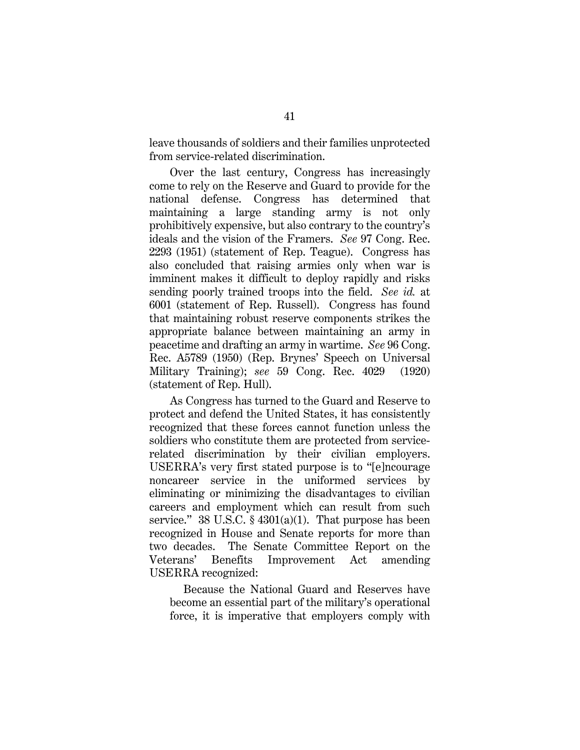leave thousands of soldiers and their families unprotected from service-related discrimination.

Over the last century, Congress has increasingly come to rely on the Reserve and Guard to provide for the national defense. Congress has determined that maintaining a large standing army is not only prohibitively expensive, but also contrary to the country's ideals and the vision of the Framers. *See* 97 Cong. Rec. 2293 (1951) (statement of Rep. Teague). Congress has also concluded that raising armies only when war is imminent makes it difficult to deploy rapidly and risks sending poorly trained troops into the field. *See id.* at 6001 (statement of Rep. Russell). Congress has found that maintaining robust reserve components strikes the appropriate balance between maintaining an army in peacetime and drafting an army in wartime. *See* 96 Cong. Rec. A5789 (1950) (Rep. Brynes' Speech on Universal Military Training); *see* 59 Cong. Rec. 4029 (1920) (statement of Rep. Hull).

As Congress has turned to the Guard and Reserve to protect and defend the United States, it has consistently recognized that these forces cannot function unless the soldiers who constitute them are protected from service-related discrimination by their civilian employers. USERRA's very first stated purpose is to "[e]ncourage noncareer service in the uniformed services by eliminating or minimizing the disadvantages to civilian careers and employment which can result from such service." 38 U.S.C. § 4301(a)(1). That purpose has been recognized in House and Senate reports for more than two decades. The Senate Committee Report on the Veterans' Benefits Improvement Act amending USERRA recognized:

> Because the National Guard and Reserves have become an essential part of the military's operational force, it is imperative that employers comply with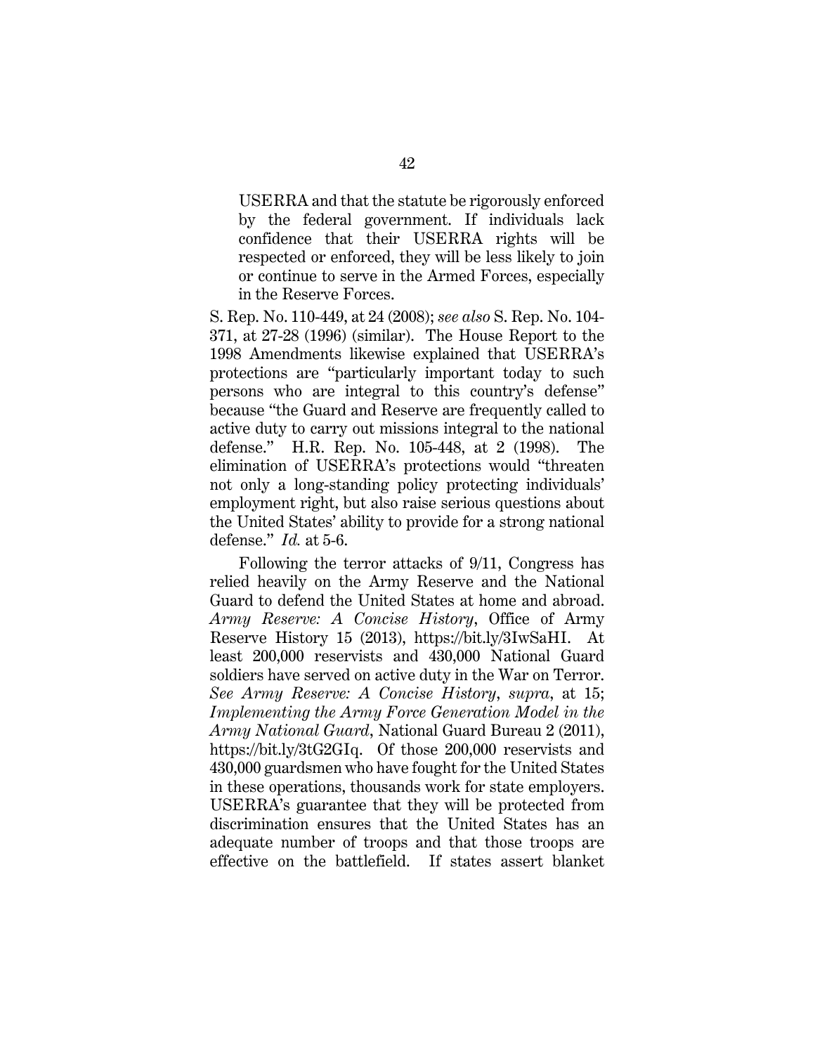> USERRA and that the statute be rigorously enforced by the federal government. If individuals lack confidence that their USERRA rights will be respected or enforced, they will be less likely to join or continue to serve in the Armed Forces, especially in the Reserve Forces.

S. Rep. No. 110-449, at 24 (2008); *see also* S. Rep. No. 104-371, at 27-28 (1996) (similar). The House Report to the 1998 Amendments likewise explained that USERRA's protections are "particularly important today to such persons who are integral to this country's defense" because "the Guard and Reserve are frequently called to active duty to carry out missions integral to the national defense." H.R. Rep. No. 105-448, at 2 (1998). The elimination of USERRA's protections would "threaten not only a long-standing policy protecting individuals' employment right, but also raise serious questions about the United States' ability to provide for a strong national defense." *Id.* at 5-6.

Following the terror attacks of 9/11, Congress has relied heavily on the Army Reserve and the National Guard to defend the United States at home and abroad. *Army Reserve: A Concise History*, Office of Army Reserve History 15 (2013), https://bit.ly/3IwSaHI. At least 200,000 reservists and 430,000 National Guard soldiers have served on active duty in the War on Terror. *See Army Reserve: A Concise History*, *supra*, at 15; *Implementing the Army Force Generation Model in the Army National Guard*, National Guard Bureau 2 (2011), https://bit.ly/3tG2GIq. Of those 200,000 reservists and 430,000 guardsmen who have fought for the United States in these operations, thousands work for state employers. USERRA's guarantee that they will be protected from discrimination ensures that the United States has an adequate number of troops and that those troops are effective on the battlefield. If states assert blanket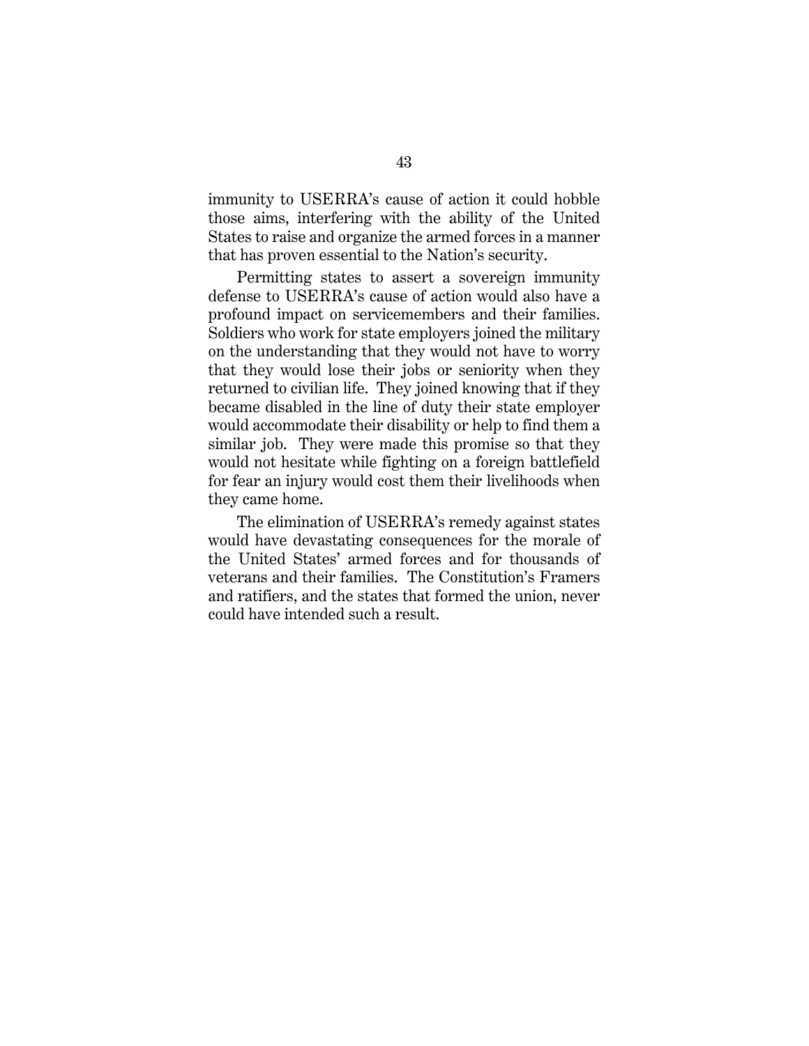immunity to USERRA's cause of action it could hobble those aims, interfering with the ability of the United States to raise and organize the armed forces in a manner that has proven essential to the Nation's security.

Permitting states to assert a sovereign immunity defense to USERRA's cause of action would also have a profound impact on servicemembers and their families. Soldiers who work for state employers joined the military on the understanding that they would not have to worry that they would lose their jobs or seniority when they returned to civilian life. They joined knowing that if they became disabled in the line of duty their state employer would accommodate their disability or help to find them a similar job. They were made this promise so that they would not hesitate while fighting on a foreign battlefield for fear an injury would cost them their livelihoods when they came home.

The elimination of USERRA's remedy against states would have devastating consequences for the morale of the United States' armed forces and for thousands of veterans and their families. The Constitution's Framers and ratifiers, and the states that formed the union, never could have intended such a result.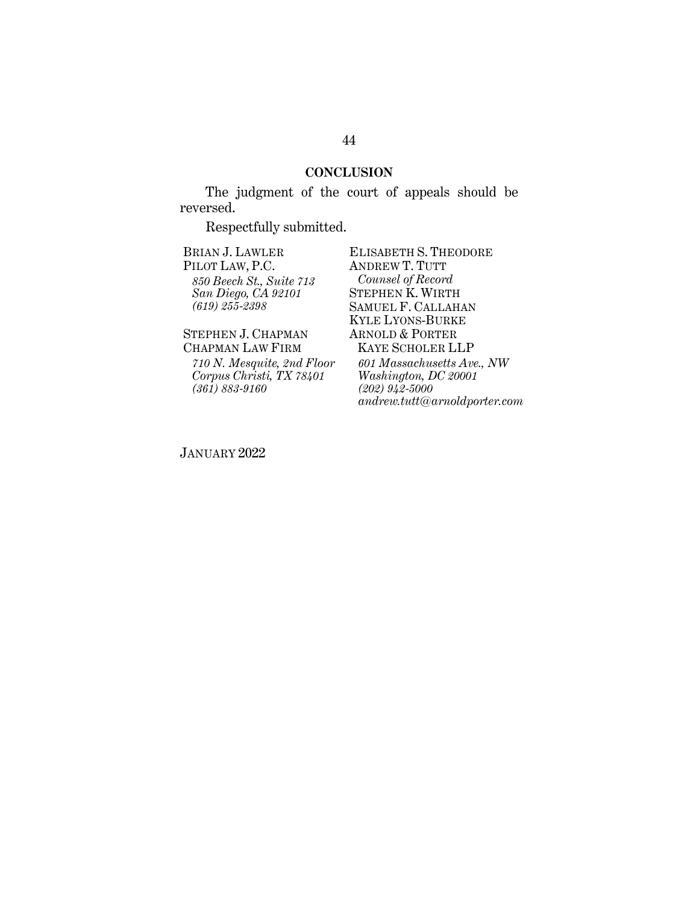## CONCLUSION

The judgment of the court of appeals should be reversed.

Respectfully submitted.

BRIAN J. LAWLER
PILOT LAW, P.C.
*850 Beech St., Suite 713*
*San Diego, CA 92101*
*(619) 255-2398*

STEPHEN J. CHAPMAN
CHAPMAN LAW FIRM
*710 N. Mesquite, 2nd Floor*
*Corpus Christi, TX 78401*
*(361) 883-9160*

ELISABETH S. THEODORE
ANDREW T. TUTT
*Counsel of Record*
STEPHEN K. WIRTH
SAMUEL F. CALLAHAN
KYLE LYONS-BURKE
ARNOLD & PORTER
KAYE SCHOLER LLP
*601 Massachusetts Ave., NW*
*Washington, DC 20001*
*(202) 942-5000*
*andrew.tutt@arnoldporter.com*

JANUARY 2022